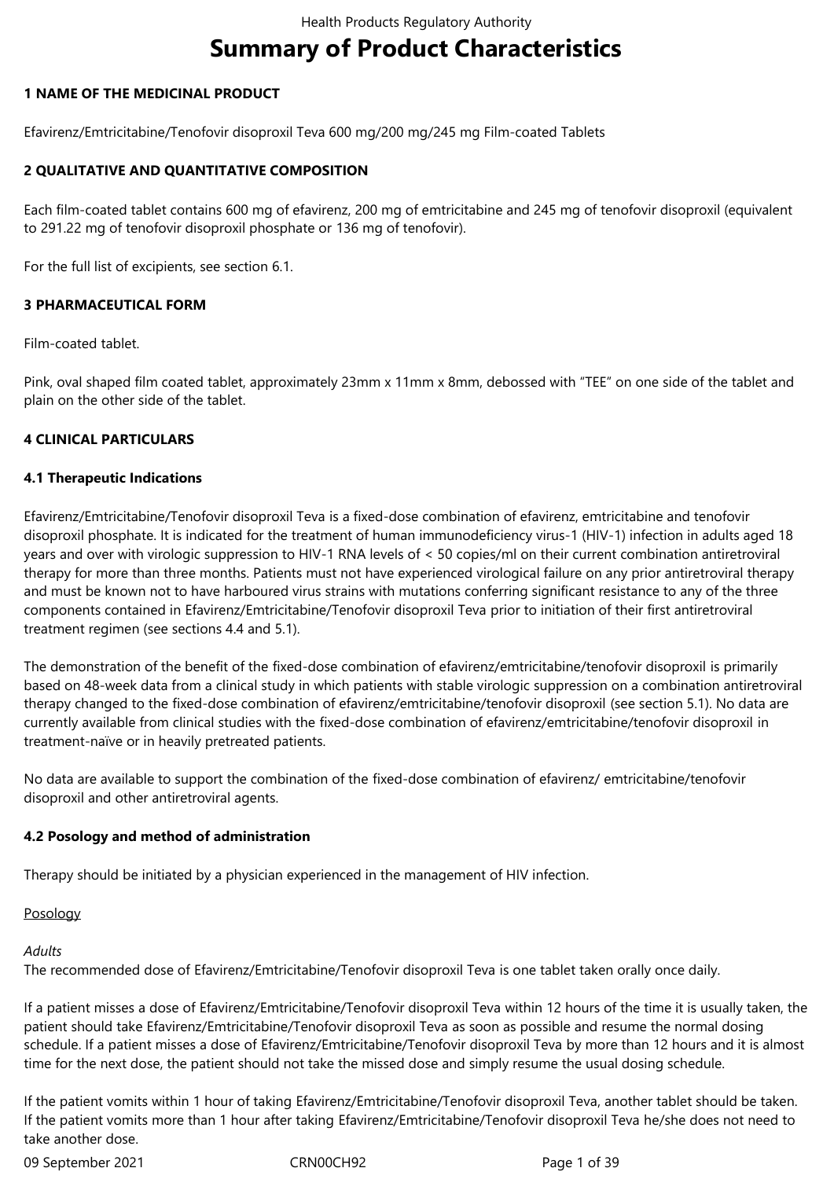# Summary of Product Characteristics

## 1 NAME OF THE MEDICINAL PRODUCT

Efavirenz/Emtricitabine/Tenofovir disoproxil Teva 600 mg/200 mg/245 mg Film-coated Tablets

## 2 QUALITATIVE AND QUANTITATIVE COMPOSITION

Each film-coated tablet contains 600 mg of efavirenz, 200 mg of emtricitabine and 245 mg of tenofovir disoproxil (equivalent to 291.22 mg of tenofovir disoproxil phosphate or 136 mg of tenofovir).

For the full list of excipients, see section 6.1.

## 3 PHARMACEUTICAL FORM

Film-coated tablet.

Pink, oval shaped film coated tablet, approximately 23mm x 11mm x 8mm, debossed with "TEE" on one side of the tablet and plain on the other side of the tablet.

## 4 CLINICAL PARTICULARS

### 4.1 Therapeutic Indications

Efavirenz/Emtricitabine/Tenofovir disoproxil Teva is a fixed-dose combination of efavirenz, emtricitabine and tenofovir disoproxil phosphate. It is indicated for the treatment of human immunodeficiency virus-1 (HIV-1) infection in adults aged 18 years and over with virologic suppression to HIV-1 RNA levels of < 50 copies/ml on their current combination antiretroviral therapy for more than three months. Patients must not have experienced virological failure on any prior antiretroviral therapy and must be known not to have harboured virus strains with mutations conferring significant resistance to any of the three components contained in Efavirenz/Emtricitabine/Tenofovir disoproxil Teva prior to initiation of their first antiretroviral treatment regimen (see sections 4.4 and 5.1).

The demonstration of the benefit of the fixed-dose combination of efavirenz/emtricitabine/tenofovir disoproxil is primarily based on 48-week data from a clinical study in which patients with stable virologic suppression on a combination antiretroviral therapy changed to the fixed-dose combination of efavirenz/emtricitabine/tenofovir disoproxil (see section 5.1). No data are currently available from clinical studies with the fixed-dose combination of efavirenz/emtricitabine/tenofovir disoproxil in treatment-naïve or in heavily pretreated patients.

No data are available to support the combination of the fixed-dose combination of efavirenz/ emtricitabine/tenofovir disoproxil and other antiretroviral agents.

### 4.2 Posology and method of administration

Therapy should be initiated by a physician experienced in the management of HIV infection.

Posology

*Adults*

The recommended dose of Efavirenz/Emtricitabine/Tenofovir disoproxil Teva is one tablet taken orally once daily.

If a patient misses a dose of Efavirenz/Emtricitabine/Tenofovir disoproxil Teva within 12 hours of the time it is usually taken, the patient should take Efavirenz/Emtricitabine/Tenofovir disoproxil Teva as soon as possible and resume the normal dosing schedule. If a patient misses a dose of Efavirenz/Emtricitabine/Tenofovir disoproxil Teva by more than 12 hours and it is almost time for the next dose, the patient should not take the missed dose and simply resume the usual dosing schedule.

If the patient vomits within 1 hour of taking Efavirenz/Emtricitabine/Tenofovir disoproxil Teva, another tablet should be taken. If the patient vomits more than 1 hour after taking Efavirenz/Emtricitabine/Tenofovir disoproxil Teva he/she does not need to take another dose.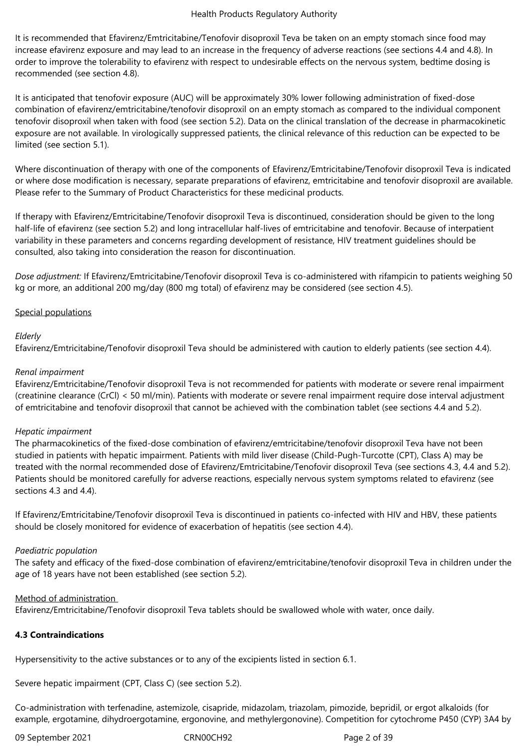It is recommended that Efavirenz/Emtricitabine/Tenofovir disoproxil Teva be taken on an empty stomach since food may increase efavirenz exposure and may lead to an increase in the frequency of adverse reactions (see sections 4.4 and 4.8). In order to improve the tolerability to efavirenz with respect to undesirable effects on the nervous system, bedtime dosing is recommended (see section 4.8).

It is anticipated that tenofovir exposure (AUC) will be approximately 30% lower following administration of fixed-dose combination of efavirenz/emtricitabine/tenofovir disoproxil on an empty stomach as compared to the individual component tenofovir disoproxil when taken with food (see section 5.2). Data on the clinical translation of the decrease in pharmacokinetic exposure are not available. In virologically suppressed patients, the clinical relevance of this reduction can be expected to be limited (see section 5.1).

Where discontinuation of therapy with one of the components of Efavirenz/Emtricitabine/Tenofovir disoproxil Teva is indicated or where dose modification is necessary, separate preparations of efavirenz, emtricitabine and tenofovir disoproxil are available. Please refer to the Summary of Product Characteristics for these medicinal products.

If therapy with Efavirenz/Emtricitabine/Tenofovir disoproxil Teva is discontinued, consideration should be given to the long half-life of efavirenz (see section 5.2) and long intracellular half-lives of emtricitabine and tenofovir. Because of interpatient variability in these parameters and concerns regarding development of resistance, HIV treatment guidelines should be consulted, also taking into consideration the reason for discontinuation.

*Dose adjustment:* If Efavirenz/Emtricitabine/Tenofovir disoproxil Teva is co-administered with rifampicin to patients weighing 50 kg or more, an additional 200 mg/day (800 mg total) of efavirenz may be considered (see section 4.5).

Special populations

*Elderly*
Efavirenz/Emtricitabine/Tenofovir disoproxil Teva should be administered with caution to elderly patients (see section 4.4).

*Renal impairment*
Efavirenz/Emtricitabine/Tenofovir disoproxil Teva is not recommended for patients with moderate or severe renal impairment (creatinine clearance (CrCl) < 50 ml/min). Patients with moderate or severe renal impairment require dose interval adjustment of emtricitabine and tenofovir disoproxil that cannot be achieved with the combination tablet (see sections 4.4 and 5.2).

*Hepatic impairment*
The pharmacokinetics of the fixed-dose combination of efavirenz/emtricitabine/tenofovir disoproxil Teva have not been studied in patients with hepatic impairment. Patients with mild liver disease (Child-Pugh-Turcotte (CPT), Class A) may be treated with the normal recommended dose of Efavirenz/Emtricitabine/Tenofovir disoproxil Teva (see sections 4.3, 4.4 and 5.2). Patients should be monitored carefully for adverse reactions, especially nervous system symptoms related to efavirenz (see sections 4.3 and 4.4).

If Efavirenz/Emtricitabine/Tenofovir disoproxil Teva is discontinued in patients co-infected with HIV and HBV, these patients should be closely monitored for evidence of exacerbation of hepatitis (see section 4.4).

*Paediatric population*
The safety and efficacy of the fixed-dose combination of efavirenz/emtricitabine/tenofovir disoproxil Teva in children under the age of 18 years have not been established (see section 5.2).

Method of administration
Efavirenz/Emtricitabine/Tenofovir disoproxil Teva tablets should be swallowed whole with water, once daily.

**4.3 Contraindications**

Hypersensitivity to the active substances or to any of the excipients listed in section 6.1.

Severe hepatic impairment (CPT, Class C) (see section 5.2).

Co-administration with terfenadine, astemizole, cisapride, midazolam, triazolam, pimozide, bepridil, or ergot alkaloids (for example, ergotamine, dihydroergotamine, ergonovine, and methylergonovine). Competition for cytochrome P450 (CYP) 3A4 by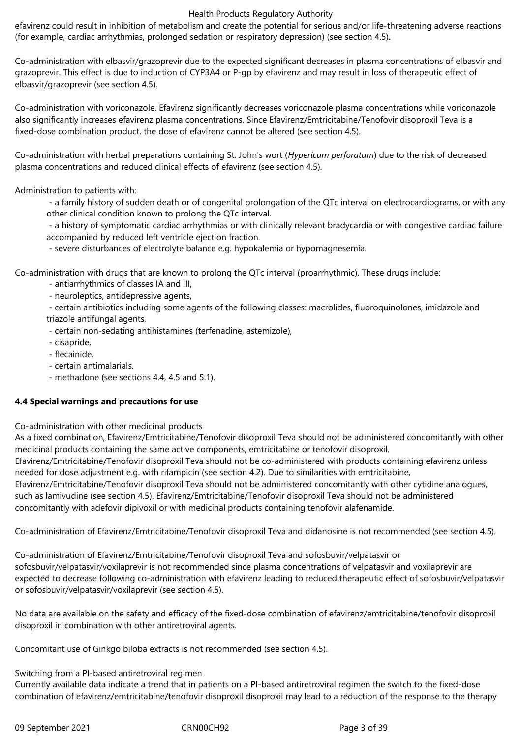efavirenz could result in inhibition of metabolism and create the potential for serious and/or life-threatening adverse reactions (for example, cardiac arrhythmias, prolonged sedation or respiratory depression) (see section 4.5).

Co-administration with elbasvir/grazoprevir due to the expected significant decreases in plasma concentrations of elbasvir and grazoprevir. This effect is due to induction of CYP3A4 or P-gp by efavirenz and may result in loss of therapeutic effect of elbasvir/grazoprevir (see section 4.5).

Co-administration with voriconazole. Efavirenz significantly decreases voriconazole plasma concentrations while voriconazole also significantly increases efavirenz plasma concentrations. Since Efavirenz/Emtricitabine/Tenofovir disoproxil Teva is a fixed-dose combination product, the dose of efavirenz cannot be altered (see section 4.5).

Co-administration with herbal preparations containing St. John's wort (*Hypericum perforatum*) due to the risk of decreased plasma concentrations and reduced clinical effects of efavirenz (see section 4.5).

Administration to patients with:

- a family history of sudden death or of congenital prolongation of the QTc interval on electrocardiograms, or with any other clinical condition known to prolong the QTc interval.
- a history of symptomatic cardiac arrhythmias or with clinically relevant bradycardia or with congestive cardiac failure accompanied by reduced left ventricle ejection fraction.
- severe disturbances of electrolyte balance e.g. hypokalemia or hypomagnesemia.

Co-administration with drugs that are known to prolong the QTc interval (proarrhythmic). These drugs include:

- antiarrhythmics of classes IA and III,
- neuroleptics, antidepressive agents,
- certain antibiotics including some agents of the following classes: macrolides, fluoroquinolones, imidazole and triazole antifungal agents,
- certain non-sedating antihistamines (terfenadine, astemizole),
- cisapride,
- flecainide,
- certain antimalarials,
- methadone (see sections 4.4, 4.5 and 5.1).

### 4.4 Special warnings and precautions for use

Co-administration with other medicinal products

As a fixed combination, Efavirenz/Emtricitabine/Tenofovir disoproxil Teva should not be administered concomitantly with other medicinal products containing the same active components, emtricitabine or tenofovir disoproxil. Efavirenz/Emtricitabine/Tenofovir disoproxil Teva should not be co-administered with products containing efavirenz unless needed for dose adjustment e.g. with rifampicin (see section 4.2). Due to similarities with emtricitabine, Efavirenz/Emtricitabine/Tenofovir disoproxil Teva should not be administered concomitantly with other cytidine analogues, such as lamivudine (see section 4.5). Efavirenz/Emtricitabine/Tenofovir disoproxil Teva should not be administered concomitantly with adefovir dipivoxil or with medicinal products containing tenofovir alafenamide.

Co-administration of Efavirenz/Emtricitabine/Tenofovir disoproxil Teva and didanosine is not recommended (see section 4.5).

Co-administration of Efavirenz/Emtricitabine/Tenofovir disoproxil Teva and sofosbuvir/velpatasvir or sofosbuvir/velpatasvir/voxilaprevir is not recommended since plasma concentrations of velpatasvir and voxilaprevir are expected to decrease following co-administration with efavirenz leading to reduced therapeutic effect of sofosbuvir/velpatasvir or sofosbuvir/velpatasvir/voxilaprevir (see section 4.5).

No data are available on the safety and efficacy of the fixed-dose combination of efavirenz/emtricitabine/tenofovir disoproxil disoproxil in combination with other antiretroviral agents.

Concomitant use of Ginkgo biloba extracts is not recommended (see section 4.5).

Switching from a PI-based antiretroviral regimen

Currently available data indicate a trend that in patients on a PI-based antiretroviral regimen the switch to the fixed-dose combination of efavirenz/emtricitabine/tenofovir disoproxil disoproxil may lead to a reduction of the response to the therapy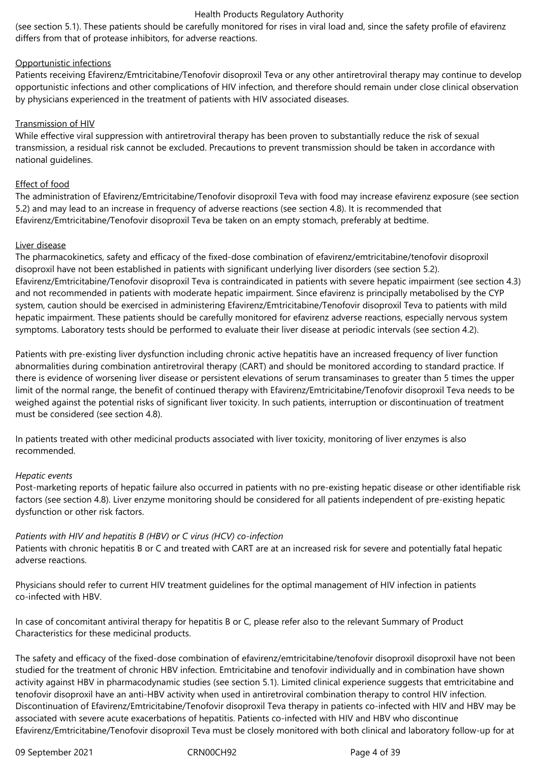(see section 5.1). These patients should be carefully monitored for rises in viral load and, since the safety profile of efavirenz differs from that of protease inhibitors, for adverse reactions.

Opportunistic infections

Patients receiving Efavirenz/Emtricitabine/Tenofovir disoproxil Teva or any other antiretroviral therapy may continue to develop opportunistic infections and other complications of HIV infection, and therefore should remain under close clinical observation by physicians experienced in the treatment of patients with HIV associated diseases.

Transmission of HIV

While effective viral suppression with antiretroviral therapy has been proven to substantially reduce the risk of sexual transmission, a residual risk cannot be excluded. Precautions to prevent transmission should be taken in accordance with national guidelines.

Effect of food

The administration of Efavirenz/Emtricitabine/Tenofovir disoproxil Teva with food may increase efavirenz exposure (see section 5.2) and may lead to an increase in frequency of adverse reactions (see section 4.8). It is recommended that Efavirenz/Emtricitabine/Tenofovir disoproxil Teva be taken on an empty stomach, preferably at bedtime.

Liver disease

The pharmacokinetics, safety and efficacy of the fixed-dose combination of efavirenz/emtricitabine/tenofovir disoproxil disoproxil have not been established in patients with significant underlying liver disorders (see section 5.2). Efavirenz/Emtricitabine/Tenofovir disoproxil Teva is contraindicated in patients with severe hepatic impairment (see section 4.3) and not recommended in patients with moderate hepatic impairment. Since efavirenz is principally metabolised by the CYP system, caution should be exercised in administering Efavirenz/Emtricitabine/Tenofovir disoproxil Teva to patients with mild hepatic impairment. These patients should be carefully monitored for efavirenz adverse reactions, especially nervous system symptoms. Laboratory tests should be performed to evaluate their liver disease at periodic intervals (see section 4.2).

Patients with pre-existing liver dysfunction including chronic active hepatitis have an increased frequency of liver function abnormalities during combination antiretroviral therapy (CART) and should be monitored according to standard practice. If there is evidence of worsening liver disease or persistent elevations of serum transaminases to greater than 5 times the upper limit of the normal range, the benefit of continued therapy with Efavirenz/Emtricitabine/Tenofovir disoproxil Teva needs to be weighed against the potential risks of significant liver toxicity. In such patients, interruption or discontinuation of treatment must be considered (see section 4.8).

In patients treated with other medicinal products associated with liver toxicity, monitoring of liver enzymes is also recommended.

*Hepatic events*

Post-marketing reports of hepatic failure also occurred in patients with no pre-existing hepatic disease or other identifiable risk factors (see section 4.8). Liver enzyme monitoring should be considered for all patients independent of pre-existing hepatic dysfunction or other risk factors.

*Patients with HIV and hepatitis B (HBV) or C virus (HCV) co-infection*

Patients with chronic hepatitis B or C and treated with CART are at an increased risk for severe and potentially fatal hepatic adverse reactions.

Physicians should refer to current HIV treatment guidelines for the optimal management of HIV infection in patients co-infected with HBV.

In case of concomitant antiviral therapy for hepatitis B or C, please refer also to the relevant Summary of Product Characteristics for these medicinal products.

The safety and efficacy of the fixed-dose combination of efavirenz/emtricitabine/tenofovir disoproxil disoproxil have not been studied for the treatment of chronic HBV infection. Emtricitabine and tenofovir individually and in combination have shown activity against HBV in pharmacodynamic studies (see section 5.1). Limited clinical experience suggests that emtricitabine and tenofovir disoproxil have an anti-HBV activity when used in antiretroviral combination therapy to control HIV infection. Discontinuation of Efavirenz/Emtricitabine/Tenofovir disoproxil Teva therapy in patients co-infected with HIV and HBV may be associated with severe acute exacerbations of hepatitis. Patients co-infected with HIV and HBV who discontinue Efavirenz/Emtricitabine/Tenofovir disoproxil Teva must be closely monitored with both clinical and laboratory follow-up for at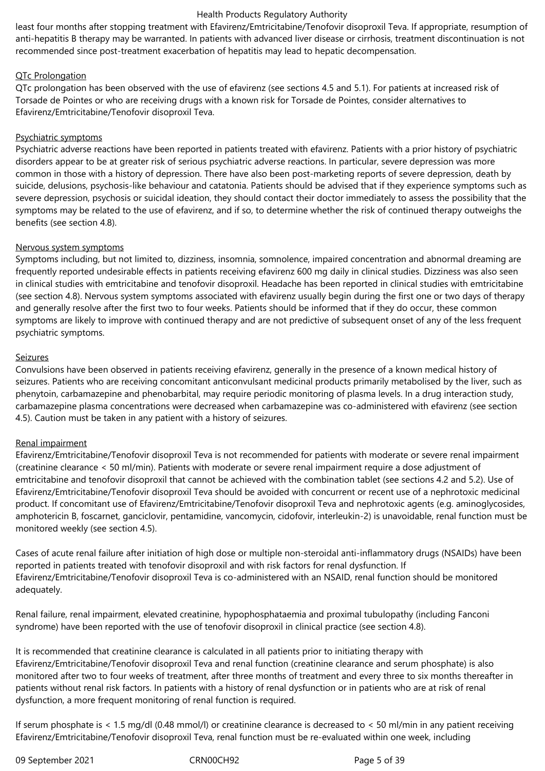least four months after stopping treatment with Efavirenz/Emtricitabine/Tenofovir disoproxil Teva. If appropriate, resumption of anti-hepatitis B therapy may be warranted. In patients with advanced liver disease or cirrhosis, treatment discontinuation is not recommended since post-treatment exacerbation of hepatitis may lead to hepatic decompensation.

QTc Prolongation

QTc prolongation has been observed with the use of efavirenz (see sections 4.5 and 5.1). For patients at increased risk of Torsade de Pointes or who are receiving drugs with a known risk for Torsade de Pointes, consider alternatives to Efavirenz/Emtricitabine/Tenofovir disoproxil Teva.

Psychiatric symptoms

Psychiatric adverse reactions have been reported in patients treated with efavirenz. Patients with a prior history of psychiatric disorders appear to be at greater risk of serious psychiatric adverse reactions. In particular, severe depression was more common in those with a history of depression. There have also been post-marketing reports of severe depression, death by suicide, delusions, psychosis-like behaviour and catatonia. Patients should be advised that if they experience symptoms such as severe depression, psychosis or suicidal ideation, they should contact their doctor immediately to assess the possibility that the symptoms may be related to the use of efavirenz, and if so, to determine whether the risk of continued therapy outweighs the benefits (see section 4.8).

Nervous system symptoms

Symptoms including, but not limited to, dizziness, insomnia, somnolence, impaired concentration and abnormal dreaming are frequently reported undesirable effects in patients receiving efavirenz 600 mg daily in clinical studies. Dizziness was also seen in clinical studies with emtricitabine and tenofovir disoproxil. Headache has been reported in clinical studies with emtricitabine (see section 4.8). Nervous system symptoms associated with efavirenz usually begin during the first one or two days of therapy and generally resolve after the first two to four weeks. Patients should be informed that if they do occur, these common symptoms are likely to improve with continued therapy and are not predictive of subsequent onset of any of the less frequent psychiatric symptoms.

Seizures

Convulsions have been observed in patients receiving efavirenz, generally in the presence of a known medical history of seizures. Patients who are receiving concomitant anticonvulsant medicinal products primarily metabolised by the liver, such as phenytoin, carbamazepine and phenobarbital, may require periodic monitoring of plasma levels. In a drug interaction study, carbamazepine plasma concentrations were decreased when carbamazepine was co-administered with efavirenz (see section 4.5). Caution must be taken in any patient with a history of seizures.

Renal impairment

Efavirenz/Emtricitabine/Tenofovir disoproxil Teva is not recommended for patients with moderate or severe renal impairment (creatinine clearance < 50 ml/min). Patients with moderate or severe renal impairment require a dose adjustment of emtricitabine and tenofovir disoproxil that cannot be achieved with the combination tablet (see sections 4.2 and 5.2). Use of Efavirenz/Emtricitabine/Tenofovir disoproxil Teva should be avoided with concurrent or recent use of a nephrotoxic medicinal product. If concomitant use of Efavirenz/Emtricitabine/Tenofovir disoproxil Teva and nephrotoxic agents (e.g. aminoglycosides, amphotericin B, foscarnet, ganciclovir, pentamidine, vancomycin, cidofovir, interleukin-2) is unavoidable, renal function must be monitored weekly (see section 4.5).

Cases of acute renal failure after initiation of high dose or multiple non-steroidal anti-inflammatory drugs (NSAIDs) have been reported in patients treated with tenofovir disoproxil and with risk factors for renal dysfunction. If Efavirenz/Emtricitabine/Tenofovir disoproxil Teva is co-administered with an NSAID, renal function should be monitored adequately.

Renal failure, renal impairment, elevated creatinine, hypophosphataemia and proximal tubulopathy (including Fanconi syndrome) have been reported with the use of tenofovir disoproxil in clinical practice (see section 4.8).

It is recommended that creatinine clearance is calculated in all patients prior to initiating therapy with Efavirenz/Emtricitabine/Tenofovir disoproxil Teva and renal function (creatinine clearance and serum phosphate) is also monitored after two to four weeks of treatment, after three months of treatment and every three to six months thereafter in patients without renal risk factors. In patients with a history of renal dysfunction or in patients who are at risk of renal dysfunction, a more frequent monitoring of renal function is required.

If serum phosphate is < 1.5 mg/dl (0.48 mmol/l) or creatinine clearance is decreased to < 50 ml/min in any patient receiving Efavirenz/Emtricitabine/Tenofovir disoproxil Teva, renal function must be re-evaluated within one week, including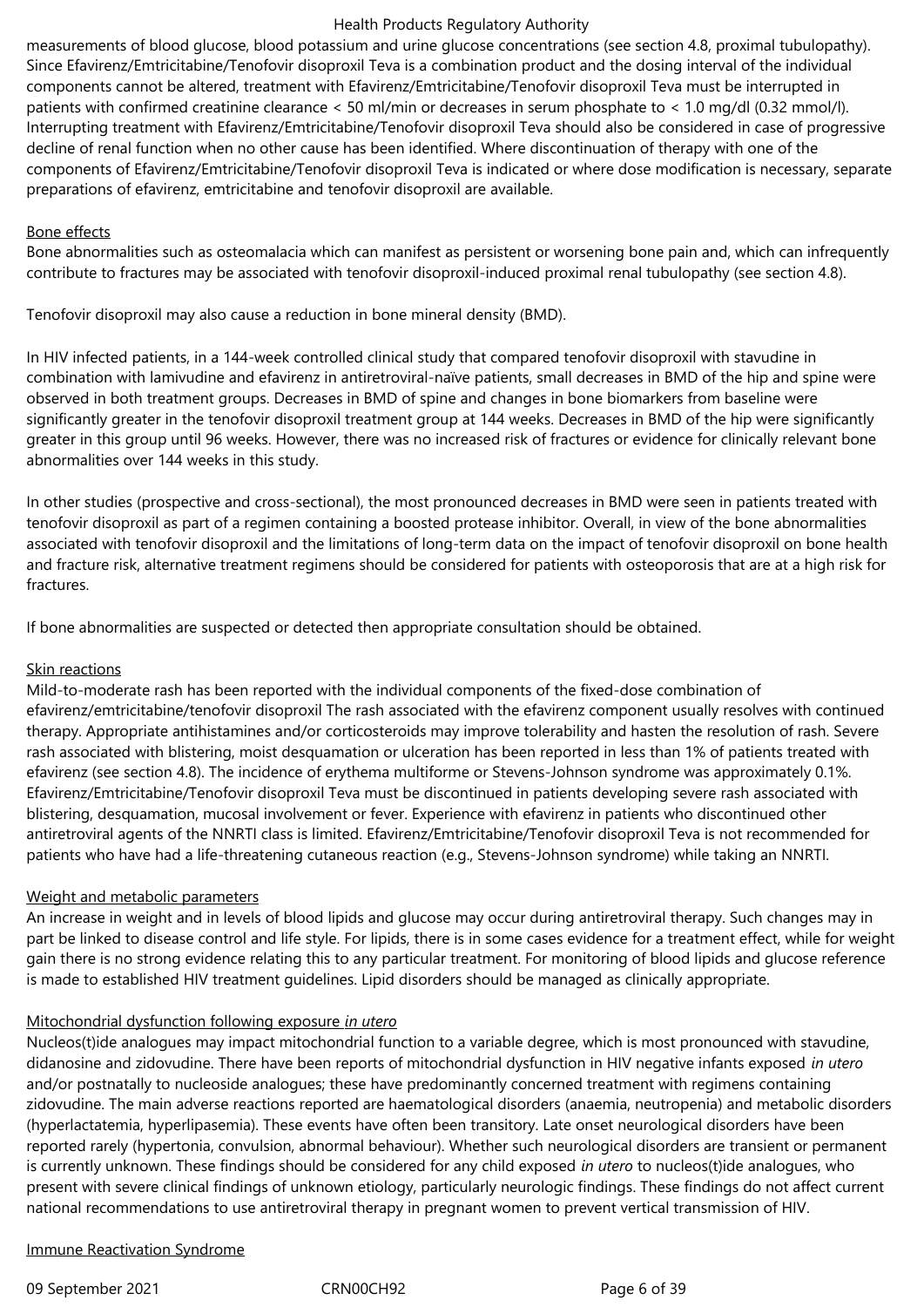measurements of blood glucose, blood potassium and urine glucose concentrations (see section 4.8, proximal tubulopathy). Since Efavirenz/Emtricitabine/Tenofovir disoproxil Teva is a combination product and the dosing interval of the individual components cannot be altered, treatment with Efavirenz/Emtricitabine/Tenofovir disoproxil Teva must be interrupted in patients with confirmed creatinine clearance < 50 ml/min or decreases in serum phosphate to < 1.0 mg/dl (0.32 mmol/l). Interrupting treatment with Efavirenz/Emtricitabine/Tenofovir disoproxil Teva should also be considered in case of progressive decline of renal function when no other cause has been identified. Where discontinuation of therapy with one of the components of Efavirenz/Emtricitabine/Tenofovir disoproxil Teva is indicated or where dose modification is necessary, separate preparations of efavirenz, emtricitabine and tenofovir disoproxil are available.

Bone effects

Bone abnormalities such as osteomalacia which can manifest as persistent or worsening bone pain and, which can infrequently contribute to fractures may be associated with tenofovir disoproxil-induced proximal renal tubulopathy (see section 4.8).

Tenofovir disoproxil may also cause a reduction in bone mineral density (BMD).

In HIV infected patients, in a 144-week controlled clinical study that compared tenofovir disoproxil with stavudine in combination with lamivudine and efavirenz in antiretroviral-naïve patients, small decreases in BMD of the hip and spine were observed in both treatment groups. Decreases in BMD of spine and changes in bone biomarkers from baseline were significantly greater in the tenofovir disoproxil treatment group at 144 weeks. Decreases in BMD of the hip were significantly greater in this group until 96 weeks. However, there was no increased risk of fractures or evidence for clinically relevant bone abnormalities over 144 weeks in this study.

In other studies (prospective and cross-sectional), the most pronounced decreases in BMD were seen in patients treated with tenofovir disoproxil as part of a regimen containing a boosted protease inhibitor. Overall, in view of the bone abnormalities associated with tenofovir disoproxil and the limitations of long-term data on the impact of tenofovir disoproxil on bone health and fracture risk, alternative treatment regimens should be considered for patients with osteoporosis that are at a high risk for fractures.

If bone abnormalities are suspected or detected then appropriate consultation should be obtained.

Skin reactions

Mild-to-moderate rash has been reported with the individual components of the fixed-dose combination of efavirenz/emtricitabine/tenofovir disoproxil The rash associated with the efavirenz component usually resolves with continued therapy. Appropriate antihistamines and/or corticosteroids may improve tolerability and hasten the resolution of rash. Severe rash associated with blistering, moist desquamation or ulceration has been reported in less than 1% of patients treated with efavirenz (see section 4.8). The incidence of erythema multiforme or Stevens-Johnson syndrome was approximately 0.1%. Efavirenz/Emtricitabine/Tenofovir disoproxil Teva must be discontinued in patients developing severe rash associated with blistering, desquamation, mucosal involvement or fever. Experience with efavirenz in patients who discontinued other antiretroviral agents of the NNRTI class is limited. Efavirenz/Emtricitabine/Tenofovir disoproxil Teva is not recommended for patients who have had a life-threatening cutaneous reaction (e.g., Stevens-Johnson syndrome) while taking an NNRTI.

Weight and metabolic parameters

An increase in weight and in levels of blood lipids and glucose may occur during antiretroviral therapy. Such changes may in part be linked to disease control and life style. For lipids, there is in some cases evidence for a treatment effect, while for weight gain there is no strong evidence relating this to any particular treatment. For monitoring of blood lipids and glucose reference is made to established HIV treatment guidelines. Lipid disorders should be managed as clinically appropriate.

Mitochondrial dysfunction following exposure *in utero*

Nucleos(t)ide analogues may impact mitochondrial function to a variable degree, which is most pronounced with stavudine, didanosine and zidovudine. There have been reports of mitochondrial dysfunction in HIV negative infants exposed *in utero* and/or postnatally to nucleoside analogues; these have predominantly concerned treatment with regimens containing zidovudine. The main adverse reactions reported are haematological disorders (anaemia, neutropenia) and metabolic disorders (hyperlactatemia, hyperlipasemia). These events have often been transitory. Late onset neurological disorders have been reported rarely (hypertonia, convulsion, abnormal behaviour). Whether such neurological disorders are transient or permanent is currently unknown. These findings should be considered for any child exposed *in utero* to nucleos(t)ide analogues, who present with severe clinical findings of unknown etiology, particularly neurologic findings. These findings do not affect current national recommendations to use antiretroviral therapy in pregnant women to prevent vertical transmission of HIV.

Immune Reactivation Syndrome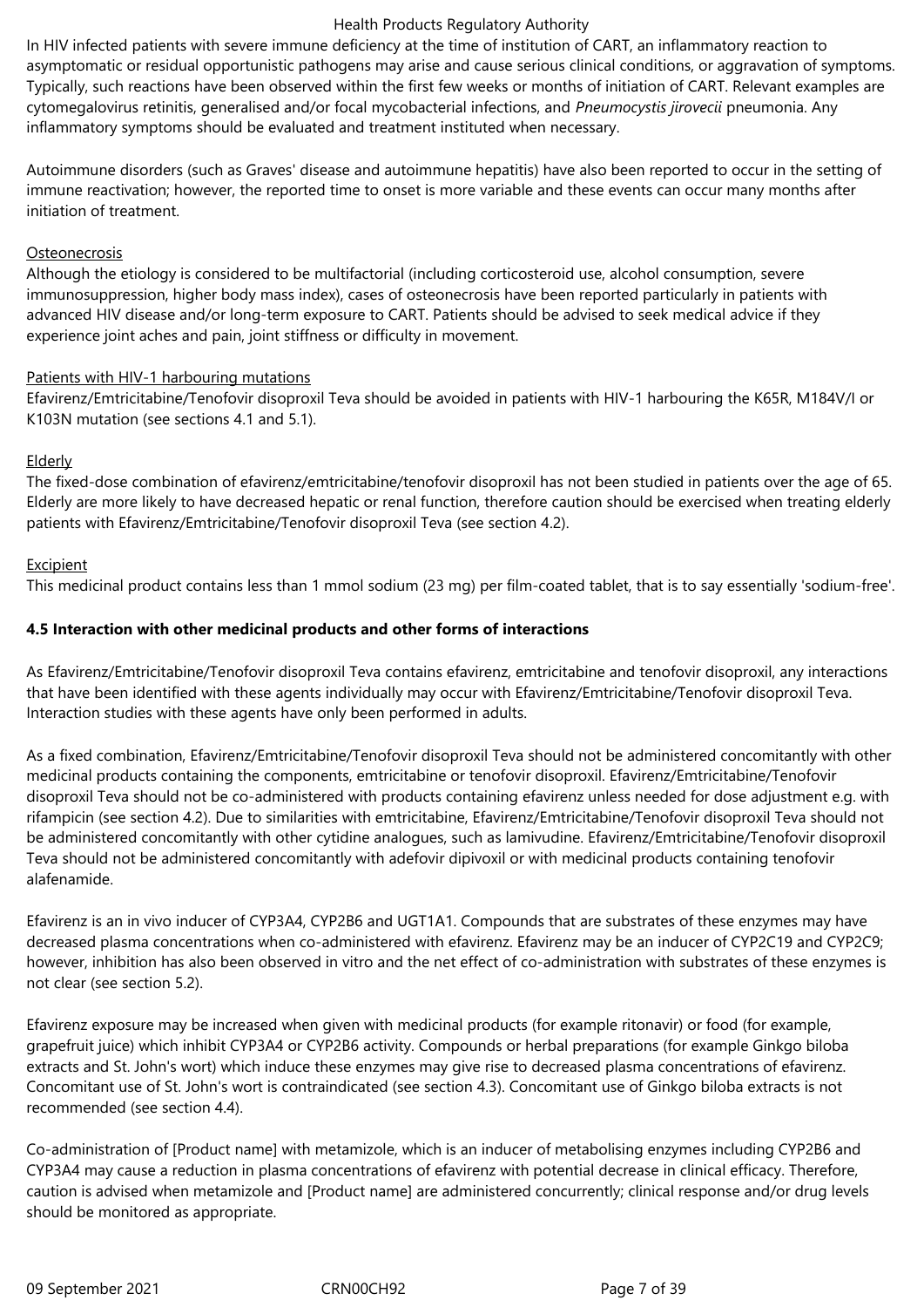In HIV infected patients with severe immune deficiency at the time of institution of CART, an inflammatory reaction to asymptomatic or residual opportunistic pathogens may arise and cause serious clinical conditions, or aggravation of symptoms. Typically, such reactions have been observed within the first few weeks or months of initiation of CART. Relevant examples are cytomegalovirus retinitis, generalised and/or focal mycobacterial infections, and *Pneumocystis jirovecii* pneumonia. Any inflammatory symptoms should be evaluated and treatment instituted when necessary.

Autoimmune disorders (such as Graves' disease and autoimmune hepatitis) have also been reported to occur in the setting of immune reactivation; however, the reported time to onset is more variable and these events can occur many months after initiation of treatment.

Osteonecrosis

Although the etiology is considered to be multifactorial (including corticosteroid use, alcohol consumption, severe immunosuppression, higher body mass index), cases of osteonecrosis have been reported particularly in patients with advanced HIV disease and/or long-term exposure to CART. Patients should be advised to seek medical advice if they experience joint aches and pain, joint stiffness or difficulty in movement.

Patients with HIV-1 harbouring mutations

Efavirenz/Emtricitabine/Tenofovir disoproxil Teva should be avoided in patients with HIV-1 harbouring the K65R, M184V/I or K103N mutation (see sections 4.1 and 5.1).

Elderly

The fixed-dose combination of efavirenz/emtricitabine/tenofovir disoproxil has not been studied in patients over the age of 65. Elderly are more likely to have decreased hepatic or renal function, therefore caution should be exercised when treating elderly patients with Efavirenz/Emtricitabine/Tenofovir disoproxil Teva (see section 4.2).

Excipient

This medicinal product contains less than 1 mmol sodium (23 mg) per film-coated tablet, that is to say essentially 'sodium-free'.

**4.5 Interaction with other medicinal products and other forms of interactions**

As Efavirenz/Emtricitabine/Tenofovir disoproxil Teva contains efavirenz, emtricitabine and tenofovir disoproxil, any interactions that have been identified with these agents individually may occur with Efavirenz/Emtricitabine/Tenofovir disoproxil Teva. Interaction studies with these agents have only been performed in adults.

As a fixed combination, Efavirenz/Emtricitabine/Tenofovir disoproxil Teva should not be administered concomitantly with other medicinal products containing the components, emtricitabine or tenofovir disoproxil. Efavirenz/Emtricitabine/Tenofovir disoproxil Teva should not be co-administered with products containing efavirenz unless needed for dose adjustment e.g. with rifampicin (see section 4.2). Due to similarities with emtricitabine, Efavirenz/Emtricitabine/Tenofovir disoproxil Teva should not be administered concomitantly with other cytidine analogues, such as lamivudine. Efavirenz/Emtricitabine/Tenofovir disoproxil Teva should not be administered concomitantly with adefovir dipivoxil or with medicinal products containing tenofovir alafenamide.

Efavirenz is an in vivo inducer of CYP3A4, CYP2B6 and UGT1A1. Compounds that are substrates of these enzymes may have decreased plasma concentrations when co-administered with efavirenz. Efavirenz may be an inducer of CYP2C19 and CYP2C9; however, inhibition has also been observed in vitro and the net effect of co-administration with substrates of these enzymes is not clear (see section 5.2).

Efavirenz exposure may be increased when given with medicinal products (for example ritonavir) or food (for example, grapefruit juice) which inhibit CYP3A4 or CYP2B6 activity. Compounds or herbal preparations (for example Ginkgo biloba extracts and St. John's wort) which induce these enzymes may give rise to decreased plasma concentrations of efavirenz. Concomitant use of St. John's wort is contraindicated (see section 4.3). Concomitant use of Ginkgo biloba extracts is not recommended (see section 4.4).

Co-administration of [Product name] with metamizole, which is an inducer of metabolising enzymes including CYP2B6 and CYP3A4 may cause a reduction in plasma concentrations of efavirenz with potential decrease in clinical efficacy. Therefore, caution is advised when metamizole and [Product name] are administered concurrently; clinical response and/or drug levels should be monitored as appropriate.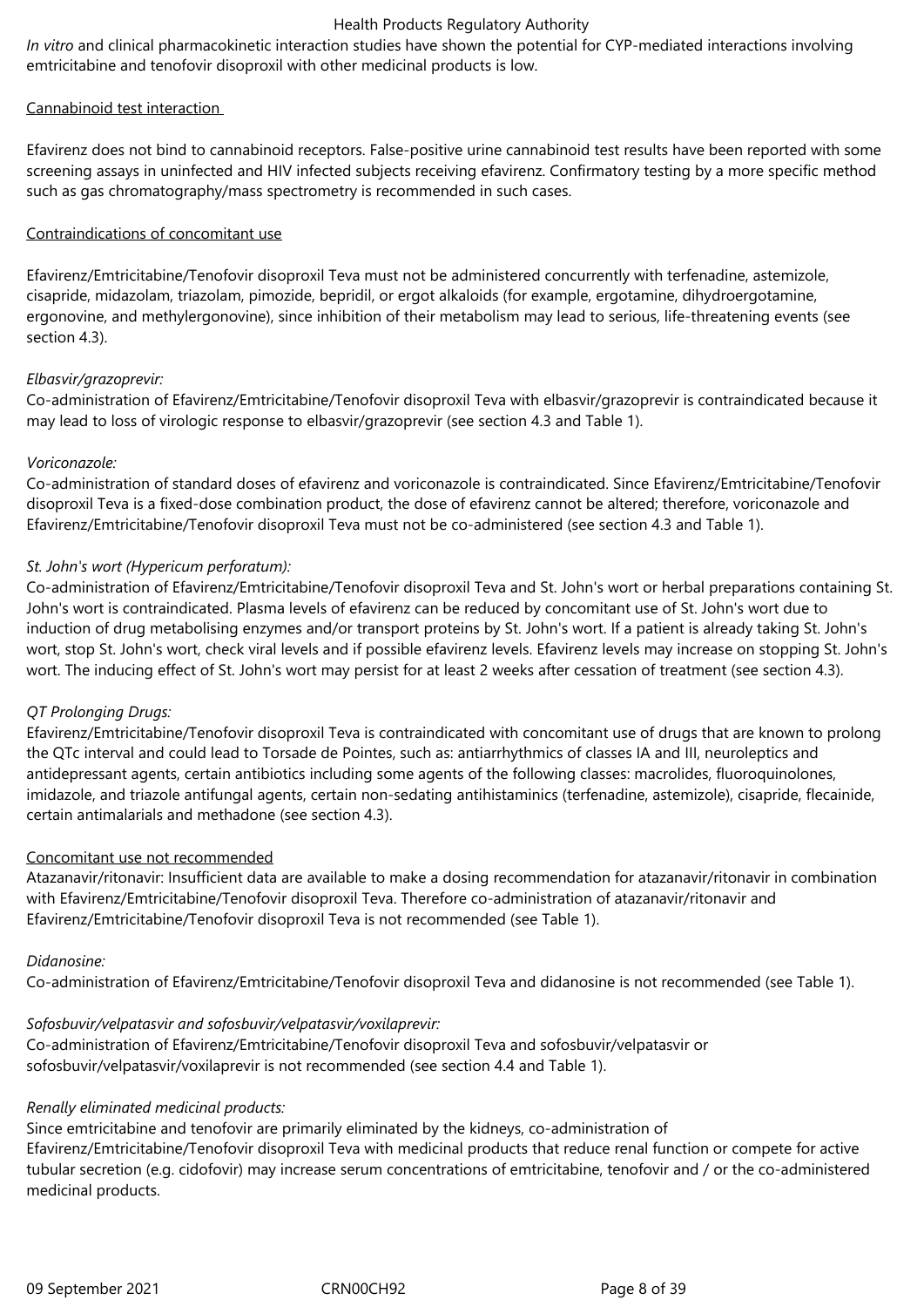*In vitro* and clinical pharmacokinetic interaction studies have shown the potential for CYP-mediated interactions involving emtricitabine and tenofovir disoproxil with other medicinal products is low.

Cannabinoid test interaction

Efavirenz does not bind to cannabinoid receptors. False-positive urine cannabinoid test results have been reported with some screening assays in uninfected and HIV infected subjects receiving efavirenz. Confirmatory testing by a more specific method such as gas chromatography/mass spectrometry is recommended in such cases.

Contraindications of concomitant use

Efavirenz/Emtricitabine/Tenofovir disoproxil Teva must not be administered concurrently with terfenadine, astemizole, cisapride, midazolam, triazolam, pimozide, bepridil, or ergot alkaloids (for example, ergotamine, dihydroergotamine, ergonovine, and methylergonovine), since inhibition of their metabolism may lead to serious, life-threatening events (see section 4.3).

*Elbasvir/grazoprevir:*
Co-administration of Efavirenz/Emtricitabine/Tenofovir disoproxil Teva with elbasvir/grazoprevir is contraindicated because it may lead to loss of virologic response to elbasvir/grazoprevir (see section 4.3 and Table 1).

*Voriconazole:*
Co-administration of standard doses of efavirenz and voriconazole is contraindicated. Since Efavirenz/Emtricitabine/Tenofovir disoproxil Teva is a fixed-dose combination product, the dose of efavirenz cannot be altered; therefore, voriconazole and Efavirenz/Emtricitabine/Tenofovir disoproxil Teva must not be co-administered (see section 4.3 and Table 1).

*St. John's wort (Hypericum perforatum):*
Co-administration of Efavirenz/Emtricitabine/Tenofovir disoproxil Teva and St. John's wort or herbal preparations containing St. John's wort is contraindicated. Plasma levels of efavirenz can be reduced by concomitant use of St. John's wort due to induction of drug metabolising enzymes and/or transport proteins by St. John's wort. If a patient is already taking St. John's wort, stop St. John's wort, check viral levels and if possible efavirenz levels. Efavirenz levels may increase on stopping St. John's wort. The inducing effect of St. John's wort may persist for at least 2 weeks after cessation of treatment (see section 4.3).

*QT Prolonging Drugs:*
Efavirenz/Emtricitabine/Tenofovir disoproxil Teva is contraindicated with concomitant use of drugs that are known to prolong the QTc interval and could lead to Torsade de Pointes, such as: antiarrhythmics of classes IA and III, neuroleptics and antidepressant agents, certain antibiotics including some agents of the following classes: macrolides, fluoroquinolones, imidazole, and triazole antifungal agents, certain non-sedating antihistaminics (terfenadine, astemizole), cisapride, flecainide, certain antimalarials and methadone (see section 4.3).

Concomitant use not recommended

Atazanavir/ritonavir: Insufficient data are available to make a dosing recommendation for atazanavir/ritonavir in combination with Efavirenz/Emtricitabine/Tenofovir disoproxil Teva. Therefore co-administration of atazanavir/ritonavir and Efavirenz/Emtricitabine/Tenofovir disoproxil Teva is not recommended (see Table 1).

*Didanosine:*
Co-administration of Efavirenz/Emtricitabine/Tenofovir disoproxil Teva and didanosine is not recommended (see Table 1).

*Sofosbuvir/velpatasvir and sofosbuvir/velpatasvir/voxilaprevir:*
Co-administration of Efavirenz/Emtricitabine/Tenofovir disoproxil Teva and sofosbuvir/velpatasvir or sofosbuvir/velpatasvir/voxilaprevir is not recommended (see section 4.4 and Table 1).

*Renally eliminated medicinal products:*
Since emtricitabine and tenofovir are primarily eliminated by the kidneys, co-administration of Efavirenz/Emtricitabine/Tenofovir disoproxil Teva with medicinal products that reduce renal function or compete for active tubular secretion (e.g. cidofovir) may increase serum concentrations of emtricitabine, tenofovir and / or the co-administered medicinal products.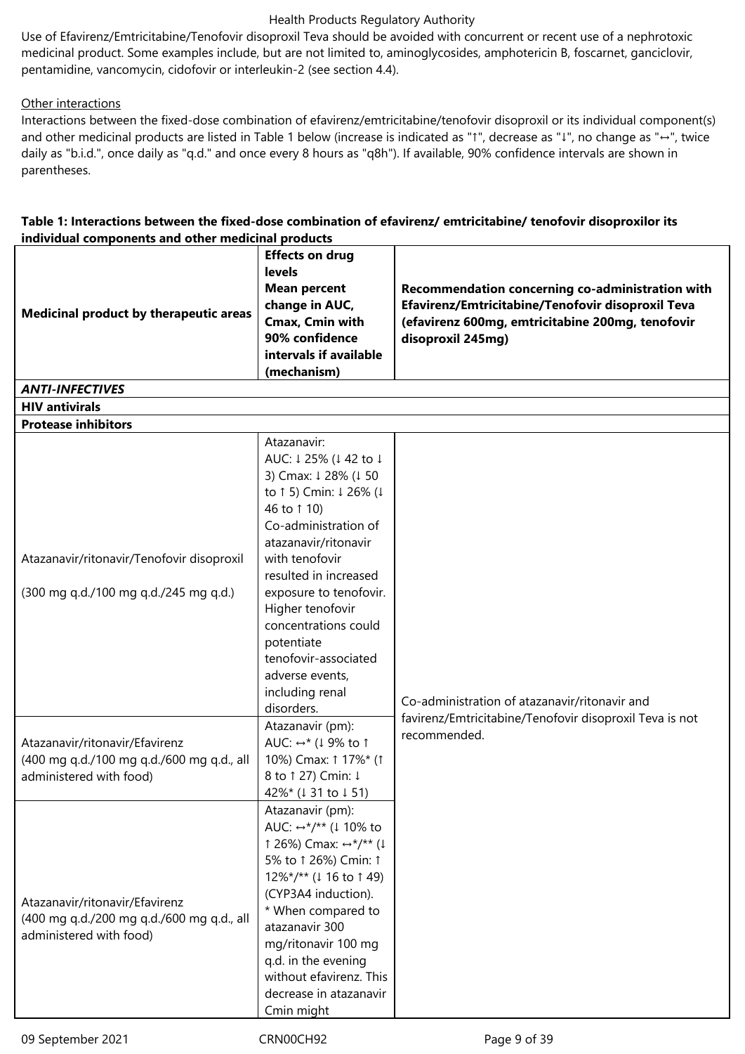Use of Efavirenz/Emtricitabine/Tenofovir disoproxil Teva should be avoided with concurrent or recent use of a nephrotoxic medicinal product. Some examples include, but are not limited to, aminoglycosides, amphotericin B, foscarnet, ganciclovir, pentamidine, vancomycin, cidofovir or interleukin-2 (see section 4.4).

Other interactions

Interactions between the fixed-dose combination of efavirenz/emtricitabine/tenofovir disoproxil or its individual component(s) and other medicinal products are listed in Table 1 below (increase is indicated as "↑", decrease as "↓", no change as "↔", twice daily as "b.i.d.", once daily as "q.d." and once every 8 hours as "q8h"). If available, 90% confidence intervals are shown in parentheses.

**Table 1: Interactions between the fixed-dose combination of efavirenz/ emtricitabine/ tenofovir disoproxilor its individual components and other medicinal products**

| Medicinal product by therapeutic areas | Effects on drug levels Mean percent change in AUC, Cmax, Cmin with 90% confidence intervals if available (mechanism) | Recommendation concerning co-administration with Efavirenz/Emtricitabine/Tenofovir disoproxil Teva (efavirenz 600mg, emtricitabine 200mg, tenofovir disoproxil 245mg) |
|---|---|---|
| ***ANTI-INFECTIVES*** | | |
| **HIV antivirals** | | |
| **Protease inhibitors** | | |
| Atazanavir/ritonavir/Tenofovir disoproxil (300 mg q.d./100 mg q.d./245 mg q.d.) | Atazanavir: AUC: ↓ 25% (↓ 42 to ↓ 3) Cmax: ↓ 28% (↓ 50 to ↑ 5) Cmin: ↓ 26% (↓ 46 to ↑ 10) Co-administration of atazanavir/ritonavir with tenofovir resulted in increased exposure to tenofovir. Higher tenofovir concentrations could potentiate tenofovir-associated adverse events, including renal disorders. | Co-administration of atazanavir/ritonavir and favirenz/Emtricitabine/Tenofovir disoproxil Teva is not recommended. |
| Atazanavir/ritonavir/Efavirenz (400 mg q.d./100 mg q.d./600 mg q.d., all administered with food) | Atazanavir (pm): AUC: ↔* (↓ 9% to ↑ 10%) Cmax: ↑ 17%* (↑ 8 to ↑ 27) Cmin: ↓ 42%* (↓ 31 to ↓ 51) | |
| Atazanavir/ritonavir/Efavirenz (400 mg q.d./200 mg q.d./600 mg q.d., all administered with food) | Atazanavir (pm): AUC: ↔*/** (↓ 10% to ↑ 26%) Cmax: ↔*/** (↓ 5% to ↑ 26%) Cmin: ↑ 12%*/** (↓ 16 to ↑ 49) (CYP3A4 induction). * When compared to atazanavir 300 mg/ritonavir 100 mg q.d. in the evening without efavirenz. This decrease in atazanavir Cmin might | |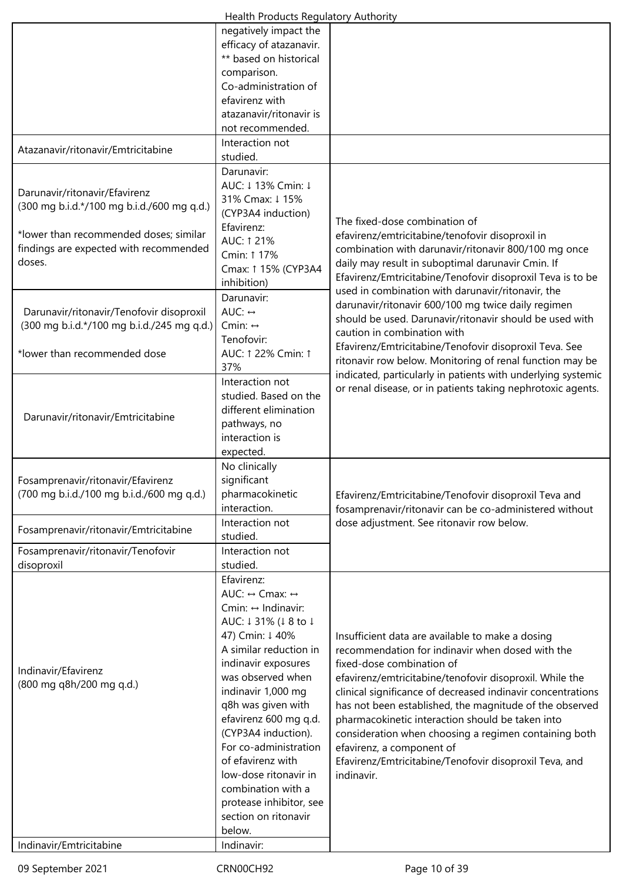| | | |
|---|---|---|
| | negatively impact the efficacy of atazanavir. ** based on historical comparison. Co-administration of efavirenz with atazanavir/ritonavir is not recommended. | |
| Atazanavir/ritonavir/Emtricitabine | Interaction not studied. | |
| Darunavir/ritonavir/Efavirenz (300 mg b.i.d.*/100 mg b.i.d./600 mg q.d.)<br><br>*lower than recommended doses; similar findings are expected with recommended doses. | Darunavir: AUC: ↓ 13% Cmin: ↓ 31% Cmax: ↓ 15% (CYP3A4 induction) Efavirenz: AUC: ↑ 21% Cmin: ↑ 17% Cmax: ↑ 15% (CYP3A4 inhibition) | The fixed-dose combination of efavirenz/emtricitabine/tenofovir disoproxil in combination with darunavir/ritonavir 800/100 mg once daily may result in suboptimal darunavir Cmin. If Efavirenz/Emtricitabine/Tenofovir disoproxil Teva is to be used in combination with darunavir/ritonavir, the darunavir/ritonavir 600/100 mg twice daily regimen should be used. Darunavir/ritonavir should be used with caution in combination with Efavirenz/Emtricitabine/Tenofovir disoproxil Teva. See ritonavir row below. Monitoring of renal function may be indicated, particularly in patients with underlying systemic or renal disease, or in patients taking nephrotoxic agents. |
| Darunavir/ritonavir/Tenofovir disoproxil (300 mg b.i.d.*/100 mg b.i.d./245 mg q.d.)<br><br>*lower than recommended dose | Darunavir: AUC: ↔ Cmin: ↔ Tenofovir: AUC: ↑ 22% Cmin: ↑ 37% | |
| Darunavir/ritonavir/Emtricitabine | Interaction not studied. Based on the different elimination pathways, no interaction is expected. | |
| Fosamprenavir/ritonavir/Efavirenz (700 mg b.i.d./100 mg b.i.d./600 mg q.d.) | No clinically significant pharmacokinetic interaction. | Efavirenz/Emtricitabine/Tenofovir disoproxil Teva and fosamprenavir/ritonavir can be co-administered without dose adjustment. See ritonavir row below. |
| Fosamprenavir/ritonavir/Emtricitabine | Interaction not studied. | |
| Fosamprenavir/ritonavir/Tenofovir disoproxil | Interaction not studied. | |
| Indinavir/Efavirenz (800 mg q8h/200 mg q.d.) | Efavirenz: AUC: ↔ Cmax: ↔ Cmin: ↔ Indinavir: AUC: ↓ 31% (↓ 8 to ↓ 47) Cmin: ↓ 40% A similar reduction in indinavir exposures was observed when indinavir 1,000 mg q8h was given with efavirenz 600 mg q.d. (CYP3A4 induction). For co-administration of efavirenz with low-dose ritonavir in combination with a protease inhibitor, see section on ritonavir below. | Insufficient data are available to make a dosing recommendation for indinavir when dosed with the fixed-dose combination of efavirenz/emtricitabine/tenofovir disoproxil. While the clinical significance of decreased indinavir concentrations has not been established, the magnitude of the observed pharmacokinetic interaction should be taken into consideration when choosing a regimen containing both efavirenz, a component of Efavirenz/Emtricitabine/Tenofovir disoproxil Teva, and indinavir. |
| Indinavir/Emtricitabine | Indinavir: | |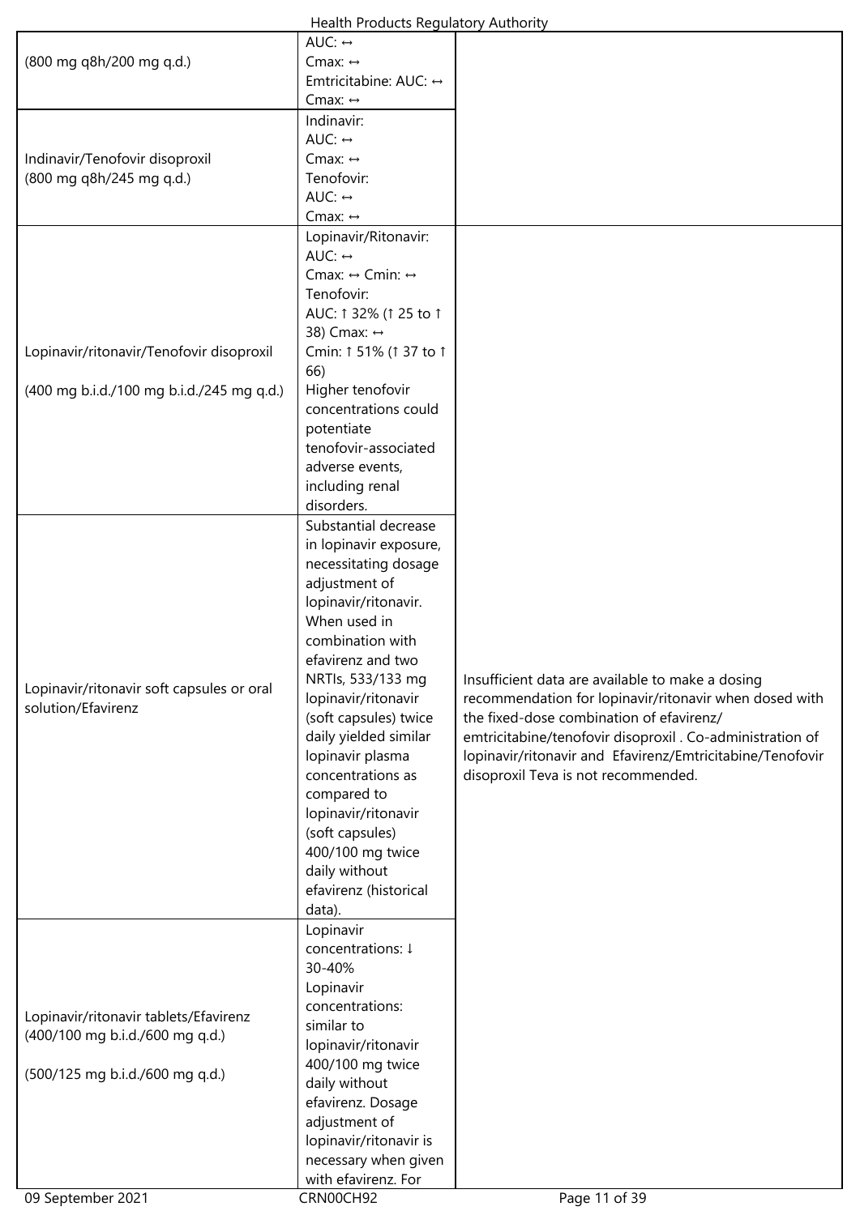| | | |
|---|---|---|
| (800 mg q8h/200 mg q.d.) | AUC: ↔<br>Cmax: ↔<br>Emtricitabine: AUC: ↔<br>Cmax: ↔ | |
| Indinavir/Tenofovir disoproxil<br>(800 mg q8h/245 mg q.d.) | Indinavir:<br>AUC: ↔<br>Cmax: ↔<br>Tenofovir:<br>AUC: ↔<br>Cmax: ↔ | |
| Lopinavir/ritonavir/Tenofovir disoproxil<br><br>(400 mg b.i.d./100 mg b.i.d./245 mg q.d.) | Lopinavir/Ritonavir:<br>AUC: ↔<br>Cmax: ↔ Cmin: ↔<br>Tenofovir:<br>AUC: ↑ 32% (↑ 25 to ↑ 38) Cmax: ↔<br>Cmin: ↑ 51% (↑ 37 to ↑ 66)<br>Higher tenofovir concentrations could potentiate tenofovir-associated adverse events, including renal disorders. | Insufficient data are available to make a dosing recommendation for lopinavir/ritonavir when dosed with the fixed-dose combination of efavirenz/ emtricitabine/tenofovir disoproxil . Co-administration of lopinavir/ritonavir and Efavirenz/Emtricitabine/Tenofovir disoproxil Teva is not recommended. |
| Lopinavir/ritonavir soft capsules or oral solution/Efavirenz | Substantial decrease in lopinavir exposure, necessitating dosage adjustment of lopinavir/ritonavir. When used in combination with efavirenz and two NRTIs, 533/133 mg lopinavir/ritonavir (soft capsules) twice daily yielded similar lopinavir plasma concentrations as compared to lopinavir/ritonavir (soft capsules) 400/100 mg twice daily without efavirenz (historical data). | |
| Lopinavir/ritonavir tablets/Efavirenz<br>(400/100 mg b.i.d./600 mg q.d.)<br><br>(500/125 mg b.i.d./600 mg q.d.) | Lopinavir concentrations: ↓ 30-40%<br>Lopinavir concentrations: similar to lopinavir/ritonavir 400/100 mg twice daily without efavirenz. Dosage adjustment of lopinavir/ritonavir is necessary when given with efavirenz. For | |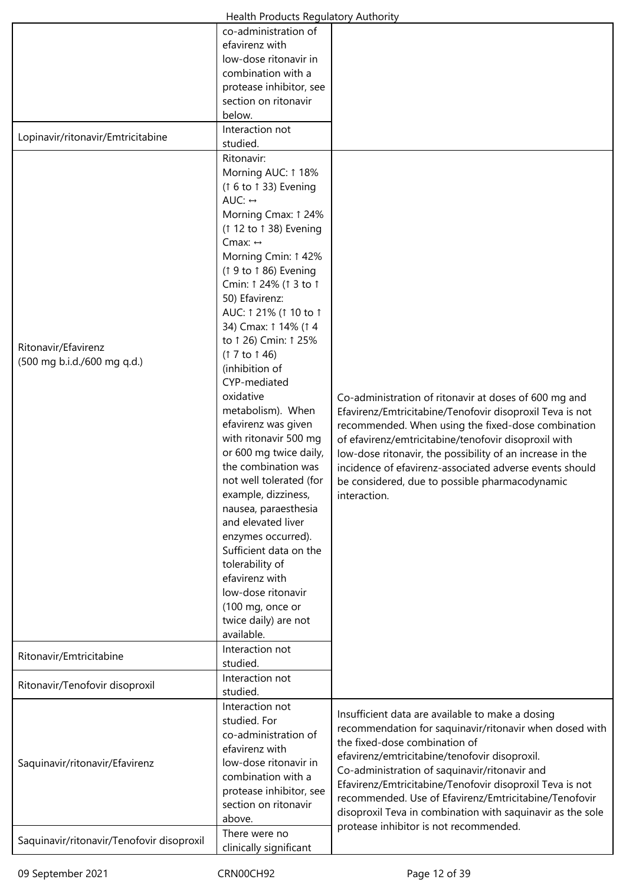| | | |
|---|---|---|
| | co-administration of efavirenz with low-dose ritonavir in combination with a protease inhibitor, see section on ritonavir below. | |
| Lopinavir/ritonavir/Emtricitabine | Interaction not studied. | |
| Ritonavir/Efavirenz (500 mg b.i.d./600 mg q.d.) | Ritonavir: Morning AUC: ↑ 18% (↑ 6 to ↑ 33) Evening AUC: ↔ Morning Cmax: ↑ 24% (↑ 12 to ↑ 38) Evening Cmax: ↔ Morning Cmin: ↑ 42% (↑ 9 to ↑ 86) Evening Cmin: ↑ 24% (↑ 3 to ↑ 50) Efavirenz: AUC: ↑ 21% (↑ 10 to ↑ 34) Cmax: ↑ 14% (↑ 4 to ↑ 26) Cmin: ↑ 25% (↑ 7 to ↑ 46) (inhibition of CYP-mediated oxidative metabolism). When efavirenz was given with ritonavir 500 mg or 600 mg twice daily, the combination was not well tolerated (for example, dizziness, nausea, paraesthesia and elevated liver enzymes occurred). Sufficient data on the tolerability of efavirenz with low-dose ritonavir (100 mg, once or twice daily) are not available. | Co-administration of ritonavir at doses of 600 mg and Efavirenz/Emtricitabine/Tenofovir disoproxil Teva is not recommended. When using the fixed-dose combination of efavirenz/emtricitabine/tenofovir disoproxil with low-dose ritonavir, the possibility of an increase in the incidence of efavirenz-associated adverse events should be considered, due to possible pharmacodynamic interaction. |
| Ritonavir/Emtricitabine | Interaction not studied. | |
| Ritonavir/Tenofovir disoproxil | Interaction not studied. | |
| Saquinavir/ritonavir/Efavirenz | Interaction not studied. For co-administration of efavirenz with low-dose ritonavir in combination with a protease inhibitor, see section on ritonavir above. | Insufficient data are available to make a dosing recommendation for saquinavir/ritonavir when dosed with the fixed-dose combination of efavirenz/emtricitabine/tenofovir disoproxil. Co-administration of saquinavir/ritonavir and Efavirenz/Emtricitabine/Tenofovir disoproxil Teva is not recommended. Use of Efavirenz/Emtricitabine/Tenofovir disoproxil Teva in combination with saquinavir as the sole protease inhibitor is not recommended. |
| Saquinavir/ritonavir/Tenofovir disoproxil | There were no clinically significant | |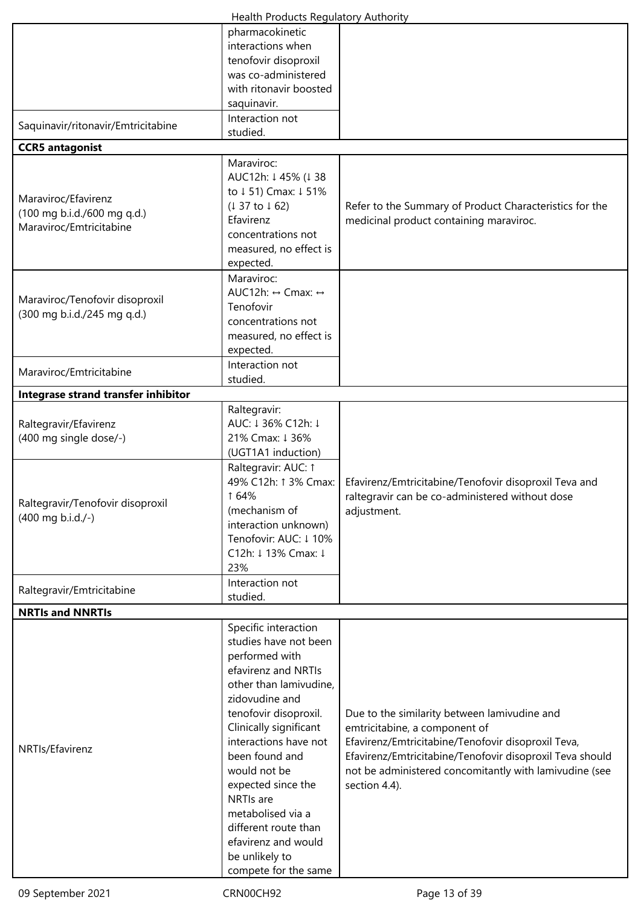| | | |
|---|---|---|
| | pharmacokinetic interactions when tenofovir disoproxil was co-administered with ritonavir boosted saquinavir. | |
| Saquinavir/ritonavir/Emtricitabine | Interaction not studied. | |
| **CCR5 antagonist** | | |
| Maraviroc/Efavirenz<br>(100 mg b.i.d./600 mg q.d.)<br>Maraviroc/Emtricitabine | Maraviroc:<br>AUC12h: ↓ 45% (↓ 38 to ↓ 51) Cmax: ↓ 51% (↓ 37 to ↓ 62)<br>Efavirenz concentrations not measured, no effect is expected. | Refer to the Summary of Product Characteristics for the medicinal product containing maraviroc. |
| Maraviroc/Tenofovir disoproxil<br>(300 mg b.i.d./245 mg q.d.) | Maraviroc:<br>AUC12h: ↔ Cmax: ↔<br>Tenofovir concentrations not measured, no effect is expected. | |
| Maraviroc/Emtricitabine | Interaction not studied. | |
| **Integrase strand transfer inhibitor** | | |
| Raltegravir/Efavirenz<br>(400 mg single dose/-) | Raltegravir:<br>AUC: ↓ 36% C12h: ↓ 21% Cmax: ↓ 36%<br>(UGT1A1 induction) | Efavirenz/Emtricitabine/Tenofovir disoproxil Teva and raltegravir can be co-administered without dose adjustment. |
| Raltegravir/Tenofovir disoproxil<br>(400 mg b.i.d./-) | Raltegravir: AUC: ↑ 49% C12h: ↑ 3% Cmax: ↑ 64%<br>(mechanism of interaction unknown)<br>Tenofovir: AUC: ↓ 10% C12h: ↓ 13% Cmax: ↓ 23% | |
| Raltegravir/Emtricitabine | Interaction not studied. | |
| **NRTIs and NNRTIs** | | |
| NRTIs/Efavirenz | Specific interaction studies have not been performed with efavirenz and NRTIs other than lamivudine, zidovudine and tenofovir disoproxil. Clinically significant interactions have not been found and would not be expected since the NRTIs are metabolised via a different route than efavirenz and would be unlikely to compete for the same | Due to the similarity between lamivudine and emtricitabine, a component of Efavirenz/Emtricitabine/Tenofovir disoproxil Teva, Efavirenz/Emtricitabine/Tenofovir disoproxil Teva should not be administered concomitantly with lamivudine (see section 4.4). |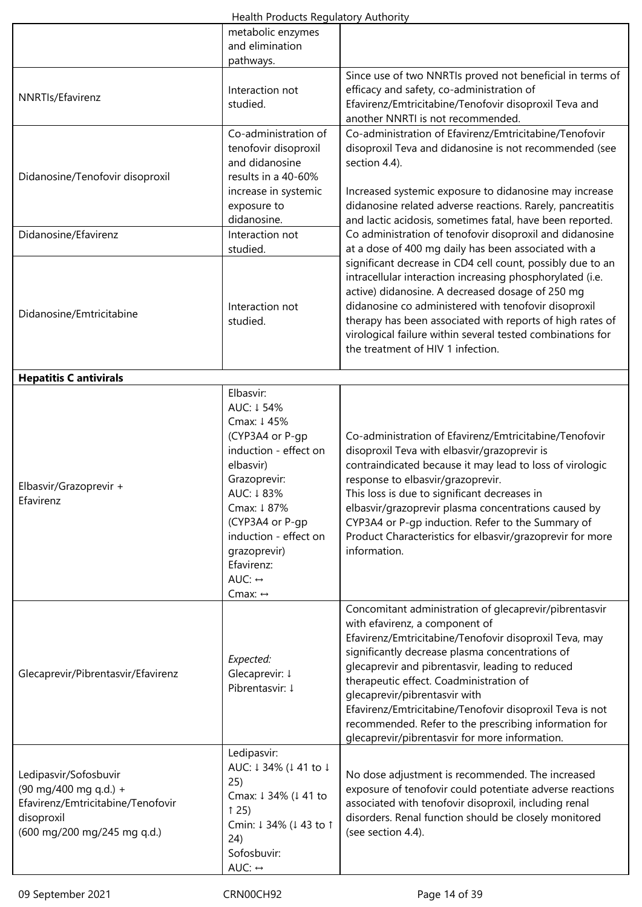| | | |
|---|---|---|
| | metabolic enzymes and elimination pathways. | |
| NNRTIs/Efavirenz | Interaction not studied. | Since use of two NNRTIs proved not beneficial in terms of efficacy and safety, co-administration of Efavirenz/Emtricitabine/Tenofovir disoproxil Teva and another NNRTI is not recommended. |
| Didanosine/Tenofovir disoproxil | Co-administration of tenofovir disoproxil and didanosine results in a 40-60% increase in systemic exposure to didanosine. | Co-administration of Efavirenz/Emtricitabine/Tenofovir disoproxil Teva and didanosine is not recommended (see section 4.4).<br><br>Increased systemic exposure to didanosine may increase didanosine related adverse reactions. Rarely, pancreatitis and lactic acidosis, sometimes fatal, have been reported. Co administration of tenofovir disoproxil and didanosine at a dose of 400 mg daily has been associated with a significant decrease in CD4 cell count, possibly due to an intracellular interaction increasing phosphorylated (i.e. active) didanosine. A decreased dosage of 250 mg didanosine co administered with tenofovir disoproxil therapy has been associated with reports of high rates of virological failure within several tested combinations for the treatment of HIV 1 infection. |
| Didanosine/Efavirenz | Interaction not studied. | |
| Didanosine/Emtricitabine | Interaction not studied. | |
| **Hepatitis C antivirals** | | |
| Elbasvir/Grazoprevir + Efavirenz | Elbasvir:<br>AUC: ↓ 54%<br>Cmax: ↓ 45%<br>(CYP3A4 or P-gp induction - effect on elbasvir)<br>Grazoprevir:<br>AUC: ↓ 83%<br>Cmax: ↓ 87%<br>(CYP3A4 or P-gp induction - effect on grazoprevir)<br>Efavirenz:<br>AUC: ↔<br>Cmax: ↔ | Co-administration of Efavirenz/Emtricitabine/Tenofovir disoproxil Teva with elbasvir/grazoprevir is contraindicated because it may lead to loss of virologic response to elbasvir/grazoprevir.<br>This loss is due to significant decreases in elbasvir/grazoprevir plasma concentrations caused by CYP3A4 or P-gp induction. Refer to the Summary of Product Characteristics for elbasvir/grazoprevir for more information. |
| Glecaprevir/Pibrentasvir/Efavirenz | *Expected:*<br>Glecaprevir: ↓<br>Pibrentasvir: ↓ | Concomitant administration of glecaprevir/pibrentasvir with efavirenz, a component of Efavirenz/Emtricitabine/Tenofovir disoproxil Teva, may significantly decrease plasma concentrations of glecaprevir and pibrentasvir, leading to reduced therapeutic effect. Coadministration of glecaprevir/pibrentasvir with Efavirenz/Emtricitabine/Tenofovir disoproxil Teva is not recommended. Refer to the prescribing information for glecaprevir/pibrentasvir for more information. |
| Ledipasvir/Sofosbuvir<br>(90 mg/400 mg q.d.) +<br>Efavirenz/Emtricitabine/Tenofovir disoproxil<br>(600 mg/200 mg/245 mg q.d.) | Ledipasvir:<br>AUC: ↓ 34% (↓ 41 to ↓ 25)<br>Cmax: ↓ 34% (↓ 41 to ↑ 25)<br>Cmin: ↓ 34% (↓ 43 to ↑ 24)<br>Sofosbuvir:<br>AUC: ↔ | No dose adjustment is recommended. The increased exposure of tenofovir could potentiate adverse reactions associated with tenofovir disoproxil, including renal disorders. Renal function should be closely monitored (see section 4.4). |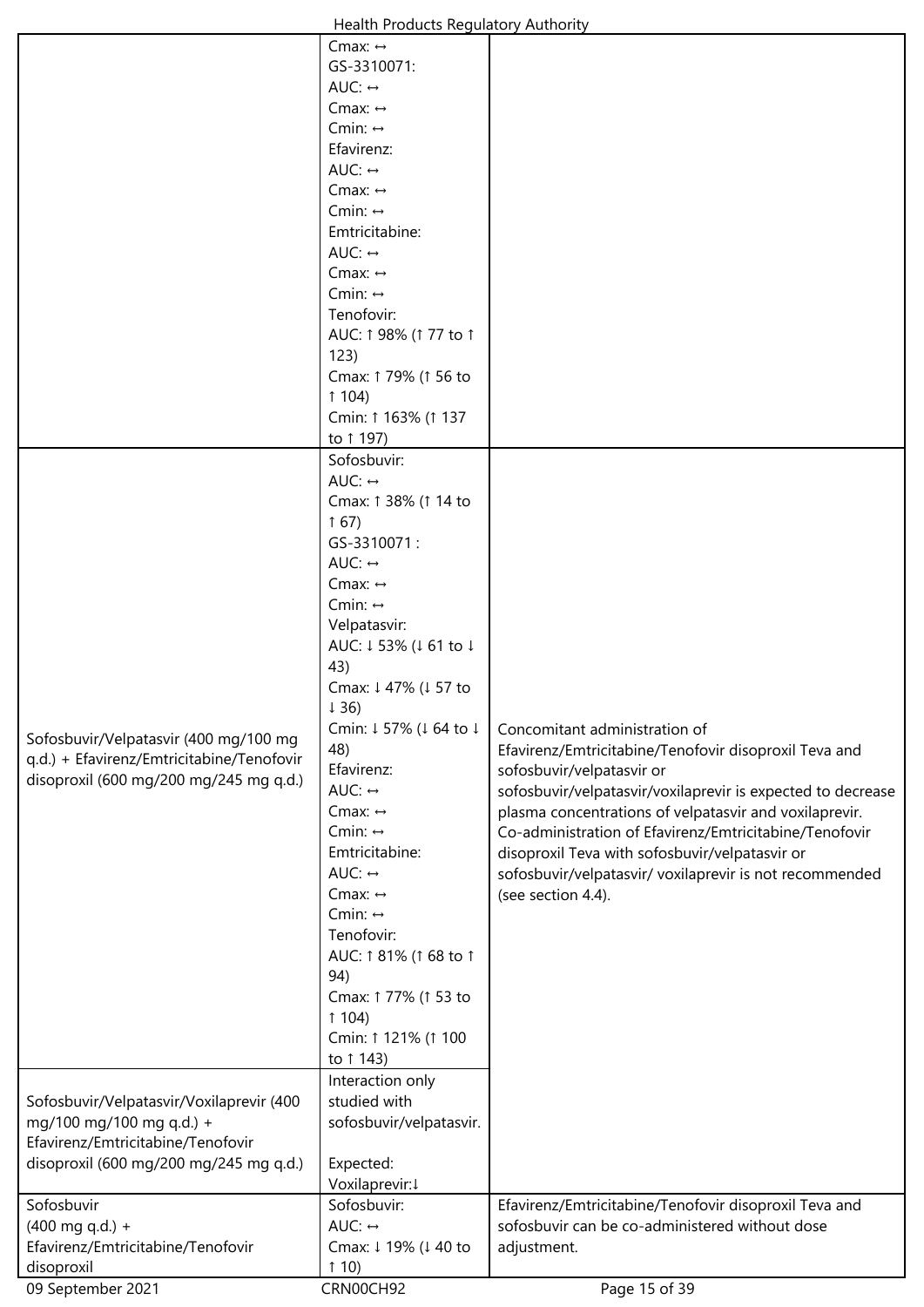| | | |
|---|---|---|
| | Cmax: ↔<br>GS-3310071:<br>AUC: ↔<br>Cmax: ↔<br>Cmin: ↔<br>Efavirenz:<br>AUC: ↔<br>Cmax: ↔<br>Cmin: ↔<br>Emtricitabine:<br>AUC: ↔<br>Cmax: ↔<br>Cmin: ↔<br>Tenofovir:<br>AUC: ↑ 98% (↑ 77 to ↑ 123)<br>Cmax: ↑ 79% (↑ 56 to ↑ 104)<br>Cmin: ↑ 163% (↑ 137 to ↑ 197) | |
| Sofosbuvir/Velpatasvir (400 mg/100 mg q.d.) + Efavirenz/Emtricitabine/Tenofovir disoproxil (600 mg/200 mg/245 mg q.d.) | Sofosbuvir:<br>AUC: ↔<br>Cmax: ↑ 38% (↑ 14 to ↑ 67)<br>GS-3310071 :<br>AUC: ↔<br>Cmax: ↔<br>Cmin: ↔<br>Velpatasvir:<br>AUC: ↓ 53% (↓ 61 to ↓ 43)<br>Cmax: ↓ 47% (↓ 57 to ↓ 36)<br>Cmin: ↓ 57% (↓ 64 to ↓ 48)<br>Efavirenz:<br>AUC: ↔<br>Cmax: ↔<br>Cmin: ↔<br>Emtricitabine:<br>AUC: ↔<br>Cmax: ↔<br>Cmin: ↔<br>Tenofovir:<br>AUC: ↑ 81% (↑ 68 to ↑ 94)<br>Cmax: ↑ 77% (↑ 53 to ↑ 104)<br>Cmin: ↑ 121% (↑ 100 to ↑ 143) | Concomitant administration of Efavirenz/Emtricitabine/Tenofovir disoproxil Teva and sofosbuvir/velpatasvir or sofosbuvir/velpatasvir/voxilaprevir is expected to decrease plasma concentrations of velpatasvir and voxilaprevir. Co-administration of Efavirenz/Emtricitabine/Tenofovir disoproxil Teva with sofosbuvir/velpatasvir or sofosbuvir/velpatasvir/ voxilaprevir is not recommended (see section 4.4). |
| Sofosbuvir/Velpatasvir/Voxilaprevir (400 mg/100 mg/100 mg q.d.) + Efavirenz/Emtricitabine/Tenofovir disoproxil (600 mg/200 mg/245 mg q.d.) | Interaction only studied with sofosbuvir/velpatasvir.<br><br>Expected:<br>Voxilaprevir:↓ | |
| Sofosbuvir (400 mg q.d.) + Efavirenz/Emtricitabine/Tenofovir disoproxil | Sofosbuvir:<br>AUC: ↔<br>Cmax: ↓ 19% (↓ 40 to ↑ 10) | Efavirenz/Emtricitabine/Tenofovir disoproxil Teva and sofosbuvir can be co-administered without dose adjustment. |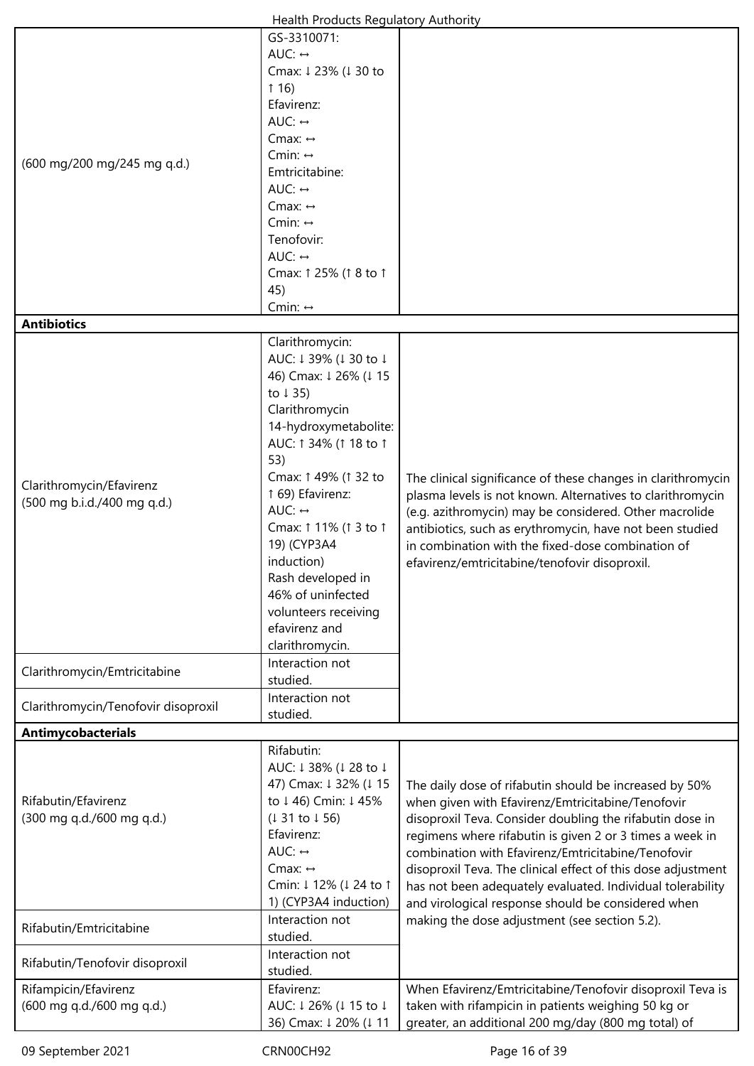| | | |
|---|---|---|
| (600 mg/200 mg/245 mg q.d.) | GS-3310071:<br>AUC: ↔<br>Cmax: ↓ 23% (↓ 30 to ↑ 16)<br>Efavirenz:<br>AUC: ↔<br>Cmax: ↔<br>Cmin: ↔<br>Emtricitabine:<br>AUC: ↔<br>Cmax: ↔<br>Cmin: ↔<br>Tenofovir:<br>AUC: ↔<br>Cmax: ↑ 25% (↑ 8 to ↑ 45)<br>Cmin: ↔ | |
| **Antibiotics** | | |
| Clarithromycin/Efavirenz<br>(500 mg b.i.d./400 mg q.d.) | Clarithromycin:<br>AUC: ↓ 39% (↓ 30 to ↓ 46) Cmax: ↓ 26% (↓ 15 to ↓ 35)<br>Clarithromycin 14-hydroxymetabolite:<br>AUC: ↑ 34% (↑ 18 to ↑ 53)<br>Cmax: ↑ 49% (↑ 32 to ↑ 69) Efavirenz:<br>AUC: ↔<br>Cmax: ↑ 11% (↑ 3 to ↑ 19) (CYP3A4 induction)<br>Rash developed in 46% of uninfected volunteers receiving efavirenz and clarithromycin. | The clinical significance of these changes in clarithromycin plasma levels is not known. Alternatives to clarithromycin (e.g. azithromycin) may be considered. Other macrolide antibiotics, such as erythromycin, have not been studied in combination with the fixed-dose combination of efavirenz/emtricitabine/tenofovir disoproxil. |
| Clarithromycin/Emtricitabine | Interaction not studied. | |
| Clarithromycin/Tenofovir disoproxil | Interaction not studied. | |
| **Antimycobacterials** | | |
| Rifabutin/Efavirenz<br>(300 mg q.d./600 mg q.d.) | Rifabutin:<br>AUC: ↓ 38% (↓ 28 to ↓ 47) Cmax: ↓ 32% (↓ 15 to ↓ 46) Cmin: ↓ 45% (↓ 31 to ↓ 56)<br>Efavirenz:<br>AUC: ↔<br>Cmax: ↔<br>Cmin: ↓ 12% (↓ 24 to ↑ 1) (CYP3A4 induction) | The daily dose of rifabutin should be increased by 50% when given with Efavirenz/Emtricitabine/Tenofovir disoproxil Teva. Consider doubling the rifabutin dose in regimens where rifabutin is given 2 or 3 times a week in combination with Efavirenz/Emtricitabine/Tenofovir disoproxil Teva. The clinical effect of this dose adjustment has not been adequately evaluated. Individual tolerability and virological response should be considered when making the dose adjustment (see section 5.2). |
| Rifabutin/Emtricitabine | Interaction not studied. | |
| Rifabutin/Tenofovir disoproxil | Interaction not studied. | |
| Rifampicin/Efavirenz<br>(600 mg q.d./600 mg q.d.) | Efavirenz:<br>AUC: ↓ 26% (↓ 15 to ↓ 36) Cmax: ↓ 20% (↓ 11 | When Efavirenz/Emtricitabine/Tenofovir disoproxil Teva is taken with rifampicin in patients weighing 50 kg or greater, an additional 200 mg/day (800 mg total) of |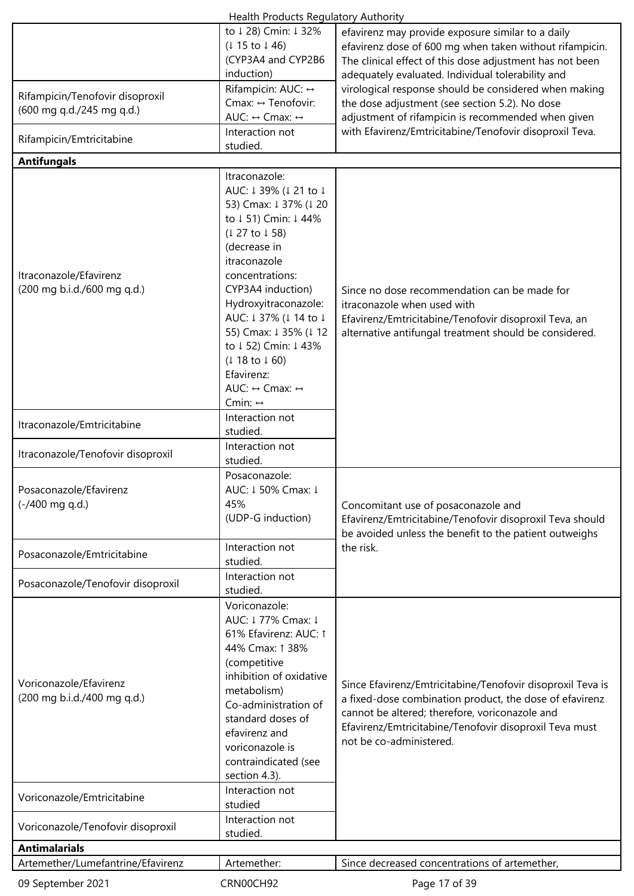| | | |
|---|---|---|
| | to ↓ 28) Cmin: ↓ 32% (↓ 15 to ↓ 46) (CYP3A4 and CYP2B6 induction) | efavirenz may provide exposure similar to a daily efavirenz dose of 600 mg when taken without rifampicin. The clinical effect of this dose adjustment has not been adequately evaluated. Individual tolerability and virological response should be considered when making the dose adjustment (see section 5.2). No dose adjustment of rifampicin is recommended when given with Efavirenz/Emtricitabine/Tenofovir disoproxil Teva. |
| Rifampicin/Tenofovir disoproxil (600 mg q.d./245 mg q.d.) | Rifampicin: AUC: ↔ Cmax: ↔ Tenofovir: AUC: ↔ Cmax: ↔ | |
| Rifampicin/Emtricitabine | Interaction not studied. | |
| **Antifungals** | | |
| Itraconazole/Efavirenz (200 mg b.i.d./600 mg q.d.) | Itraconazole: AUC: ↓ 39% (↓ 21 to ↓ 53) Cmax: ↓ 37% (↓ 20 to ↓ 51) Cmin: ↓ 44% (↓ 27 to ↓ 58) (decrease in itraconazole concentrations: CYP3A4 induction) Hydroxyitraconazole: AUC: ↓ 37% (↓ 14 to ↓ 55) Cmax: ↓ 35% (↓ 12 to ↓ 52) Cmin: ↓ 43% (↓ 18 to ↓ 60) Efavirenz: AUC: ↔ Cmax: ↔ Cmin: ↔ | Since no dose recommendation can be made for itraconazole when used with Efavirenz/Emtricitabine/Tenofovir disoproxil Teva, an alternative antifungal treatment should be considered. |
| Itraconazole/Emtricitabine | Interaction not studied. | |
| Itraconazole/Tenofovir disoproxil | Interaction not studied. | |
| Posaconazole/Efavirenz (-/400 mg q.d.) | Posaconazole: AUC: ↓ 50% Cmax: ↓ 45% (UDP-G induction) | Concomitant use of posaconazole and Efavirenz/Emtricitabine/Tenofovir disoproxil Teva should be avoided unless the benefit to the patient outweighs the risk. |
| Posaconazole/Emtricitabine | Interaction not studied. | |
| Posaconazole/Tenofovir disoproxil | Interaction not studied. | |
| Voriconazole/Efavirenz (200 mg b.i.d./400 mg q.d.) | Voriconazole: AUC: ↓ 77% Cmax: ↓ 61% Efavirenz: AUC: ↑ 44% Cmax: ↑ 38% (competitive inhibition of oxidative metabolism) Co-administration of standard doses of efavirenz and voriconazole is contraindicated (see section 4.3). | Since Efavirenz/Emtricitabine/Tenofovir disoproxil Teva is a fixed-dose combination product, the dose of efavirenz cannot be altered; therefore, voriconazole and Efavirenz/Emtricitabine/Tenofovir disoproxil Teva must not be co-administered. |
| Voriconazole/Emtricitabine | Interaction not studied | |
| Voriconazole/Tenofovir disoproxil | Interaction not studied. | |
| **Antimalarials** | | |
| Artemether/Lumefantrine/Efavirenz | Artemether: | Since decreased concentrations of artemether, |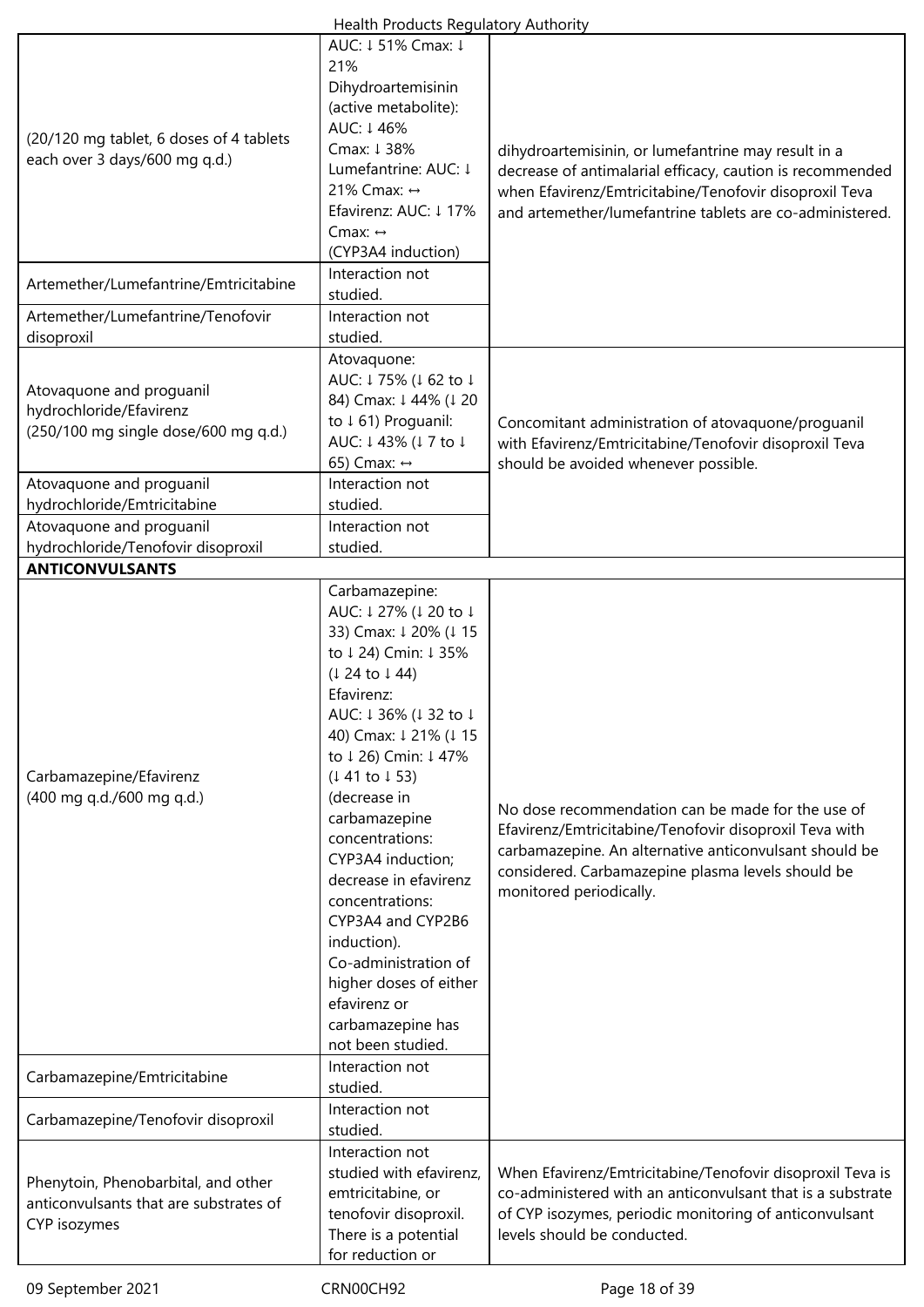| | | |
|---|---|---|
| (20/120 mg tablet, 6 doses of 4 tablets each over 3 days/600 mg q.d.) | AUC: ↓ 51% Cmax: ↓ 21% Dihydroartemisinin (active metabolite): AUC: ↓ 46% Cmax: ↓ 38% Lumefantrine: AUC: ↓ 21% Cmax: ↔ Efavirenz: AUC: ↓ 17% Cmax: ↔ (CYP3A4 induction) | dihydroartemisinin, or lumefantrine may result in a decrease of antimalarial efficacy, caution is recommended when Efavirenz/Emtricitabine/Tenofovir disoproxil Teva and artemether/lumefantrine tablets are co-administered. |
| Artemether/Lumefantrine/Emtricitabine | Interaction not studied. | |
| Artemether/Lumefantrine/Tenofovir disoproxil | Interaction not studied. | |
| Atovaquone and proguanil hydrochloride/Efavirenz (250/100 mg single dose/600 mg q.d.) | Atovaquone: AUC: ↓ 75% (↓ 62 to ↓ 84) Cmax: ↓ 44% (↓ 20 to ↓ 61) Proguanil: AUC: ↓ 43% (↓ 7 to ↓ 65) Cmax: ↔ | Concomitant administration of atovaquone/proguanil with Efavirenz/Emtricitabine/Tenofovir disoproxil Teva should be avoided whenever possible. |
| Atovaquone and proguanil hydrochloride/Emtricitabine | Interaction not studied. | |
| Atovaquone and proguanil hydrochloride/Tenofovir disoproxil | Interaction not studied. | |
| **ANTICONVULSANTS** | | |
| Carbamazepine/Efavirenz (400 mg q.d./600 mg q.d.) | Carbamazepine: AUC: ↓ 27% (↓ 20 to ↓ 33) Cmax: ↓ 20% (↓ 15 to ↓ 24) Cmin: ↓ 35% (↓ 24 to ↓ 44) Efavirenz: AUC: ↓ 36% (↓ 32 to ↓ 40) Cmax: ↓ 21% (↓ 15 to ↓ 26) Cmin: ↓ 47% (↓ 41 to ↓ 53) (decrease in carbamazepine concentrations: CYP3A4 induction; decrease in efavirenz concentrations: CYP3A4 and CYP2B6 induction). Co-administration of higher doses of either efavirenz or carbamazepine has not been studied. | No dose recommendation can be made for the use of Efavirenz/Emtricitabine/Tenofovir disoproxil Teva with carbamazepine. An alternative anticonvulsant should be considered. Carbamazepine plasma levels should be monitored periodically. |
| Carbamazepine/Emtricitabine | Interaction not studied. | |
| Carbamazepine/Tenofovir disoproxil | Interaction not studied. | |
| Phenytoin, Phenobarbital, and other anticonvulsants that are substrates of CYP isozymes | Interaction not studied with efavirenz, emtricitabine, or tenofovir disoproxil. There is a potential for reduction or | When Efavirenz/Emtricitabine/Tenofovir disoproxil Teva is co-administered with an anticonvulsant that is a substrate of CYP isozymes, periodic monitoring of anticonvulsant levels should be conducted. |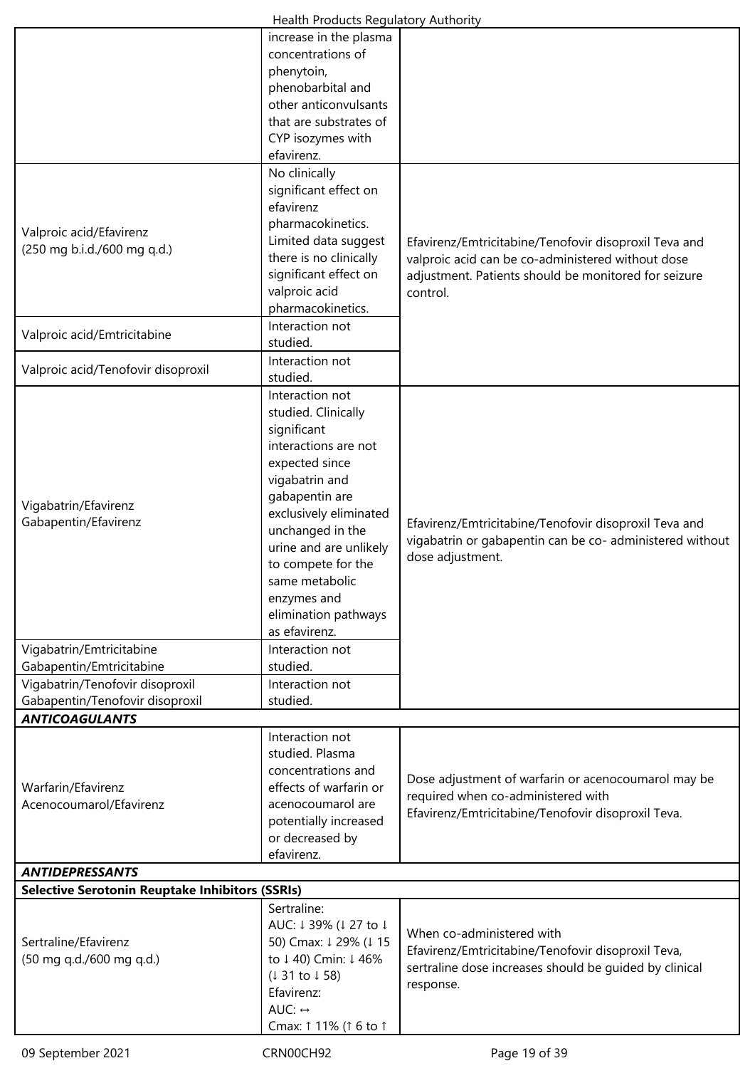| | | |
|---|---|---|
| | increase in the plasma concentrations of phenytoin, phenobarbital and other anticonvulsants that are substrates of CYP isozymes with efavirenz. | |
| Valproic acid/Efavirenz (250 mg b.i.d./600 mg q.d.) | No clinically significant effect on efavirenz pharmacokinetics. Limited data suggest there is no clinically significant effect on valproic acid pharmacokinetics. | Efavirenz/Emtricitabine/Tenofovir disoproxil Teva and valproic acid can be co-administered without dose adjustment. Patients should be monitored for seizure control. |
| Valproic acid/Emtricitabine | Interaction not studied. | |
| Valproic acid/Tenofovir disoproxil | Interaction not studied. | |
| Vigabatrin/Efavirenz Gabapentin/Efavirenz | Interaction not studied. Clinically significant interactions are not expected since vigabatrin and gabapentin are exclusively eliminated unchanged in the urine and are unlikely to compete for the same metabolic enzymes and elimination pathways as efavirenz. | Efavirenz/Emtricitabine/Tenofovir disoproxil Teva and vigabatrin or gabapentin can be co- administered without dose adjustment. |
| Vigabatrin/Emtricitabine Gabapentin/Emtricitabine | Interaction not studied. | |
| Vigabatrin/Tenofovir disoproxil Gabapentin/Tenofovir disoproxil | Interaction not studied. | |
| ***ANTICOAGULANTS*** | | |
| Warfarin/Efavirenz Acenocoumarol/Efavirenz | Interaction not studied. Plasma concentrations and effects of warfarin or acenocoumarol are potentially increased or decreased by efavirenz. | Dose adjustment of warfarin or acenocoumarol may be required when co-administered with Efavirenz/Emtricitabine/Tenofovir disoproxil Teva. |
| ***ANTIDEPRESSANTS*** | | |
| **Selective Serotonin Reuptake Inhibitors (SSRIs)** | | |
| Sertraline/Efavirenz (50 mg q.d./600 mg q.d.) | Sertraline: AUC: ↓ 39% (↓ 27 to ↓ 50) Cmax: ↓ 29% (↓ 15 to ↓ 40) Cmin: ↓ 46% (↓ 31 to ↓ 58) Efavirenz: AUC: ↔ Cmax: ↑ 11% (↑ 6 to ↑ | When co-administered with Efavirenz/Emtricitabine/Tenofovir disoproxil Teva, sertraline dose increases should be guided by clinical response. |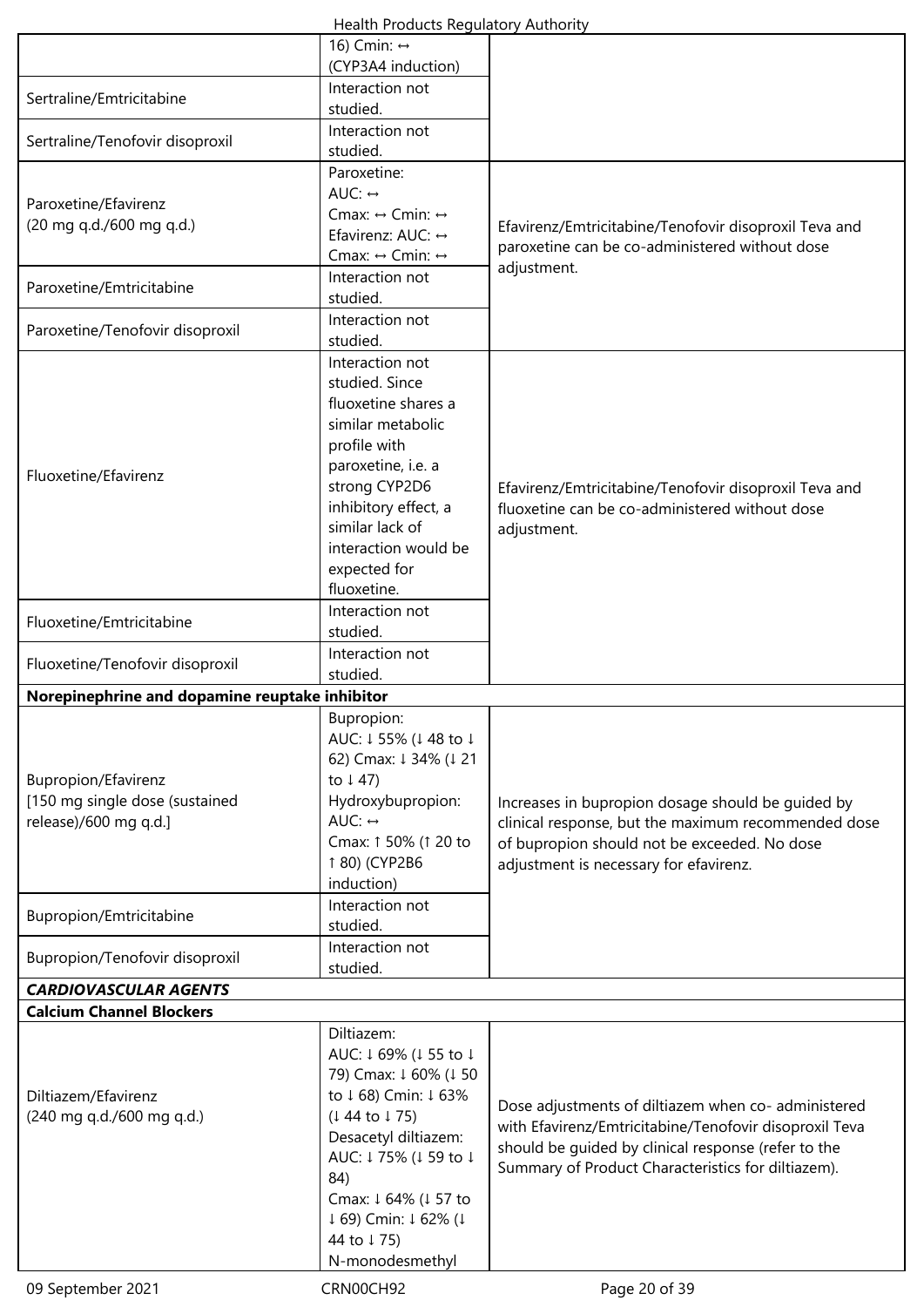| | | |
|---|---|---|
| | 16) Cmin: ↔ (CYP3A4 induction) | |
| Sertraline/Emtricitabine | Interaction not studied. | |
| Sertraline/Tenofovir disoproxil | Interaction not studied. | |
| Paroxetine/Efavirenz (20 mg q.d./600 mg q.d.) | Paroxetine: AUC: ↔ Cmax: ↔ Cmin: ↔ Efavirenz: AUC: ↔ Cmax: ↔ Cmin: ↔ | Efavirenz/Emtricitabine/Tenofovir disoproxil Teva and paroxetine can be co-administered without dose adjustment. |
| Paroxetine/Emtricitabine | Interaction not studied. | |
| Paroxetine/Tenofovir disoproxil | Interaction not studied. | |
| Fluoxetine/Efavirenz | Interaction not studied. Since fluoxetine shares a similar metabolic profile with paroxetine, i.e. a strong CYP2D6 inhibitory effect, a similar lack of interaction would be expected for fluoxetine. | Efavirenz/Emtricitabine/Tenofovir disoproxil Teva and fluoxetine can be co-administered without dose adjustment. |
| Fluoxetine/Emtricitabine | Interaction not studied. | |
| Fluoxetine/Tenofovir disoproxil | Interaction not studied. | |
| **Norepinephrine and dopamine reuptake inhibitor** | | |
| Bupropion/Efavirenz [150 mg single dose (sustained release)/600 mg q.d.] | Bupropion: AUC: ↓ 55% (↓ 48 to ↓ 62) Cmax: ↓ 34% (↓ 21 to ↓ 47) Hydroxybupropion: AUC: ↔ Cmax: ↑ 50% (↑ 20 to ↑ 80) (CYP2B6 induction) | Increases in bupropion dosage should be guided by clinical response, but the maximum recommended dose of bupropion should not be exceeded. No dose adjustment is necessary for efavirenz. |
| Bupropion/Emtricitabine | Interaction not studied. | |
| Bupropion/Tenofovir disoproxil | Interaction not studied. | |
| ***CARDIOVASCULAR AGENTS*** | | |
| **Calcium Channel Blockers** | | |
| Diltiazem/Efavirenz (240 mg q.d./600 mg q.d.) | Diltiazem: AUC: ↓ 69% (↓ 55 to ↓ 79) Cmax: ↓ 60% (↓ 50 to ↓ 68) Cmin: ↓ 63% (↓ 44 to ↓ 75) Desacetyl diltiazem: AUC: ↓ 75% (↓ 59 to ↓ 84) Cmax: ↓ 64% (↓ 57 to ↓ 69) Cmin: ↓ 62% (↓ 44 to ↓ 75) N-monodesmethyl | Dose adjustments of diltiazem when co- administered with Efavirenz/Emtricitabine/Tenofovir disoproxil Teva should be guided by clinical response (refer to the Summary of Product Characteristics for diltiazem). |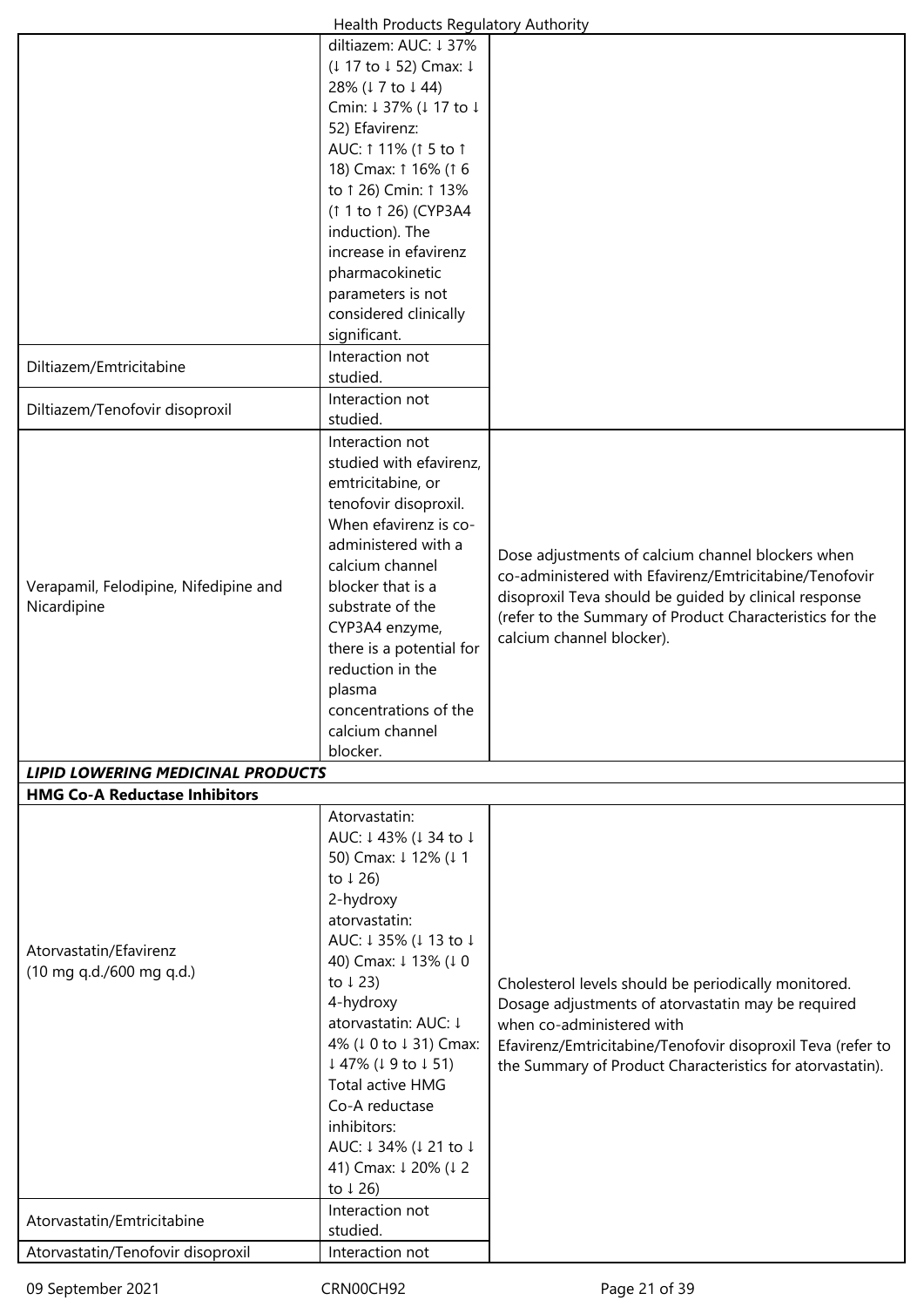| | | |
|---|---|---|
| | diltiazem: AUC: ↓ 37% (↓ 17 to ↓ 52) Cmax: ↓ 28% (↓ 7 to ↓ 44) Cmin: ↓ 37% (↓ 17 to ↓ 52) Efavirenz: AUC: ↑ 11% (↑ 5 to ↑ 18) Cmax: ↑ 16% (↑ 6 to ↑ 26) Cmin: ↑ 13% (↑ 1 to ↑ 26) (CYP3A4 induction). The increase in efavirenz pharmacokinetic parameters is not considered clinically significant. | |
| Diltiazem/Emtricitabine | Interaction not studied. | |
| Diltiazem/Tenofovir disoproxil | Interaction not studied. | |
| Verapamil, Felodipine, Nifedipine and Nicardipine | Interaction not studied with efavirenz, emtricitabine, or tenofovir disoproxil. When efavirenz is co-administered with a calcium channel blocker that is a substrate of the CYP3A4 enzyme, there is a potential for reduction in the plasma concentrations of the calcium channel blocker. | Dose adjustments of calcium channel blockers when co-administered with Efavirenz/Emtricitabine/Tenofovir disoproxil Teva should be guided by clinical response (refer to the Summary of Product Characteristics for the calcium channel blocker). |
| ***LIPID LOWERING MEDICINAL PRODUCTS*** | | |
| **HMG Co-A Reductase Inhibitors** | | |
| Atorvastatin/Efavirenz (10 mg q.d./600 mg q.d.) | Atorvastatin: AUC: ↓ 43% (↓ 34 to ↓ 50) Cmax: ↓ 12% (↓ 1 to ↓ 26) 2-hydroxy atorvastatin: AUC: ↓ 35% (↓ 13 to ↓ 40) Cmax: ↓ 13% (↓ 0 to ↓ 23) 4-hydroxy atorvastatin: AUC: ↓ 4% (↓ 0 to ↓ 31) Cmax: ↓ 47% (↓ 9 to ↓ 51) Total active HMG Co-A reductase inhibitors: AUC: ↓ 34% (↓ 21 to ↓ 41) Cmax: ↓ 20% (↓ 2 to ↓ 26) | Cholesterol levels should be periodically monitored. Dosage adjustments of atorvastatin may be required when co-administered with Efavirenz/Emtricitabine/Tenofovir disoproxil Teva (refer to the Summary of Product Characteristics for atorvastatin). |
| Atorvastatin/Emtricitabine | Interaction not studied. | |
| Atorvastatin/Tenofovir disoproxil | Interaction not | |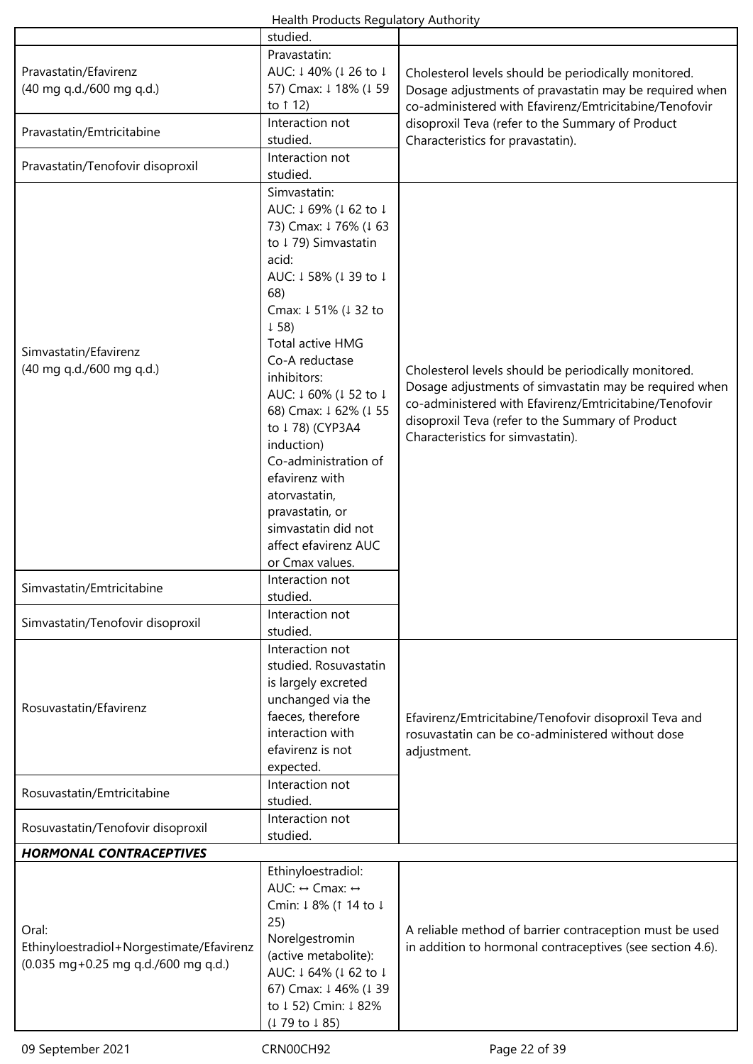| | | |
|---|---|---|
| | studied. | |
| Pravastatin/Efavirenz (40 mg q.d./600 mg q.d.) | Pravastatin: AUC: ↓ 40% (↓ 26 to ↓ 57) Cmax: ↓ 18% (↓ 59 to ↑ 12) | Cholesterol levels should be periodically monitored. Dosage adjustments of pravastatin may be required when co-administered with Efavirenz/Emtricitabine/Tenofovir disoproxil Teva (refer to the Summary of Product Characteristics for pravastatin). |
| Pravastatin/Emtricitabine | Interaction not studied. | |
| Pravastatin/Tenofovir disoproxil | Interaction not studied. | |
| Simvastatin/Efavirenz (40 mg q.d./600 mg q.d.) | Simvastatin: AUC: ↓ 69% (↓ 62 to ↓ 73) Cmax: ↓ 76% (↓ 63 to ↓ 79) Simvastatin acid: AUC: ↓ 58% (↓ 39 to ↓ 68) Cmax: ↓ 51% (↓ 32 to ↓ 58) Total active HMG Co-A reductase inhibitors: AUC: ↓ 60% (↓ 52 to ↓ 68) Cmax: ↓ 62% (↓ 55 to ↓ 78) (CYP3A4 induction) Co-administration of efavirenz with atorvastatin, pravastatin, or simvastatin did not affect efavirenz AUC or Cmax values. | Cholesterol levels should be periodically monitored. Dosage adjustments of simvastatin may be required when co-administered with Efavirenz/Emtricitabine/Tenofovir disoproxil Teva (refer to the Summary of Product Characteristics for simvastatin). |
| Simvastatin/Emtricitabine | Interaction not studied. | |
| Simvastatin/Tenofovir disoproxil | Interaction not studied. | |
| Rosuvastatin/Efavirenz | Interaction not studied. Rosuvastatin is largely excreted unchanged via the faeces, therefore interaction with efavirenz is not expected. | Efavirenz/Emtricitabine/Tenofovir disoproxil Teva and rosuvastatin can be co-administered without dose adjustment. |
| Rosuvastatin/Emtricitabine | Interaction not studied. | |
| Rosuvastatin/Tenofovir disoproxil | Interaction not studied. | |
| ***HORMONAL CONTRACEPTIVES*** | | |
| Oral: Ethinyloestradiol+Norgestimate/Efavirenz (0.035 mg+0.25 mg q.d./600 mg q.d.) | Ethinyloestradiol: AUC: ↔ Cmax: ↔ Cmin: ↓ 8% (↑ 14 to ↓ 25) Norelgestromin (active metabolite): AUC: ↓ 64% (↓ 62 to ↓ 67) Cmax: ↓ 46% (↓ 39 to ↓ 52) Cmin: ↓ 82% (↓ 79 to ↓ 85) | A reliable method of barrier contraception must be used in addition to hormonal contraceptives (see section 4.6). |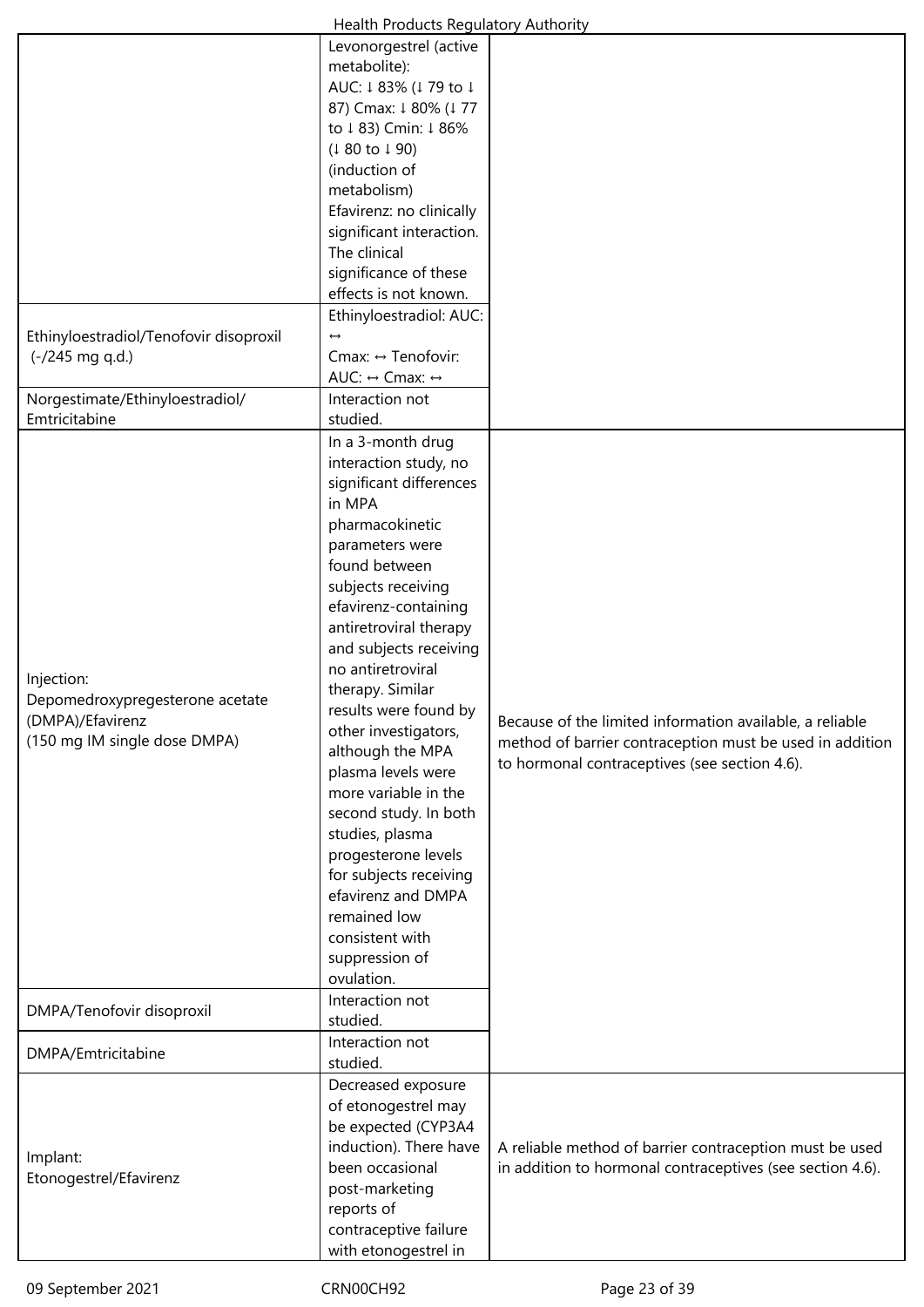| | | |
|---|---|---|
| | Levonorgestrel (active metabolite): AUC: ↓ 83% (↓ 79 to ↓ 87) Cmax: ↓ 80% (↓ 77 to ↓ 83) Cmin: ↓ 86% (↓ 80 to ↓ 90) (induction of metabolism) Efavirenz: no clinically significant interaction. The clinical significance of these effects is not known. | |
| Ethinyloestradiol/Tenofovir disoproxil (-/245 mg q.d.) | Ethinyloestradiol: AUC: ↔ Cmax: ↔ Tenofovir: AUC: ↔ Cmax: ↔ | |
| Norgestimate/Ethinyloestradiol/ Emtricitabine | Interaction not studied. | |
| Injection: Depomedroxypregesterone acetate (DMPA)/Efavirenz (150 mg IM single dose DMPA) | In a 3-month drug interaction study, no significant differences in MPA pharmacokinetic parameters were found between subjects receiving efavirenz-containing antiretroviral therapy and subjects receiving no antiretroviral therapy. Similar results were found by other investigators, although the MPA plasma levels were more variable in the second study. In both studies, plasma progesterone levels for subjects receiving efavirenz and DMPA remained low consistent with suppression of ovulation. | Because of the limited information available, a reliable method of barrier contraception must be used in addition to hormonal contraceptives (see section 4.6). |
| DMPA/Tenofovir disoproxil | Interaction not studied. | |
| DMPA/Emtricitabine | Interaction not studied. | |
| Implant: Etonogestrel/Efavirenz | Decreased exposure of etonogestrel may be expected (CYP3A4 induction). There have been occasional post-marketing reports of contraceptive failure with etonogestrel in | A reliable method of barrier contraception must be used in addition to hormonal contraceptives (see section 4.6). |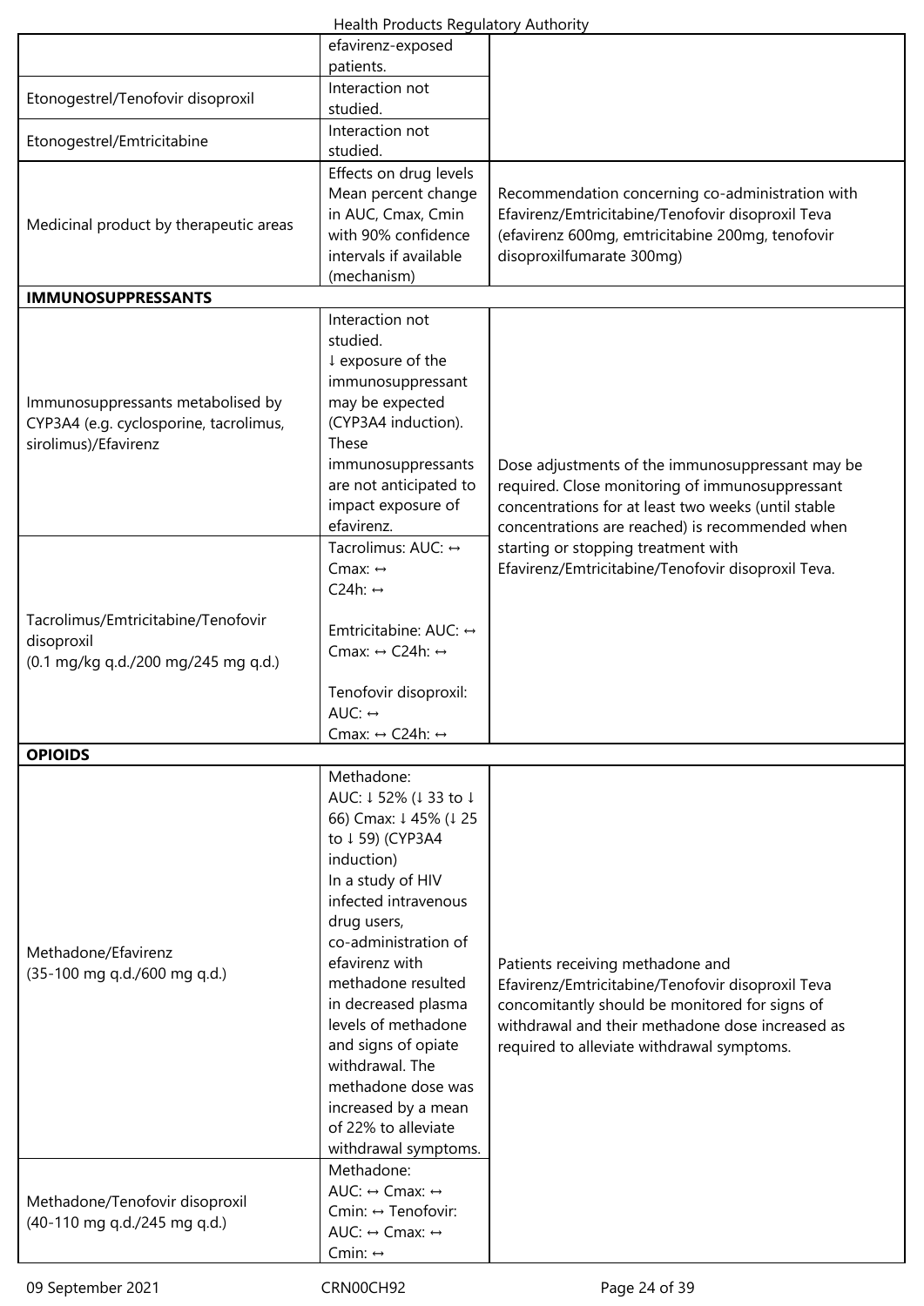| | | |
|---|---|---|
| | efavirenz-exposed patients. | |
| Etonogestrel/Tenofovir disoproxil | Interaction not studied. | |
| Etonogestrel/Emtricitabine | Interaction not studied. | |
| Medicinal product by therapeutic areas | Effects on drug levels Mean percent change in AUC, Cmax, Cmin with 90% confidence intervals if available (mechanism) | Recommendation concerning co-administration with Efavirenz/Emtricitabine/Tenofovir disoproxil Teva (efavirenz 600mg, emtricitabine 200mg, tenofovir disoproxilfumarate 300mg) |
| **IMMUNOSUPPRESSANTS** | | |
| Immunosuppressants metabolised by CYP3A4 (e.g. cyclosporine, tacrolimus, sirolimus)/Efavirenz | Interaction not studied. ↓ exposure of the immunosuppressant may be expected (CYP3A4 induction). These immunosuppressants are not anticipated to impact exposure of efavirenz. | Dose adjustments of the immunosuppressant may be required. Close monitoring of immunosuppressant concentrations for at least two weeks (until stable concentrations are reached) is recommended when starting or stopping treatment with Efavirenz/Emtricitabine/Tenofovir disoproxil Teva. |
| Tacrolimus/Emtricitabine/Tenofovir disoproxil (0.1 mg/kg q.d./200 mg/245 mg q.d.) | Tacrolimus: AUC: ↔ Cmax: ↔ C24h: ↔<br><br>Emtricitabine: AUC: ↔ Cmax: ↔ C24h: ↔<br><br>Tenofovir disoproxil: AUC: ↔ Cmax: ↔ C24h: ↔ | |
| **OPIOIDS** | | |
| Methadone/Efavirenz (35-100 mg q.d./600 mg q.d.) | Methadone: AUC: ↓ 52% (↓ 33 to ↓ 66) Cmax: ↓ 45% (↓ 25 to ↓ 59) (CYP3A4 induction) In a study of HIV infected intravenous drug users, co-administration of efavirenz with methadone resulted in decreased plasma levels of methadone and signs of opiate withdrawal. The methadone dose was increased by a mean of 22% to alleviate withdrawal symptoms. | Patients receiving methadone and Efavirenz/Emtricitabine/Tenofovir disoproxil Teva concomitantly should be monitored for signs of withdrawal and their methadone dose increased as required to alleviate withdrawal symptoms. |
| Methadone/Tenofovir disoproxil (40-110 mg q.d./245 mg q.d.) | Methadone: AUC: ↔ Cmax: ↔ Cmin: ↔ Tenofovir: AUC: ↔ Cmax: ↔ Cmin: ↔ | |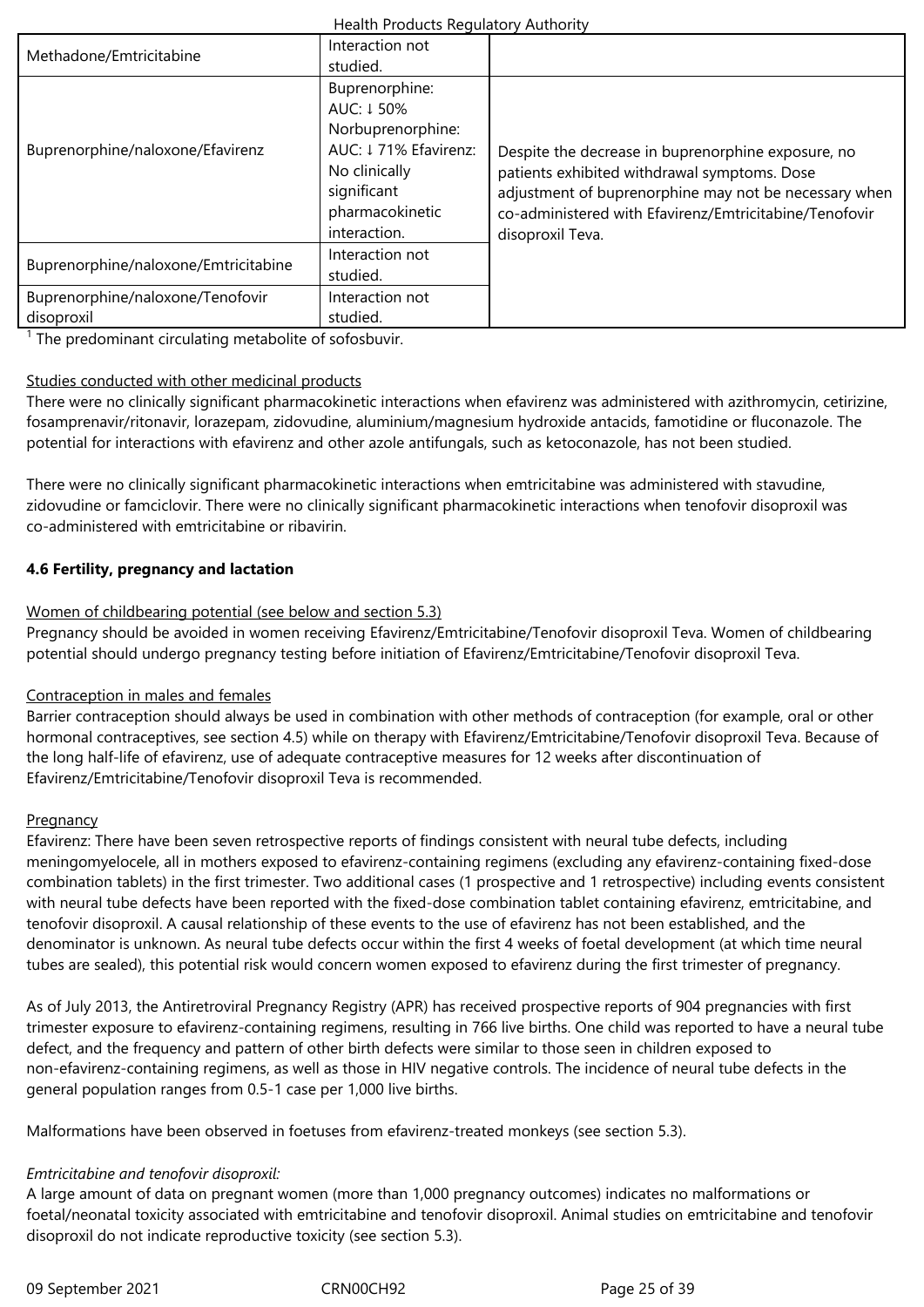| | | |
|---|---|---|
| Methadone/Emtricitabine | Interaction not studied. | |
| Buprenorphine/naloxone/Efavirenz | Buprenorphine: AUC: ↓ 50% Norbuprenorphine: AUC: ↓ 71% Efavirenz: No clinically significant pharmacokinetic interaction. | Despite the decrease in buprenorphine exposure, no patients exhibited withdrawal symptoms. Dose adjustment of buprenorphine may not be necessary when co-administered with Efavirenz/Emtricitabine/Tenofovir disoproxil Teva. |
| Buprenorphine/naloxone/Emtricitabine | Interaction not studied. | |
| Buprenorphine/naloxone/Tenofovir disoproxil | Interaction not studied. | |

[1] The predominant circulating metabolite of sofosbuvir.

Studies conducted with other medicinal products

There were no clinically significant pharmacokinetic interactions when efavirenz was administered with azithromycin, cetirizine, fosamprenavir/ritonavir, lorazepam, zidovudine, aluminium/magnesium hydroxide antacids, famotidine or fluconazole. The potential for interactions with efavirenz and other azole antifungals, such as ketoconazole, has not been studied.

There were no clinically significant pharmacokinetic interactions when emtricitabine was administered with stavudine, zidovudine or famciclovir. There were no clinically significant pharmacokinetic interactions when tenofovir disoproxil was co-administered with emtricitabine or ribavirin.

**4.6 Fertility, pregnancy and lactation**

Women of childbearing potential (see below and section 5.3)

Pregnancy should be avoided in women receiving Efavirenz/Emtricitabine/Tenofovir disoproxil Teva. Women of childbearing potential should undergo pregnancy testing before initiation of Efavirenz/Emtricitabine/Tenofovir disoproxil Teva.

Contraception in males and females

Barrier contraception should always be used in combination with other methods of contraception (for example, oral or other hormonal contraceptives, see section 4.5) while on therapy with Efavirenz/Emtricitabine/Tenofovir disoproxil Teva. Because of the long half-life of efavirenz, use of adequate contraceptive measures for 12 weeks after discontinuation of Efavirenz/Emtricitabine/Tenofovir disoproxil Teva is recommended.

Pregnancy

Efavirenz: There have been seven retrospective reports of findings consistent with neural tube defects, including meningomyelocele, all in mothers exposed to efavirenz-containing regimens (excluding any efavirenz-containing fixed-dose combination tablets) in the first trimester. Two additional cases (1 prospective and 1 retrospective) including events consistent with neural tube defects have been reported with the fixed-dose combination tablet containing efavirenz, emtricitabine, and tenofovir disoproxil. A causal relationship of these events to the use of efavirenz has not been established, and the denominator is unknown. As neural tube defects occur within the first 4 weeks of foetal development (at which time neural tubes are sealed), this potential risk would concern women exposed to efavirenz during the first trimester of pregnancy.

As of July 2013, the Antiretroviral Pregnancy Registry (APR) has received prospective reports of 904 pregnancies with first trimester exposure to efavirenz-containing regimens, resulting in 766 live births. One child was reported to have a neural tube defect, and the frequency and pattern of other birth defects were similar to those seen in children exposed to non-efavirenz-containing regimens, as well as those in HIV negative controls. The incidence of neural tube defects in the general population ranges from 0.5-1 case per 1,000 live births.

Malformations have been observed in foetuses from efavirenz-treated monkeys (see section 5.3).

*Emtricitabine and tenofovir disoproxil:*

A large amount of data on pregnant women (more than 1,000 pregnancy outcomes) indicates no malformations or foetal/neonatal toxicity associated with emtricitabine and tenofovir disoproxil. Animal studies on emtricitabine and tenofovir disoproxil do not indicate reproductive toxicity (see section 5.3).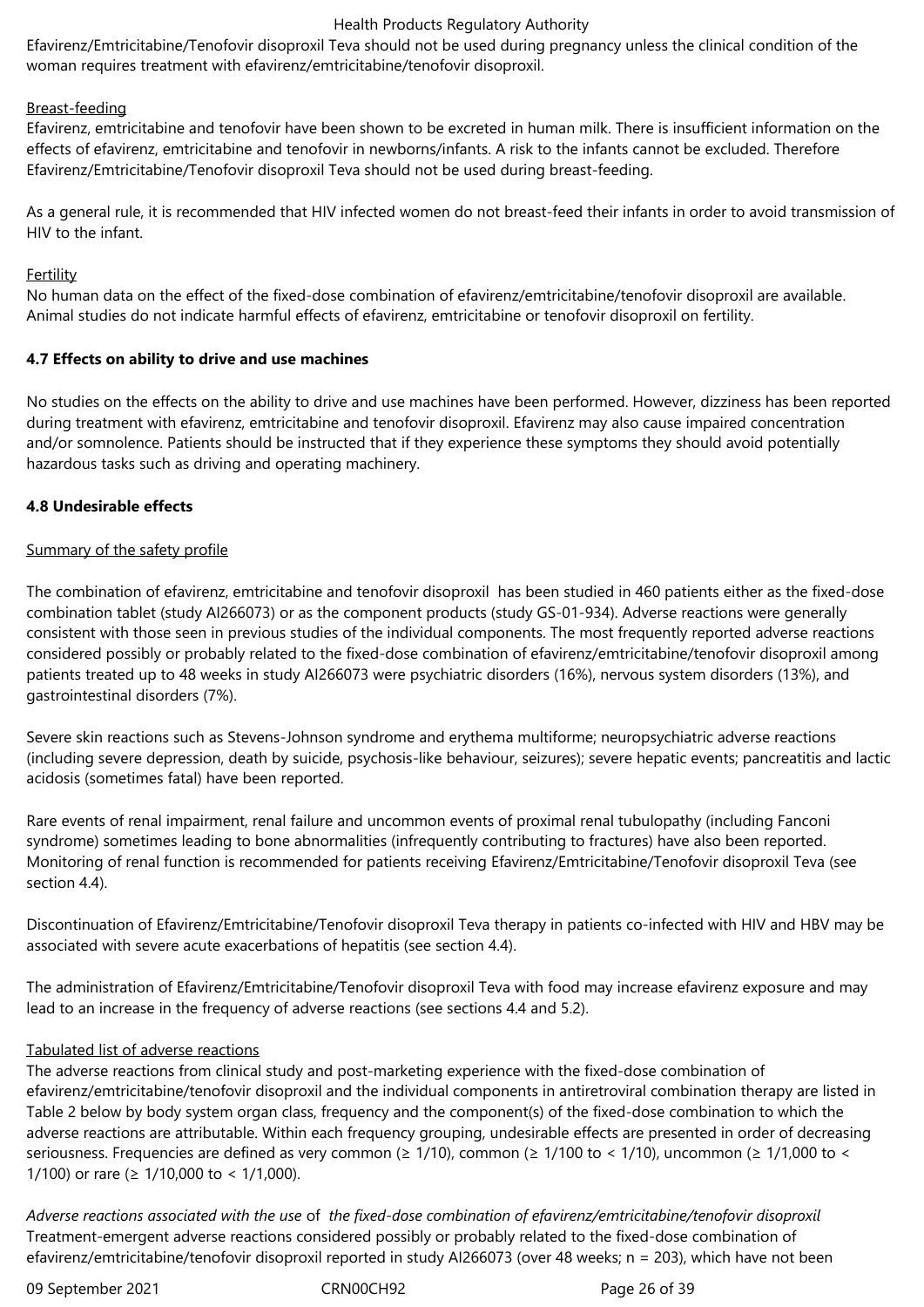Efavirenz/Emtricitabine/Tenofovir disoproxil Teva should not be used during pregnancy unless the clinical condition of the woman requires treatment with efavirenz/emtricitabine/tenofovir disoproxil.

Breast-feeding

Efavirenz, emtricitabine and tenofovir have been shown to be excreted in human milk. There is insufficient information on the effects of efavirenz, emtricitabine and tenofovir in newborns/infants. A risk to the infants cannot be excluded. Therefore Efavirenz/Emtricitabine/Tenofovir disoproxil Teva should not be used during breast-feeding.

As a general rule, it is recommended that HIV infected women do not breast-feed their infants in order to avoid transmission of HIV to the infant.

Fertility

No human data on the effect of the fixed-dose combination of efavirenz/emtricitabine/tenofovir disoproxil are available. Animal studies do not indicate harmful effects of efavirenz, emtricitabine or tenofovir disoproxil on fertility.

**4.7 Effects on ability to drive and use machines**

No studies on the effects on the ability to drive and use machines have been performed. However, dizziness has been reported during treatment with efavirenz, emtricitabine and tenofovir disoproxil. Efavirenz may also cause impaired concentration and/or somnolence. Patients should be instructed that if they experience these symptoms they should avoid potentially hazardous tasks such as driving and operating machinery.

**4.8 Undesirable effects**

Summary of the safety profile

The combination of efavirenz, emtricitabine and tenofovir disoproxil has been studied in 460 patients either as the fixed-dose combination tablet (study AI266073) or as the component products (study GS-01-934). Adverse reactions were generally consistent with those seen in previous studies of the individual components. The most frequently reported adverse reactions considered possibly or probably related to the fixed-dose combination of efavirenz/emtricitabine/tenofovir disoproxil among patients treated up to 48 weeks in study AI266073 were psychiatric disorders (16%), nervous system disorders (13%), and gastrointestinal disorders (7%).

Severe skin reactions such as Stevens-Johnson syndrome and erythema multiforme; neuropsychiatric adverse reactions (including severe depression, death by suicide, psychosis-like behaviour, seizures); severe hepatic events; pancreatitis and lactic acidosis (sometimes fatal) have been reported.

Rare events of renal impairment, renal failure and uncommon events of proximal renal tubulopathy (including Fanconi syndrome) sometimes leading to bone abnormalities (infrequently contributing to fractures) have also been reported. Monitoring of renal function is recommended for patients receiving Efavirenz/Emtricitabine/Tenofovir disoproxil Teva (see section 4.4).

Discontinuation of Efavirenz/Emtricitabine/Tenofovir disoproxil Teva therapy in patients co-infected with HIV and HBV may be associated with severe acute exacerbations of hepatitis (see section 4.4).

The administration of Efavirenz/Emtricitabine/Tenofovir disoproxil Teva with food may increase efavirenz exposure and may lead to an increase in the frequency of adverse reactions (see sections 4.4 and 5.2).

Tabulated list of adverse reactions

The adverse reactions from clinical study and post-marketing experience with the fixed-dose combination of efavirenz/emtricitabine/tenofovir disoproxil and the individual components in antiretroviral combination therapy are listed in Table 2 below by body system organ class, frequency and the component(s) of the fixed-dose combination to which the adverse reactions are attributable. Within each frequency grouping, undesirable effects are presented in order of decreasing seriousness. Frequencies are defined as very common (≥ 1/10), common (≥ 1/100 to < 1/10), uncommon (≥ 1/1,000 to < 1/100) or rare (≥ 1/10,000 to < 1/1,000).

*Adverse reactions associated with the use of the fixed-dose combination of efavirenz/emtricitabine/tenofovir disoproxil*

Treatment-emergent adverse reactions considered possibly or probably related to the fixed-dose combination of efavirenz/emtricitabine/tenofovir disoproxil reported in study AI266073 (over 48 weeks; n = 203), which have not been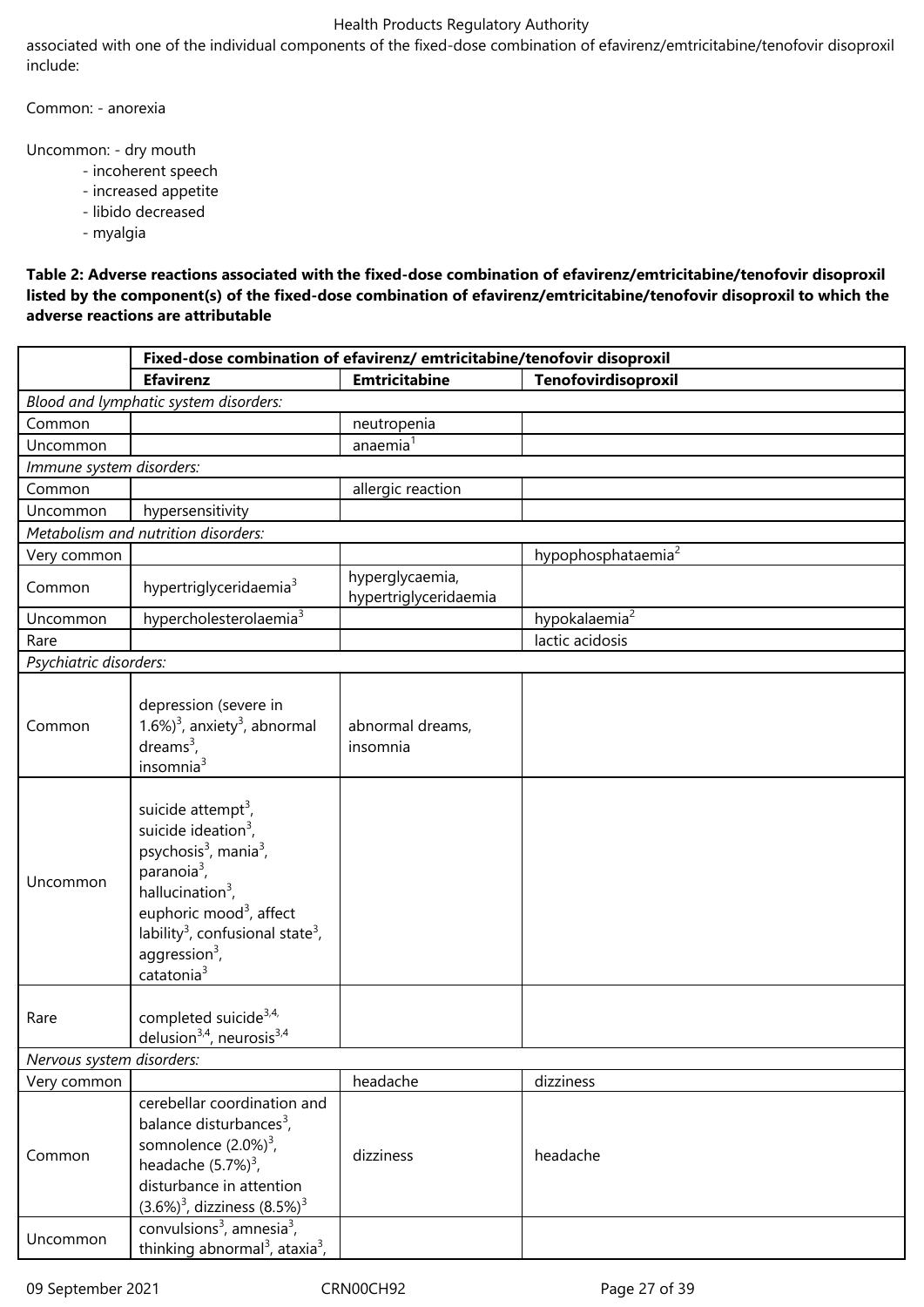associated with one of the individual components of the fixed-dose combination of efavirenz/emtricitabine/tenofovir disoproxil include:

Common: - anorexia

Uncommon: - dry mouth
- incoherent speech
- increased appetite
- libido decreased
- myalgia

**Table 2: Adverse reactions associated with the fixed-dose combination of efavirenz/emtricitabine/tenofovir disoproxil listed by the component(s) of the fixed-dose combination of efavirenz/emtricitabine/tenofovir disoproxil to which the adverse reactions are attributable**

| | **Fixed-dose combination of efavirenz/ emtricitabine/tenofovir disoproxil** | | |
|---|---|---|---|
| | **Efavirenz** | **Emtricitabine** | **Tenofovirdisoproxil** |
| *Blood and lymphatic system disorders:* | | | |
| Common | | neutropenia | |
| Uncommon | | anaemia[1] | |
| *Immune system disorders:* | | | |
| Common | | allergic reaction | |
| Uncommon | hypersensitivity | | |
| *Metabolism and nutrition disorders:* | | | |
| Very common | | | hypophosphataemia[2] |
| Common | hypertriglyceridaemia[3] | hyperglycaemia, hypertriglyceridaemia | |
| Uncommon | hypercholesterolaemia[3] | | hypokalaemia[2] |
| Rare | | | lactic acidosis |
| *Psychiatric disorders:* | | | |
| Common | depression (severe in 1.6%)[3], anxiety[3], abnormal dreams[3], insomnia[3] | abnormal dreams, insomnia | |
| Uncommon | suicide attempt[3], suicide ideation[3], psychosis[3], mania[3], paranoia[3], hallucination[3], euphoric mood[3], affect lability[3], confusional state[3], aggression[3], catatonia[3] | | |
| Rare | completed suicide[3,4], delusion[3,4], neurosis[3,4] | | |
| *Nervous system disorders:* | | | |
| Very common | | headache | dizziness |
| Common | cerebellar coordination and balance disturbances[3], somnolence (2.0%)[3], headache (5.7%)[3], disturbance in attention (3.6%)[3], dizziness (8.5%)[3] | dizziness | headache |
| Uncommon | convulsions[3], amnesia[3], thinking abnormal[3], ataxia[3], | | |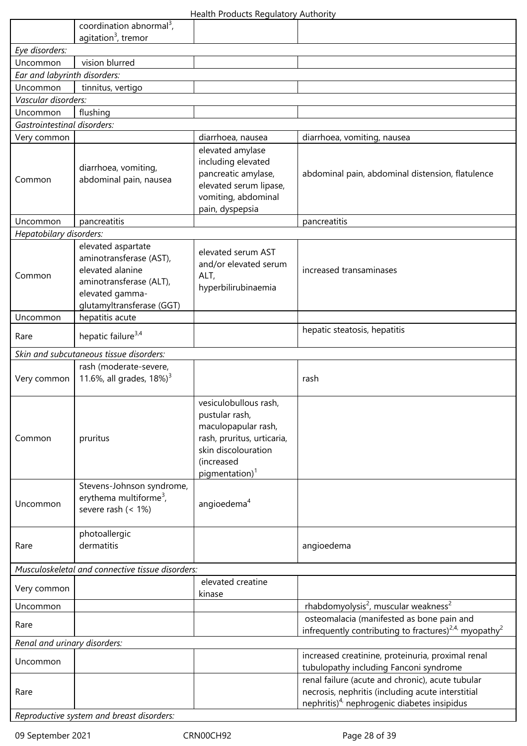| | | | |
|---|---|---|---|
| | coordination abnormal[3], agitation[3], tremor | | |
| *Eye disorders:* | | | |
| Uncommon | vision blurred | | |
| *Ear and labyrinth disorders:* | | | |
| Uncommon | tinnitus, vertigo | | |
| *Vascular disorders:* | | | |
| Uncommon | flushing | | |
| *Gastrointestinal disorders:* | | | |
| Very common | | diarrhoea, nausea | diarrhoea, vomiting, nausea |
| Common | diarrhoea, vomiting, abdominal pain, nausea | elevated amylase including elevated pancreatic amylase, elevated serum lipase, vomiting, abdominal pain, dyspepsia | abdominal pain, abdominal distension, flatulence |
| Uncommon | pancreatitis | | pancreatitis |
| *Hepatobiliary disorders:* | | | |
| Common | elevated aspartate aminotransferase (AST), elevated alanine aminotransferase (ALT), elevated gamma-glutamyltransferase (GGT) | elevated serum AST and/or elevated serum ALT, hyperbilirubinaemia | increased transaminases |
| Uncommon | hepatitis acute | | |
| Rare | hepatic failure[3,4] | | hepatic steatosis, hepatitis |
| *Skin and subcutaneous tissue disorders:* | | | |
| Very common | rash (moderate-severe, 11.6%, all grades, 18%)[3] | | rash |
| Common | pruritus | vesiculobullous rash, pustular rash, maculopapular rash, rash, pruritus, urticaria, skin discolouration (increased pigmentation)[1] | |
| Uncommon | Stevens-Johnson syndrome, erythema multiforme[3], severe rash (< 1%) | angioedema[4] | |
| Rare | photoallergic dermatitis | | angioedema |
| *Musculoskeletal and connective tissue disorders:* | | | |
| Very common | | elevated creatine kinase | |
| Uncommon | | | rhabdomyolysis[2], muscular weakness[2] |
| Rare | | | osteomalacia (manifested as bone pain and infrequently contributing to fractures)[2,4], myopathy[2] |
| *Renal and urinary disorders:* | | | |
| Uncommon | | | increased creatinine, proteinuria, proximal renal tubulopathy including Fanconi syndrome |
| Rare | | | renal failure (acute and chronic), acute tubular necrosis, nephritis (including acute interstitial nephritis)[4], nephrogenic diabetes insipidus |
| *Reproductive system and breast disorders:* | | | |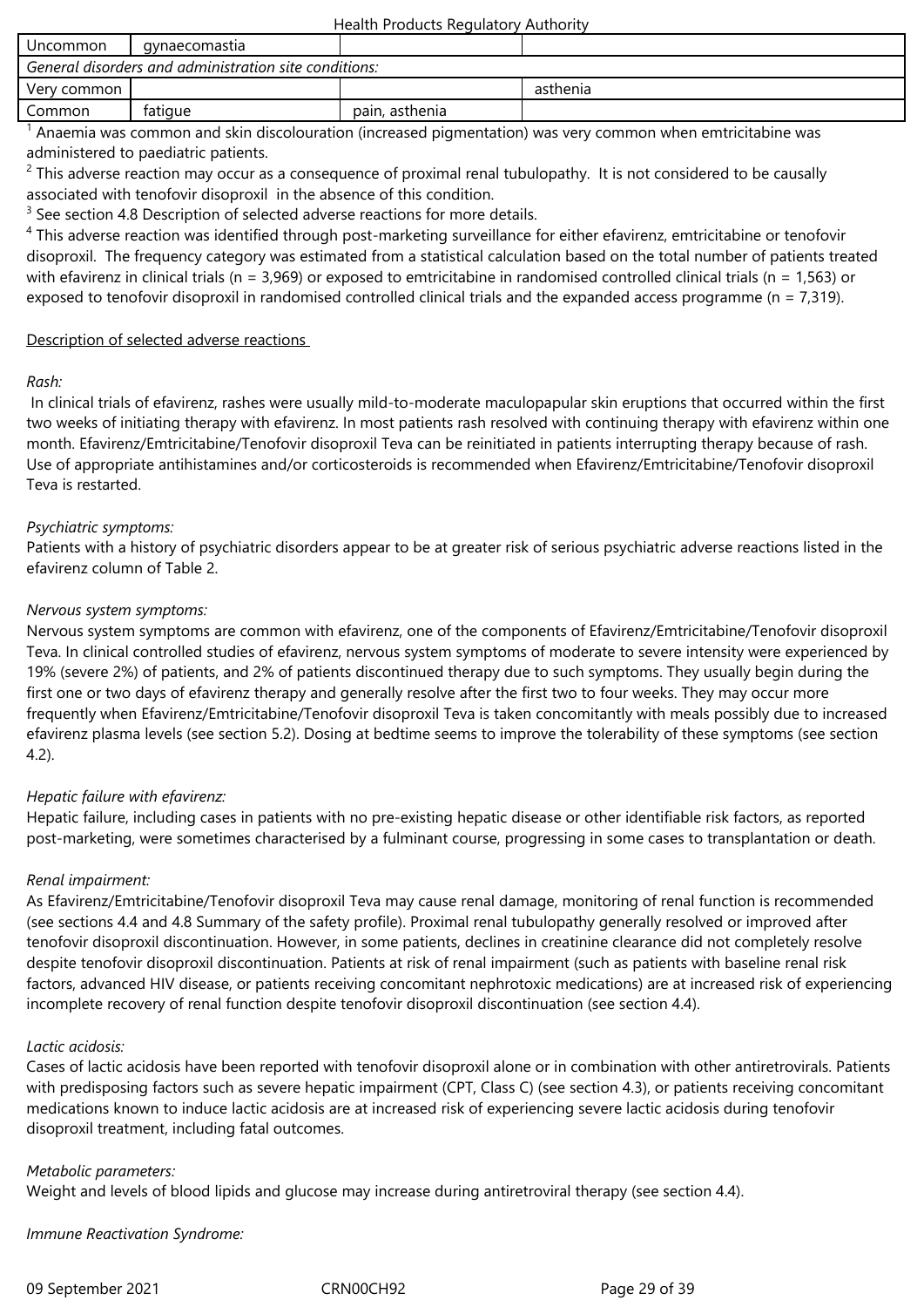| Uncommon | gynaecomastia | | |
|---|---|---|---|
| *General disorders and administration site conditions:* | | | |
| Very common | | | asthenia |
| Common | fatigue | pain, asthenia | |

[1] Anaemia was common and skin discolouration (increased pigmentation) was very common when emtricitabine was administered to paediatric patients.

[2] This adverse reaction may occur as a consequence of proximal renal tubulopathy. It is not considered to be causally associated with tenofovir disoproxil in the absence of this condition.

[3] See section 4.8 Description of selected adverse reactions for more details.

[4] This adverse reaction was identified through post-marketing surveillance for either efavirenz, emtricitabine or tenofovir disoproxil. The frequency category was estimated from a statistical calculation based on the total number of patients treated with efavirenz in clinical trials (n = 3,969) or exposed to emtricitabine in randomised controlled clinical trials (n = 1,563) or exposed to tenofovir disoproxil in randomised controlled clinical trials and the expanded access programme (n = 7,319).

Description of selected adverse reactions

*Rash:*

In clinical trials of efavirenz, rashes were usually mild-to-moderate maculopapular skin eruptions that occurred within the first two weeks of initiating therapy with efavirenz. In most patients rash resolved with continuing therapy with efavirenz within one month. Efavirenz/Emtricitabine/Tenofovir disoproxil Teva can be reinitiated in patients interrupting therapy because of rash. Use of appropriate antihistamines and/or corticosteroids is recommended when Efavirenz/Emtricitabine/Tenofovir disoproxil Teva is restarted.

*Psychiatric symptoms:*

Patients with a history of psychiatric disorders appear to be at greater risk of serious psychiatric adverse reactions listed in the efavirenz column of Table 2.

*Nervous system symptoms:*

Nervous system symptoms are common with efavirenz, one of the components of Efavirenz/Emtricitabine/Tenofovir disoproxil Teva. In clinical controlled studies of efavirenz, nervous system symptoms of moderate to severe intensity were experienced by 19% (severe 2%) of patients, and 2% of patients discontinued therapy due to such symptoms. They usually begin during the first one or two days of efavirenz therapy and generally resolve after the first two to four weeks. They may occur more frequently when Efavirenz/Emtricitabine/Tenofovir disoproxil Teva is taken concomitantly with meals possibly due to increased efavirenz plasma levels (see section 5.2). Dosing at bedtime seems to improve the tolerability of these symptoms (see section 4.2).

*Hepatic failure with efavirenz:*

Hepatic failure, including cases in patients with no pre-existing hepatic disease or other identifiable risk factors, as reported post-marketing, were sometimes characterised by a fulminant course, progressing in some cases to transplantation or death.

*Renal impairment:*

As Efavirenz/Emtricitabine/Tenofovir disoproxil Teva may cause renal damage, monitoring of renal function is recommended (see sections 4.4 and 4.8 Summary of the safety profile). Proximal renal tubulopathy generally resolved or improved after tenofovir disoproxil discontinuation. However, in some patients, declines in creatinine clearance did not completely resolve despite tenofovir disoproxil discontinuation. Patients at risk of renal impairment (such as patients with baseline renal risk factors, advanced HIV disease, or patients receiving concomitant nephrotoxic medications) are at increased risk of experiencing incomplete recovery of renal function despite tenofovir disoproxil discontinuation (see section 4.4).

*Lactic acidosis:*

Cases of lactic acidosis have been reported with tenofovir disoproxil alone or in combination with other antiretrovirals. Patients with predisposing factors such as severe hepatic impairment (CPT, Class C) (see section 4.3), or patients receiving concomitant medications known to induce lactic acidosis are at increased risk of experiencing severe lactic acidosis during tenofovir disoproxil treatment, including fatal outcomes.

*Metabolic parameters:*

Weight and levels of blood lipids and glucose may increase during antiretroviral therapy (see section 4.4).

*Immune Reactivation Syndrome:*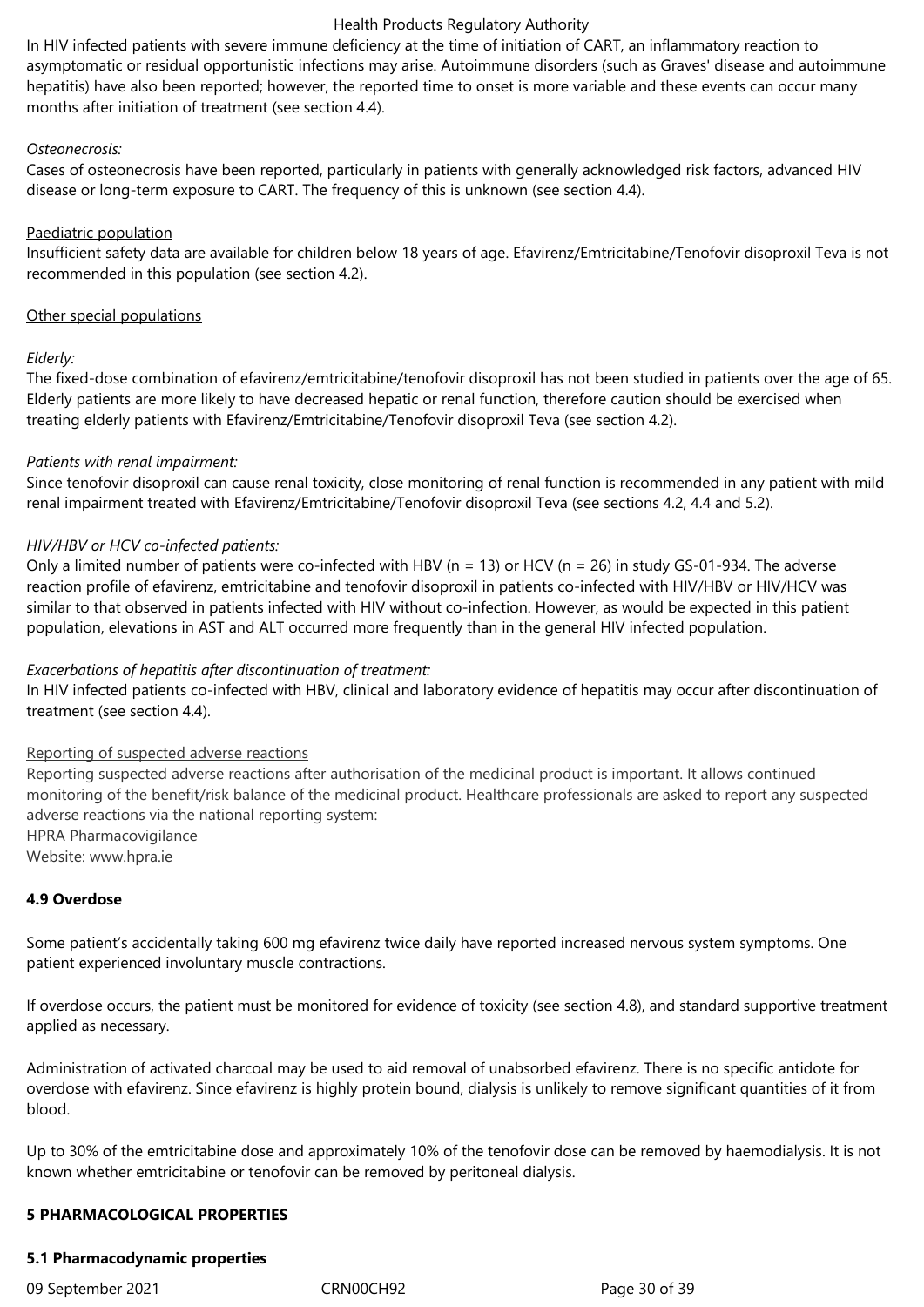In HIV infected patients with severe immune deficiency at the time of initiation of CART, an inflammatory reaction to asymptomatic or residual opportunistic infections may arise. Autoimmune disorders (such as Graves' disease and autoimmune hepatitis) have also been reported; however, the reported time to onset is more variable and these events can occur many months after initiation of treatment (see section 4.4).

*Osteonecrosis:*
Cases of osteonecrosis have been reported, particularly in patients with generally acknowledged risk factors, advanced HIV disease or long-term exposure to CART. The frequency of this is unknown (see section 4.4).

Paediatric population
Insufficient safety data are available for children below 18 years of age. Efavirenz/Emtricitabine/Tenofovir disoproxil Teva is not recommended in this population (see section 4.2).

Other special populations

*Elderly:*
The fixed-dose combination of efavirenz/emtricitabine/tenofovir disoproxil has not been studied in patients over the age of 65. Elderly patients are more likely to have decreased hepatic or renal function, therefore caution should be exercised when treating elderly patients with Efavirenz/Emtricitabine/Tenofovir disoproxil Teva (see section 4.2).

*Patients with renal impairment:*
Since tenofovir disoproxil can cause renal toxicity, close monitoring of renal function is recommended in any patient with mild renal impairment treated with Efavirenz/Emtricitabine/Tenofovir disoproxil Teva (see sections 4.2, 4.4 and 5.2).

*HIV/HBV or HCV co-infected patients:*
Only a limited number of patients were co-infected with HBV (n = 13) or HCV (n = 26) in study GS-01-934. The adverse reaction profile of efavirenz, emtricitabine and tenofovir disoproxil in patients co-infected with HIV/HBV or HIV/HCV was similar to that observed in patients infected with HIV without co-infection. However, as would be expected in this patient population, elevations in AST and ALT occurred more frequently than in the general HIV infected population.

*Exacerbations of hepatitis after discontinuation of treatment:*
In HIV infected patients co-infected with HBV, clinical and laboratory evidence of hepatitis may occur after discontinuation of treatment (see section 4.4).

Reporting of suspected adverse reactions
Reporting suspected adverse reactions after authorisation of the medicinal product is important. It allows continued monitoring of the benefit/risk balance of the medicinal product. Healthcare professionals are asked to report any suspected adverse reactions via the national reporting system:
HPRA Pharmacovigilance
Website: www.hpra.ie

**4.9 Overdose**

Some patient's accidentally taking 600 mg efavirenz twice daily have reported increased nervous system symptoms. One patient experienced involuntary muscle contractions.

If overdose occurs, the patient must be monitored for evidence of toxicity (see section 4.8), and standard supportive treatment applied as necessary.

Administration of activated charcoal may be used to aid removal of unabsorbed efavirenz. There is no specific antidote for overdose with efavirenz. Since efavirenz is highly protein bound, dialysis is unlikely to remove significant quantities of it from blood.

Up to 30% of the emtricitabine dose and approximately 10% of the tenofovir dose can be removed by haemodialysis. It is not known whether emtricitabine or tenofovir can be removed by peritoneal dialysis.

**5 PHARMACOLOGICAL PROPERTIES**

**5.1 Pharmacodynamic properties**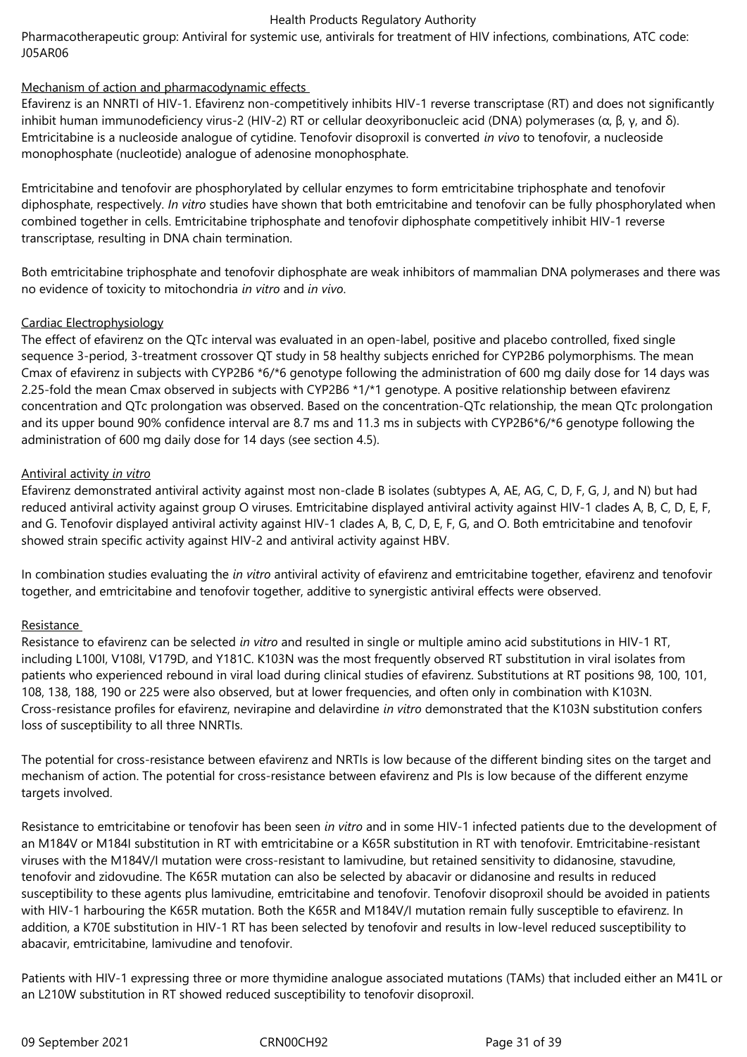Pharmacotherapeutic group: Antiviral for systemic use, antivirals for treatment of HIV infections, combinations, ATC code: J05AR06

Mechanism of action and pharmacodynamic effects

Efavirenz is an NNRTI of HIV-1. Efavirenz non-competitively inhibits HIV-1 reverse transcriptase (RT) and does not significantly inhibit human immunodeficiency virus-2 (HIV-2) RT or cellular deoxyribonucleic acid (DNA) polymerases (α, β, γ, and δ). Emtricitabine is a nucleoside analogue of cytidine. Tenofovir disoproxil is converted *in vivo* to tenofovir, a nucleoside monophosphate (nucleotide) analogue of adenosine monophosphate.

Emtricitabine and tenofovir are phosphorylated by cellular enzymes to form emtricitabine triphosphate and tenofovir diphosphate, respectively. *In vitro* studies have shown that both emtricitabine and tenofovir can be fully phosphorylated when combined together in cells. Emtricitabine triphosphate and tenofovir diphosphate competitively inhibit HIV-1 reverse transcriptase, resulting in DNA chain termination.

Both emtricitabine triphosphate and tenofovir diphosphate are weak inhibitors of mammalian DNA polymerases and there was no evidence of toxicity to mitochondria *in vitro* and *in vivo*.

Cardiac Electrophysiology

The effect of efavirenz on the QTc interval was evaluated in an open-label, positive and placebo controlled, fixed single sequence 3-period, 3-treatment crossover QT study in 58 healthy subjects enriched for CYP2B6 polymorphisms. The mean Cmax of efavirenz in subjects with CYP2B6 *6/*6 genotype following the administration of 600 mg daily dose for 14 days was 2.25-fold the mean Cmax observed in subjects with CYP2B6 *1/*1 genotype. A positive relationship between efavirenz concentration and QTc prolongation was observed. Based on the concentration-QTc relationship, the mean QTc prolongation and its upper bound 90% confidence interval are 8.7 ms and 11.3 ms in subjects with CYP2B6*6/*6 genotype following the administration of 600 mg daily dose for 14 days (see section 4.5).

Antiviral activity *in vitro*

Efavirenz demonstrated antiviral activity against most non-clade B isolates (subtypes A, AE, AG, C, D, F, G, J, and N) but had reduced antiviral activity against group O viruses. Emtricitabine displayed antiviral activity against HIV-1 clades A, B, C, D, E, F, and G. Tenofovir displayed antiviral activity against HIV-1 clades A, B, C, D, E, F, G, and O. Both emtricitabine and tenofovir showed strain specific activity against HIV-2 and antiviral activity against HBV.

In combination studies evaluating the *in vitro* antiviral activity of efavirenz and emtricitabine together, efavirenz and tenofovir together, and emtricitabine and tenofovir together, additive to synergistic antiviral effects were observed.

Resistance

Resistance to efavirenz can be selected *in vitro* and resulted in single or multiple amino acid substitutions in HIV-1 RT, including L100I, V108I, V179D, and Y181C. K103N was the most frequently observed RT substitution in viral isolates from patients who experienced rebound in viral load during clinical studies of efavirenz. Substitutions at RT positions 98, 100, 101, 108, 138, 188, 190 or 225 were also observed, but at lower frequencies, and often only in combination with K103N. Cross-resistance profiles for efavirenz, nevirapine and delavirdine *in vitro* demonstrated that the K103N substitution confers loss of susceptibility to all three NNRTIs.

The potential for cross-resistance between efavirenz and NRTIs is low because of the different binding sites on the target and mechanism of action. The potential for cross-resistance between efavirenz and PIs is low because of the different enzyme targets involved.

Resistance to emtricitabine or tenofovir has been seen *in vitro* and in some HIV-1 infected patients due to the development of an M184V or M184I substitution in RT with emtricitabine or a K65R substitution in RT with tenofovir. Emtricitabine-resistant viruses with the M184V/I mutation were cross-resistant to lamivudine, but retained sensitivity to didanosine, stavudine, tenofovir and zidovudine. The K65R mutation can also be selected by abacavir or didanosine and results in reduced susceptibility to these agents plus lamivudine, emtricitabine and tenofovir. Tenofovir disoproxil should be avoided in patients with HIV-1 harbouring the K65R mutation. Both the K65R and M184V/I mutation remain fully susceptible to efavirenz. In addition, a K70E substitution in HIV-1 RT has been selected by tenofovir and results in low-level reduced susceptibility to abacavir, emtricitabine, lamivudine and tenofovir.

Patients with HIV-1 expressing three or more thymidine analogue associated mutations (TAMs) that included either an M41L or an L210W substitution in RT showed reduced susceptibility to tenofovir disoproxil.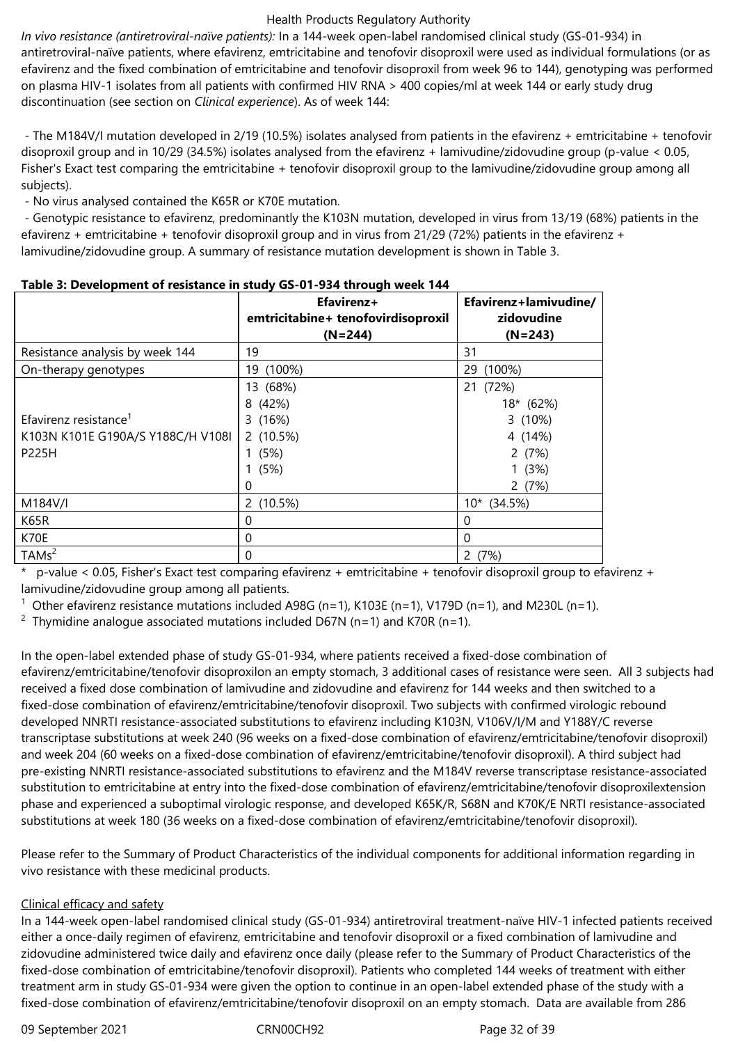*In vivo resistance (antiretroviral-naïve patients):* In a 144-week open-label randomised clinical study (GS-01-934) in antiretroviral-naïve patients, where efavirenz, emtricitabine and tenofovir disoproxil were used as individual formulations (or as efavirenz and the fixed combination of emtricitabine and tenofovir disoproxil from week 96 to 144), genotyping was performed on plasma HIV-1 isolates from all patients with confirmed HIV RNA > 400 copies/ml at week 144 or early study drug discontinuation (see section on *Clinical experience*). As of week 144:

- The M184V/I mutation developed in 2/19 (10.5%) isolates analysed from patients in the efavirenz + emtricitabine + tenofovir disoproxil group and in 10/29 (34.5%) isolates analysed from the efavirenz + lamivudine/zidovudine group (p-value < 0.05, Fisher's Exact test comparing the emtricitabine + tenofovir disoproxil group to the lamivudine/zidovudine group among all subjects).
- No virus analysed contained the K65R or K70E mutation.
- Genotypic resistance to efavirenz, predominantly the K103N mutation, developed in virus from 13/19 (68%) patients in the efavirenz + emtricitabine + tenofovir disoproxil group and in virus from 21/29 (72%) patients in the efavirenz + lamivudine/zidovudine group. A summary of resistance mutation development is shown in Table 3.

**Table 3: Development of resistance in study GS-01-934 through week 144**

| | Efavirenz+ emtricitabine+ tenofovirdisoproxil (N=244) | Efavirenz+lamivudine/ zidovudine (N=243) |
|---|---|---|
| Resistance analysis by week 144 | 19 | 31 |
| On-therapy genotypes | 19 (100%) | 29 (100%) |
| Efavirenz resistance[1] | 13 (68%) | 21 (72%) |
| K103N | 8 (42%) | 18* (62%) |
| K101E | 3 (16%) | 3 (10%) |
| G190A/S | 2 (10.5%) | 4 (14%) |
| Y188C/H | 1 (5%) | 2 (7%) |
| V108I | 1 (5%) | 1 (3%) |
| P225H | 0 | 2 (7%) |
| M184V/I | 2 (10.5%) | 10* (34.5%) |
| K65R | 0 | 0 |
| K70E | 0 | 0 |
| TAMs[2] | 0 | 2 (7%) |

\* p-value < 0.05, Fisher's Exact test comparing efavirenz + emtricitabine + tenofovir disoproxil group to efavirenz + lamivudine/zidovudine group among all patients.

[1] Other efavirenz resistance mutations included A98G (n=1), K103E (n=1), V179D (n=1), and M230L (n=1).

[2] Thymidine analogue associated mutations included D67N (n=1) and K70R (n=1).

In the open-label extended phase of study GS-01-934, where patients received a fixed-dose combination of efavirenz/emtricitabine/tenofovir disoproxilon an empty stomach, 3 additional cases of resistance were seen. All 3 subjects had received a fixed dose combination of lamivudine and zidovudine and efavirenz for 144 weeks and then switched to a fixed-dose combination of efavirenz/emtricitabine/tenofovir disoproxil. Two subjects with confirmed virologic rebound developed NNRTI resistance-associated substitutions to efavirenz including K103N, V106V/I/M and Y188Y/C reverse transcriptase substitutions at week 240 (96 weeks on a fixed-dose combination of efavirenz/emtricitabine/tenofovir disoproxil) and week 204 (60 weeks on a fixed-dose combination of efavirenz/emtricitabine/tenofovir disoproxil). A third subject had pre-existing NNRTI resistance-associated substitutions to efavirenz and the M184V reverse transcriptase resistance-associated substitution to emtricitabine at entry into the fixed-dose combination of efavirenz/emtricitabine/tenofovir disoproxilextension phase and experienced a suboptimal virologic response, and developed K65K/R, S68N and K70K/E NRTI resistance-associated substitutions at week 180 (36 weeks on a fixed-dose combination of efavirenz/emtricitabine/tenofovir disoproxil).

Please refer to the Summary of Product Characteristics of the individual components for additional information regarding in vivo resistance with these medicinal products.

Clinical efficacy and safety

In a 144-week open-label randomised clinical study (GS-01-934) antiretroviral treatment-naïve HIV-1 infected patients received either a once-daily regimen of efavirenz, emtricitabine and tenofovir disoproxil or a fixed combination of lamivudine and zidovudine administered twice daily and efavirenz once daily (please refer to the Summary of Product Characteristics of the fixed-dose combination of emtricitabine/tenofovir disoproxil). Patients who completed 144 weeks of treatment with either treatment arm in study GS-01-934 were given the option to continue in an open-label extended phase of the study with a fixed-dose combination of efavirenz/emtricitabine/tenofovir disoproxil on an empty stomach. Data are available from 286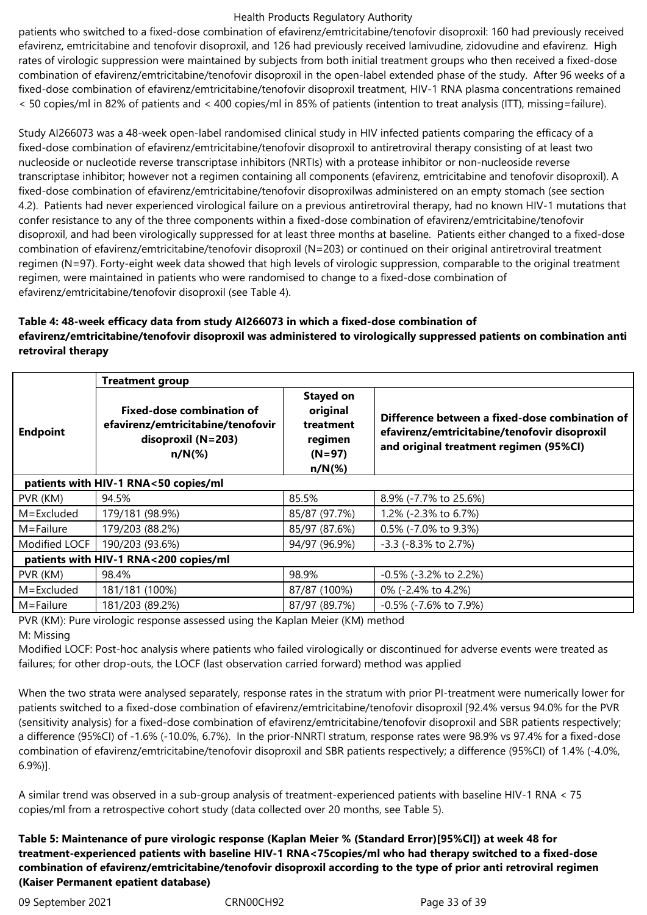patients who switched to a fixed-dose combination of efavirenz/emtricitabine/tenofovir disoproxil: 160 had previously received efavirenz, emtricitabine and tenofovir disoproxil, and 126 had previously received lamivudine, zidovudine and efavirenz. High rates of virologic suppression were maintained by subjects from both initial treatment groups who then received a fixed-dose combination of efavirenz/emtricitabine/tenofovir disoproxil in the open-label extended phase of the study. After 96 weeks of a fixed-dose combination of efavirenz/emtricitabine/tenofovir disoproxil treatment, HIV-1 RNA plasma concentrations remained < 50 copies/ml in 82% of patients and < 400 copies/ml in 85% of patients (intention to treat analysis (ITT), missing=failure).

Study AI266073 was a 48-week open-label randomised clinical study in HIV infected patients comparing the efficacy of a fixed-dose combination of efavirenz/emtricitabine/tenofovir disoproxil to antiretroviral therapy consisting of at least two nucleoside or nucleotide reverse transcriptase inhibitors (NRTIs) with a protease inhibitor or non-nucleoside reverse transcriptase inhibitor; however not a regimen containing all components (efavirenz, emtricitabine and tenofovir disoproxil). A fixed-dose combination of efavirenz/emtricitabine/tenofovir disoproxilwas administered on an empty stomach (see section 4.2). Patients had never experienced virological failure on a previous antiretroviral therapy, had no known HIV-1 mutations that confer resistance to any of the three components within a fixed-dose combination of efavirenz/emtricitabine/tenofovir disoproxil, and had been virologically suppressed for at least three months at baseline. Patients either changed to a fixed-dose combination of efavirenz/emtricitabine/tenofovir disoproxil (N=203) or continued on their original antiretroviral treatment regimen (N=97). Forty-eight week data showed that high levels of virologic suppression, comparable to the original treatment regimen, were maintained in patients who were randomised to change to a fixed-dose combination of efavirenz/emtricitabine/tenofovir disoproxil (see Table 4).

**Table 4: 48-week efficacy data from study AI266073 in which a fixed-dose combination of efavirenz/emtricitabine/tenofovir disoproxil was administered to virologically suppressed patients on combination anti retroviral therapy**

| Endpoint | Treatment group | | |
|---|---|---|---|
| | **Fixed-dose combination of efavirenz/emtricitabine/tenofovir disoproxil (N=203) n/N(%)** | **Stayed on original treatment regimen (N=97) n/N(%)** | **Difference between a fixed-dose combination of efavirenz/emtricitabine/tenofovir disoproxil and original treatment regimen (95%CI)** |
| **patients with HIV-1 RNA<50 copies/ml** | | | |
| PVR (KM) | 94.5% | 85.5% | 8.9% (-7.7% to 25.6%) |
| M=Excluded | 179/181 (98.9%) | 85/87 (97.7%) | 1.2% (-2.3% to 6.7%) |
| M=Failure | 179/203 (88.2%) | 85/97 (87.6%) | 0.5% (-7.0% to 9.3%) |
| Modified LOCF | 190/203 (93.6%) | 94/97 (96.9%) | -3.3 (-8.3% to 2.7%) |
| **patients with HIV-1 RNA<200 copies/ml** | | | |
| PVR (KM) | 98.4% | 98.9% | -0.5% (-3.2% to 2.2%) |
| M=Excluded | 181/181 (100%) | 87/87 (100%) | 0% (-2.4% to 4.2%) |
| M=Failure | 181/203 (89.2%) | 87/97 (89.7%) | -0.5% (-7.6% to 7.9%) |

PVR (KM): Pure virologic response assessed using the Kaplan Meier (KM) method
M: Missing
Modified LOCF: Post-hoc analysis where patients who failed virologically or discontinued for adverse events were treated as failures; for other drop-outs, the LOCF (last observation carried forward) method was applied

When the two strata were analysed separately, response rates in the stratum with prior PI-treatment were numerically lower for patients switched to a fixed-dose combination of efavirenz/emtricitabine/tenofovir disoproxil [92.4% versus 94.0% for the PVR (sensitivity analysis) for a fixed-dose combination of efavirenz/emtricitabine/tenofovir disoproxil and SBR patients respectively; a difference (95%CI) of -1.6% (-10.0%, 6.7%). In the prior-NNRTI stratum, response rates were 98.9% vs 97.4% for a fixed-dose combination of efavirenz/emtricitabine/tenofovir disoproxil and SBR patients respectively; a difference (95%CI) of 1.4% (-4.0%, 6.9%)].

A similar trend was observed in a sub-group analysis of treatment-experienced patients with baseline HIV-1 RNA < 75 copies/ml from a retrospective cohort study (data collected over 20 months, see Table 5).

**Table 5: Maintenance of pure virologic response (Kaplan Meier % (Standard Error)[95%CI]) at week 48 for treatment-experienced patients with baseline HIV-1 RNA<75copies/ml who had therapy switched to a fixed-dose combination of efavirenz/emtricitabine/tenofovir disoproxil according to the type of prior anti retroviral regimen (Kaiser Permanent epatient database)**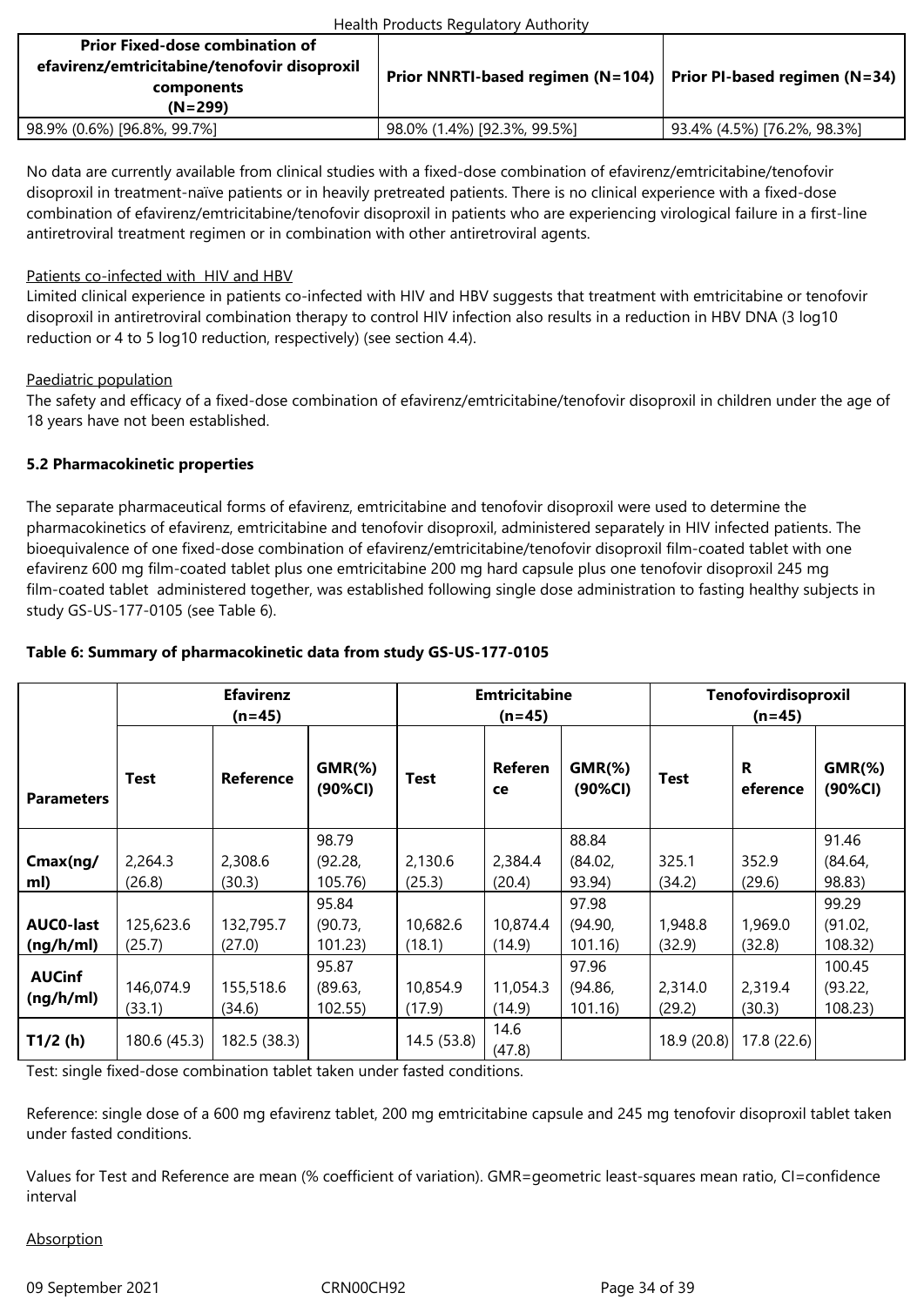| Prior Fixed-dose combination of efavirenz/emtricitabine/tenofovir disoproxil components (N=299) | Prior NNRTI-based regimen (N=104) | Prior PI-based regimen (N=34) |
|---|---|---|
| 98.9% (0.6%) [96.8%, 99.7%] | 98.0% (1.4%) [92.3%, 99.5%] | 93.4% (4.5%) [76.2%, 98.3%] |

No data are currently available from clinical studies with a fixed-dose combination of efavirenz/emtricitabine/tenofovir disoproxil in treatment-naïve patients or in heavily pretreated patients. There is no clinical experience with a fixed-dose combination of efavirenz/emtricitabine/tenofovir disoproxil in patients who are experiencing virological failure in a first-line antiretroviral treatment regimen or in combination with other antiretroviral agents.

Patients co-infected with HIV and HBV

Limited clinical experience in patients co-infected with HIV and HBV suggests that treatment with emtricitabine or tenofovir disoproxil in antiretroviral combination therapy to control HIV infection also results in a reduction in HBV DNA (3 log10 reduction or 4 to 5 log10 reduction, respectively) (see section 4.4).

Paediatric population

The safety and efficacy of a fixed-dose combination of efavirenz/emtricitabine/tenofovir disoproxil in children under the age of 18 years have not been established.

**5.2 Pharmacokinetic properties**

The separate pharmaceutical forms of efavirenz, emtricitabine and tenofovir disoproxil were used to determine the pharmacokinetics of efavirenz, emtricitabine and tenofovir disoproxil, administered separately in HIV infected patients. The bioequivalence of one fixed-dose combination of efavirenz/emtricitabine/tenofovir disoproxil film-coated tablet with one efavirenz 600 mg film-coated tablet plus one emtricitabine 200 mg hard capsule plus one tenofovir disoproxil 245 mg film-coated tablet administered together, was established following single dose administration to fasting healthy subjects in study GS-US-177-0105 (see Table 6).

**Table 6: Summary of pharmacokinetic data from study GS-US-177-0105**

| Parameters | Efavirenz (n=45) | | | Emtricitabine (n=45) | | | Tenofovirdisoproxil (n=45) | | |
|---|---|---|---|---|---|---|---|---|---|
| | Test | Reference | GMR(%) (90%CI) | Test | Reference | GMR(%) (90%CI) | Test | Reference | GMR(%) (90%CI) |
| Cmax(ng/ml) | 2,264.3 (26.8) | 2,308.6 (30.3) | 98.79 (92.28, 105.76) | 2,130.6 (25.3) | 2,384.4 (20.4) | 88.84 (84.02, 93.94) | 325.1 (34.2) | 352.9 (29.6) | 91.46 (84.64, 98.83) |
| AUC0-last (ng/h/ml) | 125,623.6 (25.7) | 132,795.7 (27.0) | 95.84 (90.73, 101.23) | 10,682.6 (18.1) | 10,874.4 (14.9) | 97.98 (94.90, 101.16) | 1,948.8 (32.9) | 1,969.0 (32.8) | 99.29 (91.02, 108.32) |
| AUCinf (ng/h/ml) | 146,074.9 (33.1) | 155,518.6 (34.6) | 95.87 (89.63, 102.55) | 10,854.9 (17.9) | 11,054.3 (14.9) | 97.96 (94.86, 101.16) | 2,314.0 (29.2) | 2,319.4 (30.3) | 100.45 (93.22, 108.23) |
| T1/2 (h) | 180.6 (45.3) | 182.5 (38.3) | | 14.5 (53.8) | 14.6 (47.8) | | 18.9 (20.8) | 17.8 (22.6) | |

Test: single fixed-dose combination tablet taken under fasted conditions.

Reference: single dose of a 600 mg efavirenz tablet, 200 mg emtricitabine capsule and 245 mg tenofovir disoproxil tablet taken under fasted conditions.

Values for Test and Reference are mean (% coefficient of variation). GMR=geometric least-squares mean ratio, CI=confidence interval

Absorption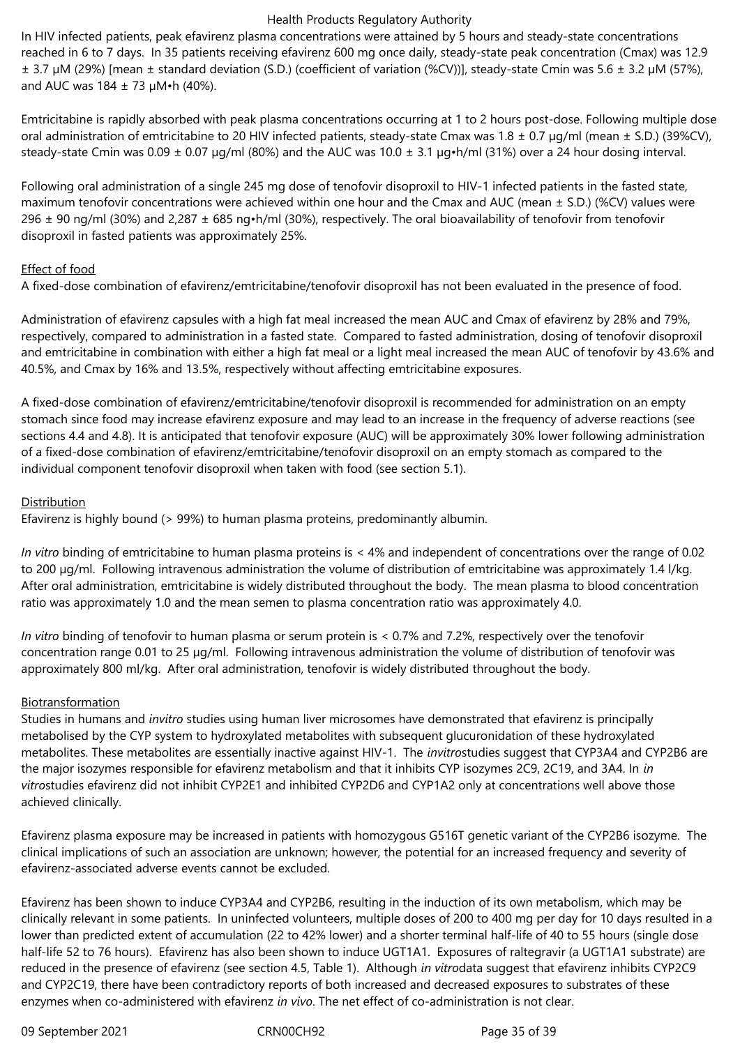In HIV infected patients, peak efavirenz plasma concentrations were attained by 5 hours and steady-state concentrations reached in 6 to 7 days. In 35 patients receiving efavirenz 600 mg once daily, steady-state peak concentration (Cmax) was 12.9 ± 3.7 µM (29%) [mean ± standard deviation (S.D.) (coefficient of variation (%CV))], steady-state Cmin was 5.6 ± 3.2 µM (57%), and AUC was 184 ± 73 µM•h (40%).

Emtricitabine is rapidly absorbed with peak plasma concentrations occurring at 1 to 2 hours post-dose. Following multiple dose oral administration of emtricitabine to 20 HIV infected patients, steady-state Cmax was 1.8 ± 0.7 µg/ml (mean ± S.D.) (39%CV), steady-state Cmin was 0.09 ± 0.07 µg/ml (80%) and the AUC was 10.0 ± 3.1 µg•h/ml (31%) over a 24 hour dosing interval.

Following oral administration of a single 245 mg dose of tenofovir disoproxil to HIV-1 infected patients in the fasted state, maximum tenofovir concentrations were achieved within one hour and the Cmax and AUC (mean ± S.D.) (%CV) values were 296 ± 90 ng/ml (30%) and 2,287 ± 685 ng•h/ml (30%), respectively. The oral bioavailability of tenofovir from tenofovir disoproxil in fasted patients was approximately 25%.

Effect of food

A fixed-dose combination of efavirenz/emtricitabine/tenofovir disoproxil has not been evaluated in the presence of food.

Administration of efavirenz capsules with a high fat meal increased the mean AUC and Cmax of efavirenz by 28% and 79%, respectively, compared to administration in a fasted state. Compared to fasted administration, dosing of tenofovir disoproxil and emtricitabine in combination with either a high fat meal or a light meal increased the mean AUC of tenofovir by 43.6% and 40.5%, and Cmax by 16% and 13.5%, respectively without affecting emtricitabine exposures.

A fixed-dose combination of efavirenz/emtricitabine/tenofovir disoproxil is recommended for administration on an empty stomach since food may increase efavirenz exposure and may lead to an increase in the frequency of adverse reactions (see sections 4.4 and 4.8). It is anticipated that tenofovir exposure (AUC) will be approximately 30% lower following administration of a fixed-dose combination of efavirenz/emtricitabine/tenofovir disoproxil on an empty stomach as compared to the individual component tenofovir disoproxil when taken with food (see section 5.1).

Distribution

Efavirenz is highly bound (> 99%) to human plasma proteins, predominantly albumin.

*In vitro* binding of emtricitabine to human plasma proteins is < 4% and independent of concentrations over the range of 0.02 to 200 µg/ml. Following intravenous administration the volume of distribution of emtricitabine was approximately 1.4 l/kg. After oral administration, emtricitabine is widely distributed throughout the body. The mean plasma to blood concentration ratio was approximately 1.0 and the mean semen to plasma concentration ratio was approximately 4.0.

*In vitro* binding of tenofovir to human plasma or serum protein is < 0.7% and 7.2%, respectively over the tenofovir concentration range 0.01 to 25 µg/ml. Following intravenous administration the volume of distribution of tenofovir was approximately 800 ml/kg. After oral administration, tenofovir is widely distributed throughout the body.

Biotransformation

Studies in humans and *invitro* studies using human liver microsomes have demonstrated that efavirenz is principally metabolised by the CYP system to hydroxylated metabolites with subsequent glucuronidation of these hydroxylated metabolites. These metabolites are essentially inactive against HIV-1. The *invitro*studies suggest that CYP3A4 and CYP2B6 are the major isozymes responsible for efavirenz metabolism and that it inhibits CYP isozymes 2C9, 2C19, and 3A4. In *in vitro*studies efavirenz did not inhibit CYP2E1 and inhibited CYP2D6 and CYP1A2 only at concentrations well above those achieved clinically.

Efavirenz plasma exposure may be increased in patients with homozygous G516T genetic variant of the CYP2B6 isozyme. The clinical implications of such an association are unknown; however, the potential for an increased frequency and severity of efavirenz-associated adverse events cannot be excluded.

Efavirenz has been shown to induce CYP3A4 and CYP2B6, resulting in the induction of its own metabolism, which may be clinically relevant in some patients. In uninfected volunteers, multiple doses of 200 to 400 mg per day for 10 days resulted in a lower than predicted extent of accumulation (22 to 42% lower) and a shorter terminal half-life of 40 to 55 hours (single dose half-life 52 to 76 hours). Efavirenz has also been shown to induce UGT1A1. Exposures of raltegravir (a UGT1A1 substrate) are reduced in the presence of efavirenz (see section 4.5, Table 1). Although *in vitro*data suggest that efavirenz inhibits CYP2C9 and CYP2C19, there have been contradictory reports of both increased and decreased exposures to substrates of these enzymes when co-administered with efavirenz *in vivo*. The net effect of co-administration is not clear.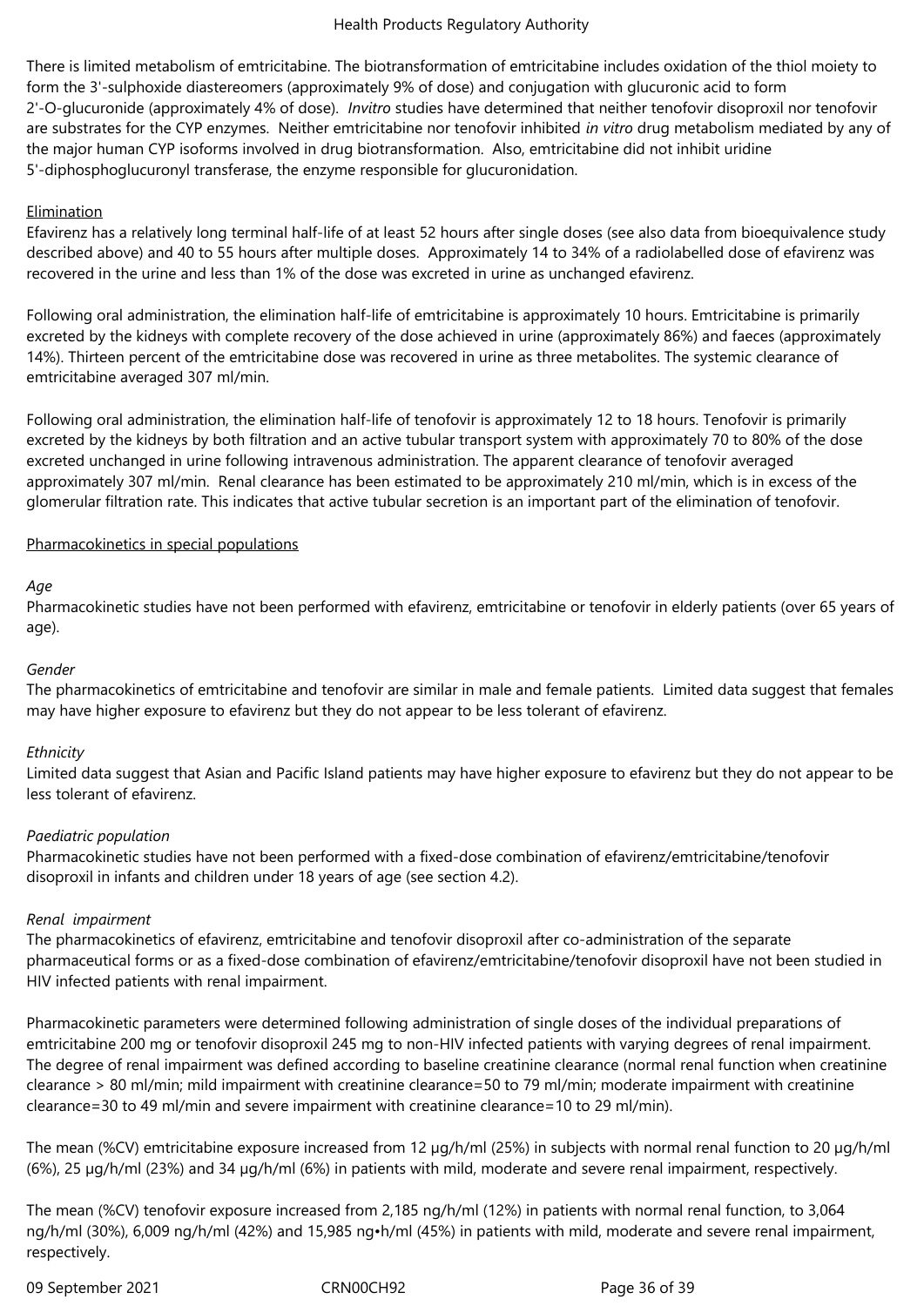There is limited metabolism of emtricitabine. The biotransformation of emtricitabine includes oxidation of the thiol moiety to form the 3'-sulphoxide diastereomers (approximately 9% of dose) and conjugation with glucuronic acid to form 2'-O-glucuronide (approximately 4% of dose). *Invitro* studies have determined that neither tenofovir disoproxil nor tenofovir are substrates for the CYP enzymes. Neither emtricitabine nor tenofovir inhibited *in vitro* drug metabolism mediated by any of the major human CYP isoforms involved in drug biotransformation. Also, emtricitabine did not inhibit uridine 5'-diphosphoglucuronyl transferase, the enzyme responsible for glucuronidation.

Elimination

Efavirenz has a relatively long terminal half-life of at least 52 hours after single doses (see also data from bioequivalence study described above) and 40 to 55 hours after multiple doses. Approximately 14 to 34% of a radiolabelled dose of efavirenz was recovered in the urine and less than 1% of the dose was excreted in urine as unchanged efavirenz.

Following oral administration, the elimination half-life of emtricitabine is approximately 10 hours. Emtricitabine is primarily excreted by the kidneys with complete recovery of the dose achieved in urine (approximately 86%) and faeces (approximately 14%). Thirteen percent of the emtricitabine dose was recovered in urine as three metabolites. The systemic clearance of emtricitabine averaged 307 ml/min.

Following oral administration, the elimination half-life of tenofovir is approximately 12 to 18 hours. Tenofovir is primarily excreted by the kidneys by both filtration and an active tubular transport system with approximately 70 to 80% of the dose excreted unchanged in urine following intravenous administration. The apparent clearance of tenofovir averaged approximately 307 ml/min. Renal clearance has been estimated to be approximately 210 ml/min, which is in excess of the glomerular filtration rate. This indicates that active tubular secretion is an important part of the elimination of tenofovir.

Pharmacokinetics in special populations

*Age*

Pharmacokinetic studies have not been performed with efavirenz, emtricitabine or tenofovir in elderly patients (over 65 years of age).

*Gender*

The pharmacokinetics of emtricitabine and tenofovir are similar in male and female patients. Limited data suggest that females may have higher exposure to efavirenz but they do not appear to be less tolerant of efavirenz.

*Ethnicity*

Limited data suggest that Asian and Pacific Island patients may have higher exposure to efavirenz but they do not appear to be less tolerant of efavirenz.

*Paediatric population*

Pharmacokinetic studies have not been performed with a fixed-dose combination of efavirenz/emtricitabine/tenofovir disoproxil in infants and children under 18 years of age (see section 4.2).

*Renal impairment*

The pharmacokinetics of efavirenz, emtricitabine and tenofovir disoproxil after co-administration of the separate pharmaceutical forms or as a fixed-dose combination of efavirenz/emtricitabine/tenofovir disoproxil have not been studied in HIV infected patients with renal impairment.

Pharmacokinetic parameters were determined following administration of single doses of the individual preparations of emtricitabine 200 mg or tenofovir disoproxil 245 mg to non-HIV infected patients with varying degrees of renal impairment. The degree of renal impairment was defined according to baseline creatinine clearance (normal renal function when creatinine clearance > 80 ml/min; mild impairment with creatinine clearance=50 to 79 ml/min; moderate impairment with creatinine clearance=30 to 49 ml/min and severe impairment with creatinine clearance=10 to 29 ml/min).

The mean (%CV) emtricitabine exposure increased from 12 µg/h/ml (25%) in subjects with normal renal function to 20 µg/h/ml (6%), 25 µg/h/ml (23%) and 34 µg/h/ml (6%) in patients with mild, moderate and severe renal impairment, respectively.

The mean (%CV) tenofovir exposure increased from 2,185 ng/h/ml (12%) in patients with normal renal function, to 3,064 ng/h/ml (30%), 6,009 ng/h/ml (42%) and 15,985 ng•h/ml (45%) in patients with mild, moderate and severe renal impairment, respectively.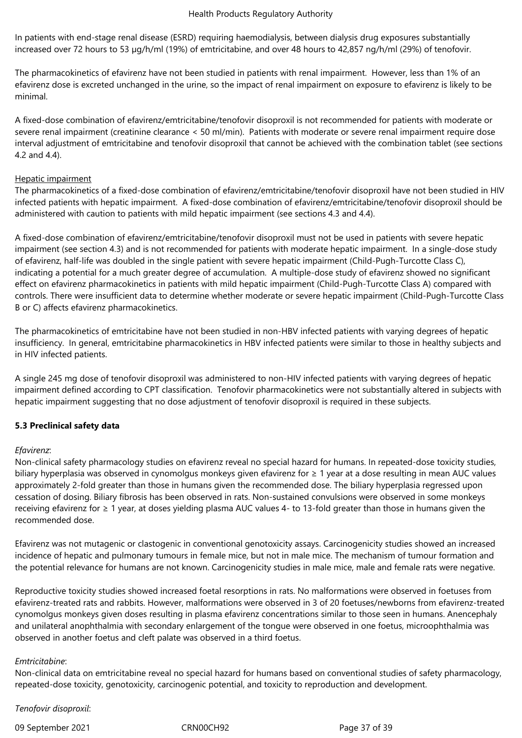In patients with end-stage renal disease (ESRD) requiring haemodialysis, between dialysis drug exposures substantially increased over 72 hours to 53 μg/h/ml (19%) of emtricitabine, and over 48 hours to 42,857 ng/h/ml (29%) of tenofovir.

The pharmacokinetics of efavirenz have not been studied in patients with renal impairment. However, less than 1% of an efavirenz dose is excreted unchanged in the urine, so the impact of renal impairment on exposure to efavirenz is likely to be minimal.

A fixed-dose combination of efavirenz/emtricitabine/tenofovir disoproxil is not recommended for patients with moderate or severe renal impairment (creatinine clearance < 50 ml/min). Patients with moderate or severe renal impairment require dose interval adjustment of emtricitabine and tenofovir disoproxil that cannot be achieved with the combination tablet (see sections 4.2 and 4.4).

Hepatic impairment

The pharmacokinetics of a fixed-dose combination of efavirenz/emtricitabine/tenofovir disoproxil have not been studied in HIV infected patients with hepatic impairment. A fixed-dose combination of efavirenz/emtricitabine/tenofovir disoproxil should be administered with caution to patients with mild hepatic impairment (see sections 4.3 and 4.4).

A fixed-dose combination of efavirenz/emtricitabine/tenofovir disoproxil must not be used in patients with severe hepatic impairment (see section 4.3) and is not recommended for patients with moderate hepatic impairment. In a single-dose study of efavirenz, half-life was doubled in the single patient with severe hepatic impairment (Child-Pugh-Turcotte Class C), indicating a potential for a much greater degree of accumulation. A multiple-dose study of efavirenz showed no significant effect on efavirenz pharmacokinetics in patients with mild hepatic impairment (Child-Pugh-Turcotte Class A) compared with controls. There were insufficient data to determine whether moderate or severe hepatic impairment (Child-Pugh-Turcotte Class B or C) affects efavirenz pharmacokinetics.

The pharmacokinetics of emtricitabine have not been studied in non-HBV infected patients with varying degrees of hepatic insufficiency. In general, emtricitabine pharmacokinetics in HBV infected patients were similar to those in healthy subjects and in HIV infected patients.

A single 245 mg dose of tenofovir disoproxil was administered to non-HIV infected patients with varying degrees of hepatic impairment defined according to CPT classification. Tenofovir pharmacokinetics were not substantially altered in subjects with hepatic impairment suggesting that no dose adjustment of tenofovir disoproxil is required in these subjects.

**5.3 Preclinical safety data**

*Efavirenz*:

Non-clinical safety pharmacology studies on efavirenz reveal no special hazard for humans. In repeated-dose toxicity studies, biliary hyperplasia was observed in cynomolgus monkeys given efavirenz for ≥ 1 year at a dose resulting in mean AUC values approximately 2-fold greater than those in humans given the recommended dose. The biliary hyperplasia regressed upon cessation of dosing. Biliary fibrosis has been observed in rats. Non-sustained convulsions were observed in some monkeys receiving efavirenz for ≥ 1 year, at doses yielding plasma AUC values 4- to 13-fold greater than those in humans given the recommended dose.

Efavirenz was not mutagenic or clastogenic in conventional genotoxicity assays. Carcinogenicity studies showed an increased incidence of hepatic and pulmonary tumours in female mice, but not in male mice. The mechanism of tumour formation and the potential relevance for humans are not known. Carcinogenicity studies in male mice, male and female rats were negative.

Reproductive toxicity studies showed increased foetal resorptions in rats. No malformations were observed in foetuses from efavirenz-treated rats and rabbits. However, malformations were observed in 3 of 20 foetuses/newborns from efavirenz-treated cynomolgus monkeys given doses resulting in plasma efavirenz concentrations similar to those seen in humans. Anencephaly and unilateral anophthalmia with secondary enlargement of the tongue were observed in one foetus, microophthalmia was observed in another foetus and cleft palate was observed in a third foetus.

*Emtricitabine*:

Non-clinical data on emtricitabine reveal no special hazard for humans based on conventional studies of safety pharmacology, repeated-dose toxicity, genotoxicity, carcinogenic potential, and toxicity to reproduction and development.

*Tenofovir disoproxil*: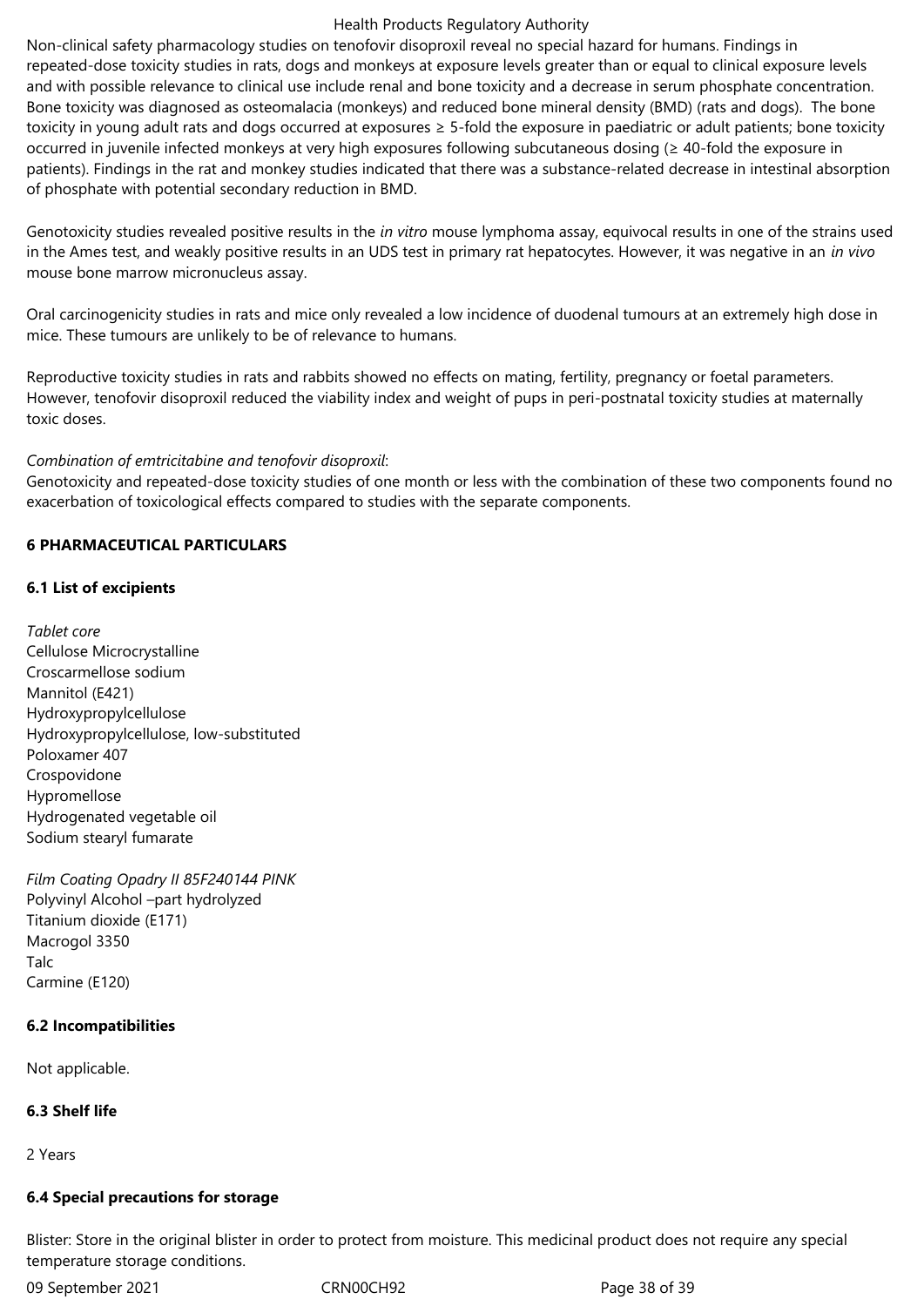Non-clinical safety pharmacology studies on tenofovir disoproxil reveal no special hazard for humans. Findings in repeated-dose toxicity studies in rats, dogs and monkeys at exposure levels greater than or equal to clinical exposure levels and with possible relevance to clinical use include renal and bone toxicity and a decrease in serum phosphate concentration. Bone toxicity was diagnosed as osteomalacia (monkeys) and reduced bone mineral density (BMD) (rats and dogs). The bone toxicity in young adult rats and dogs occurred at exposures ≥ 5-fold the exposure in paediatric or adult patients; bone toxicity occurred in juvenile infected monkeys at very high exposures following subcutaneous dosing (≥ 40-fold the exposure in patients). Findings in the rat and monkey studies indicated that there was a substance-related decrease in intestinal absorption of phosphate with potential secondary reduction in BMD.

Genotoxicity studies revealed positive results in the *in vitro* mouse lymphoma assay, equivocal results in one of the strains used in the Ames test, and weakly positive results in an UDS test in primary rat hepatocytes. However, it was negative in an *in vivo* mouse bone marrow micronucleus assay.

Oral carcinogenicity studies in rats and mice only revealed a low incidence of duodenal tumours at an extremely high dose in mice. These tumours are unlikely to be of relevance to humans.

Reproductive toxicity studies in rats and rabbits showed no effects on mating, fertility, pregnancy or foetal parameters. However, tenofovir disoproxil reduced the viability index and weight of pups in peri-postnatal toxicity studies at maternally toxic doses.

*Combination of emtricitabine and tenofovir disoproxil*:

Genotoxicity and repeated-dose toxicity studies of one month or less with the combination of these two components found no exacerbation of toxicological effects compared to studies with the separate components.

## 6 PHARMACEUTICAL PARTICULARS

### 6.1 List of excipients

*Tablet core*

Cellulose Microcrystalline
Croscarmellose sodium
Mannitol (E421)
Hydroxypropylcellulose
Hydroxypropylcellulose, low-substituted
Poloxamer 407
Crospovidone
Hypromellose
Hydrogenated vegetable oil
Sodium stearyl fumarate

*Film Coating Opadry II 85F240144 PINK*

Polyvinyl Alcohol –part hydrolyzed
Titanium dioxide (E171)
Macrogol 3350
Talc
Carmine (E120)

### 6.2 Incompatibilities

Not applicable.

### 6.3 Shelf life

2 Years

### 6.4 Special precautions for storage

Blister: Store in the original blister in order to protect from moisture. This medicinal product does not require any special temperature storage conditions.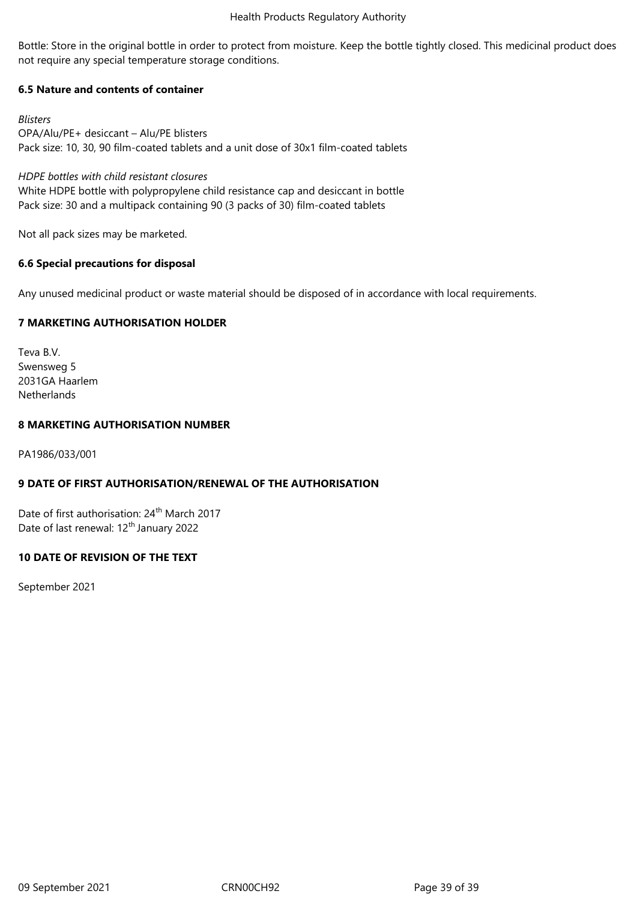Bottle: Store in the original bottle in order to protect from moisture. Keep the bottle tightly closed. This medicinal product does not require any special temperature storage conditions.

### 6.5 Nature and contents of container

*Blisters*
OPA/Alu/PE+ desiccant – Alu/PE blisters
Pack size: 10, 30, 90 film-coated tablets and a unit dose of 30x1 film-coated tablets

*HDPE bottles with child resistant closures*
White HDPE bottle with polypropylene child resistance cap and desiccant in bottle
Pack size: 30 and a multipack containing 90 (3 packs of 30) film-coated tablets

Not all pack sizes may be marketed.

### 6.6 Special precautions for disposal

Any unused medicinal product or waste material should be disposed of in accordance with local requirements.

## 7 MARKETING AUTHORISATION HOLDER

Teva B.V.
Swensweg 5
2031GA Haarlem
Netherlands

## 8 MARKETING AUTHORISATION NUMBER

PA1986/033/001

## 9 DATE OF FIRST AUTHORISATION/RENEWAL OF THE AUTHORISATION

Date of first authorisation: 24th March 2017
Date of last renewal: 12th January 2022

## 10 DATE OF REVISION OF THE TEXT

September 2021